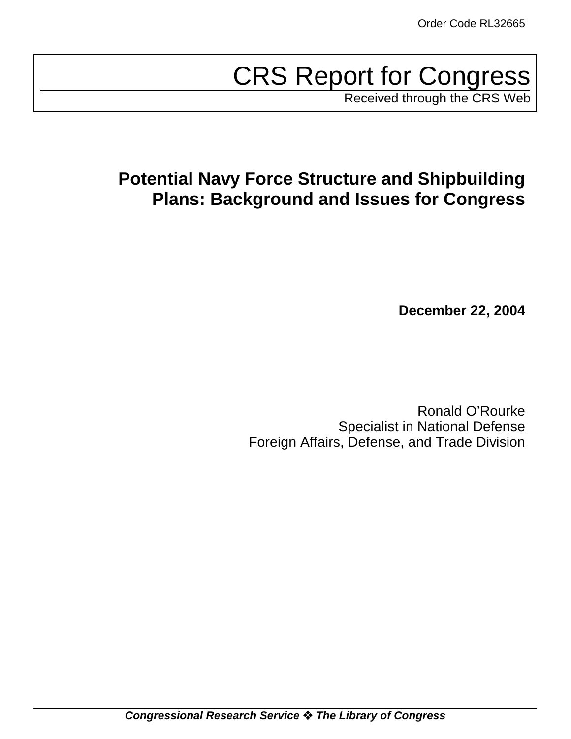Order Code RL32665

# CRS Report for Congress

Received through the CRS Web

## Potential Navy Force Structure and Shipbuilding Plans: Background and Issues for Congress

**December 22, 2004**

Ronald O'Rourke
Specialist in National Defense
Foreign Affairs, Defense, and Trade Division

***Congressional Research Service ❖ The Library of Congress***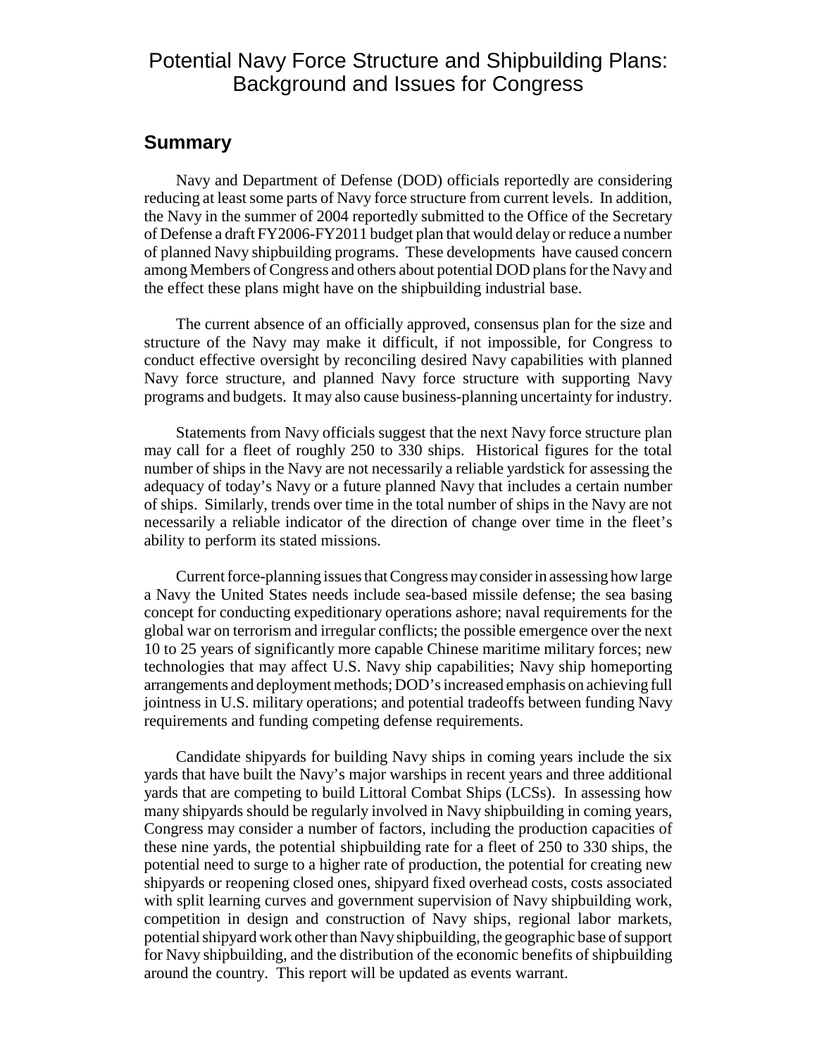# Potential Navy Force Structure and Shipbuilding Plans: Background and Issues for Congress

## Summary

Navy and Department of Defense (DOD) officials reportedly are considering reducing at least some parts of Navy force structure from current levels. In addition, the Navy in the summer of 2004 reportedly submitted to the Office of the Secretary of Defense a draft FY2006-FY2011 budget plan that would delay or reduce a number of planned Navy shipbuilding programs. These developments have caused concern among Members of Congress and others about potential DOD plans for the Navy and the effect these plans might have on the shipbuilding industrial base.

The current absence of an officially approved, consensus plan for the size and structure of the Navy may make it difficult, if not impossible, for Congress to conduct effective oversight by reconciling desired Navy capabilities with planned Navy force structure, and planned Navy force structure with supporting Navy programs and budgets. It may also cause business-planning uncertainty for industry.

Statements from Navy officials suggest that the next Navy force structure plan may call for a fleet of roughly 250 to 330 ships. Historical figures for the total number of ships in the Navy are not necessarily a reliable yardstick for assessing the adequacy of today's Navy or a future planned Navy that includes a certain number of ships. Similarly, trends over time in the total number of ships in the Navy are not necessarily a reliable indicator of the direction of change over time in the fleet's ability to perform its stated missions.

Current force-planning issues that Congress may consider in assessing how large a Navy the United States needs include sea-based missile defense; the sea basing concept for conducting expeditionary operations ashore; naval requirements for the global war on terrorism and irregular conflicts; the possible emergence over the next 10 to 25 years of significantly more capable Chinese maritime military forces; new technologies that may affect U.S. Navy ship capabilities; Navy ship homeporting arrangements and deployment methods; DOD's increased emphasis on achieving full jointness in U.S. military operations; and potential tradeoffs between funding Navy requirements and funding competing defense requirements.

Candidate shipyards for building Navy ships in coming years include the six yards that have built the Navy's major warships in recent years and three additional yards that are competing to build Littoral Combat Ships (LCSs). In assessing how many shipyards should be regularly involved in Navy shipbuilding in coming years, Congress may consider a number of factors, including the production capacities of these nine yards, the potential shipbuilding rate for a fleet of 250 to 330 ships, the potential need to surge to a higher rate of production, the potential for creating new shipyards or reopening closed ones, shipyard fixed overhead costs, costs associated with split learning curves and government supervision of Navy shipbuilding work, competition in design and construction of Navy ships, regional labor markets, potential shipyard work other than Navy shipbuilding, the geographic base of support for Navy shipbuilding, and the distribution of the economic benefits of shipbuilding around the country. This report will be updated as events warrant.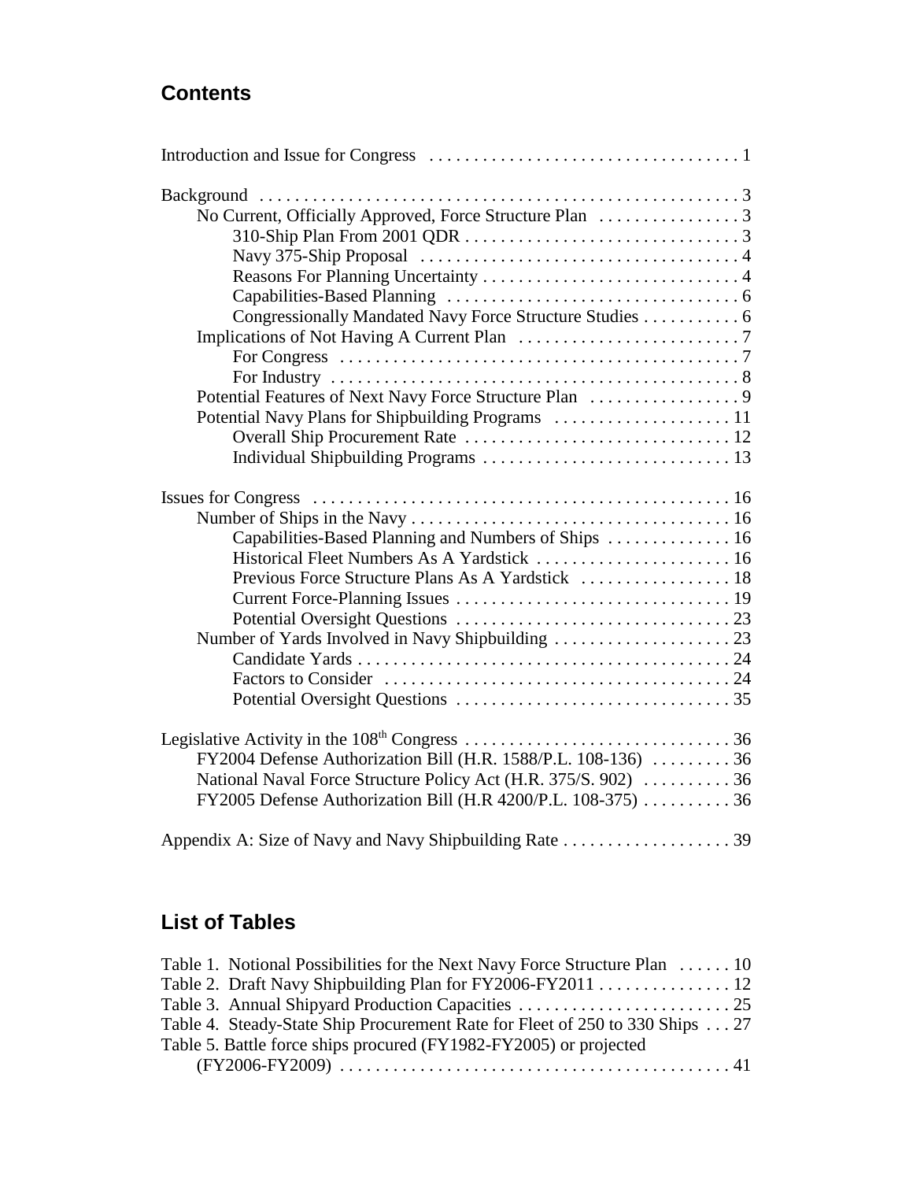## Contents

Introduction and Issue for Congress . . . . . . . . . . . . . . . . . . . . . . . . . . . . . . . . . . . 1

Background . . . . . . . . . . . . . . . . . . . . . . . . . . . . . . . . . . . . . . . . . . . . . . . . . . . . . 3
- No Current, Officially Approved, Force Structure Plan . . . . . . . . . . . . . . . . 3
  - 310-Ship Plan From 2001 QDR . . . . . . . . . . . . . . . . . . . . . . . . . . . . . . 3
  - Navy 375-Ship Proposal . . . . . . . . . . . . . . . . . . . . . . . . . . . . . . . . . . . 4
  - Reasons For Planning Uncertainty . . . . . . . . . . . . . . . . . . . . . . . . . . . . 4
  - Capabilities-Based Planning . . . . . . . . . . . . . . . . . . . . . . . . . . . . . . . . 6
  - Congressionally Mandated Navy Force Structure Studies . . . . . . . . . . . 6
- Implications of Not Having A Current Plan . . . . . . . . . . . . . . . . . . . . . . . . . 7
  - For Congress . . . . . . . . . . . . . . . . . . . . . . . . . . . . . . . . . . . . . . . . . . . . 7
  - For Industry . . . . . . . . . . . . . . . . . . . . . . . . . . . . . . . . . . . . . . . . . . . . . 8
- Potential Features of Next Navy Force Structure Plan . . . . . . . . . . . . . . . . . 9
- Potential Navy Plans for Shipbuilding Programs . . . . . . . . . . . . . . . . . . . . 11
  - Overall Ship Procurement Rate . . . . . . . . . . . . . . . . . . . . . . . . . . . . . . 12
  - Individual Shipbuilding Programs . . . . . . . . . . . . . . . . . . . . . . . . . . . . 13

Issues for Congress . . . . . . . . . . . . . . . . . . . . . . . . . . . . . . . . . . . . . . . . . . . . . . 16
- Number of Ships in the Navy . . . . . . . . . . . . . . . . . . . . . . . . . . . . . . . . . . . 16
  - Capabilities-Based Planning and Numbers of Ships . . . . . . . . . . . . . . 16
  - Historical Fleet Numbers As A Yardstick . . . . . . . . . . . . . . . . . . . . . . 16
  - Previous Force Structure Plans As A Yardstick . . . . . . . . . . . . . . . . . 18
  - Current Force-Planning Issues . . . . . . . . . . . . . . . . . . . . . . . . . . . . . . . 19
  - Potential Oversight Questions . . . . . . . . . . . . . . . . . . . . . . . . . . . . . . . 23
- Number of Yards Involved in Navy Shipbuilding . . . . . . . . . . . . . . . . . . . . 23
  - Candidate Yards . . . . . . . . . . . . . . . . . . . . . . . . . . . . . . . . . . . . . . . . . 24
  - Factors to Consider . . . . . . . . . . . . . . . . . . . . . . . . . . . . . . . . . . . . . . . 24
  - Potential Oversight Questions . . . . . . . . . . . . . . . . . . . . . . . . . . . . . . . 35

Legislative Activity in the 108th Congress . . . . . . . . . . . . . . . . . . . . . . . . . . . . . . 36
- FY2004 Defense Authorization Bill (H.R. 1588/P.L. 108-136) . . . . . . . . . 36
- National Naval Force Structure Policy Act (H.R. 375/S. 902) . . . . . . . . . . 36
- FY2005 Defense Authorization Bill (H.R 4200/P.L. 108-375) . . . . . . . . . . 36

Appendix A: Size of Navy and Navy Shipbuilding Rate . . . . . . . . . . . . . . . . . . . 39

## List of Tables

Table 1. Notional Possibilities for the Next Navy Force Structure Plan . . . . . . 10
Table 2. Draft Navy Shipbuilding Plan for FY2006-FY2011 . . . . . . . . . . . . . . . 12
Table 3. Annual Shipyard Production Capacities . . . . . . . . . . . . . . . . . . . . . . . . 25
Table 4. Steady-State Ship Procurement Rate for Fleet of 250 to 330 Ships . . . 27
Table 5. Battle force ships procured (FY1982-FY2005) or projected (FY2006-FY2009) . . . . . . . . . . . . . . . . . . . . . . . . . . . . . . . . . . . . . . . . . . . . 41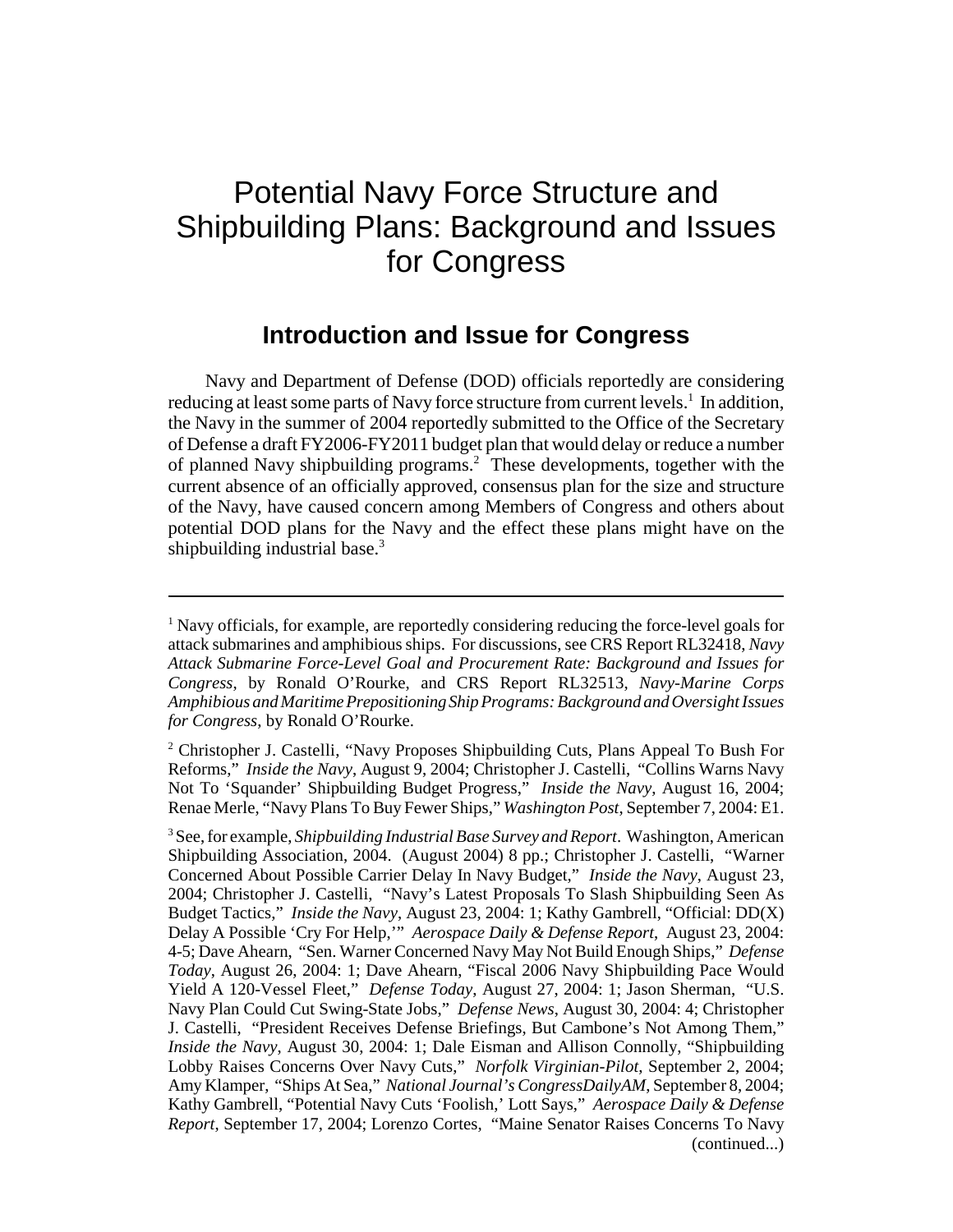# Potential Navy Force Structure and Shipbuilding Plans: Background and Issues for Congress

## Introduction and Issue for Congress

Navy and Department of Defense (DOD) officials reportedly are considering reducing at least some parts of Navy force structure from current levels.[1] In addition, the Navy in the summer of 2004 reportedly submitted to the Office of the Secretary of Defense a draft FY2006-FY2011 budget plan that would delay or reduce a number of planned Navy shipbuilding programs.[2] These developments, together with the current absence of an officially approved, consensus plan for the size and structure of the Navy, have caused concern among Members of Congress and others about potential DOD plans for the Navy and the effect these plans might have on the shipbuilding industrial base.[3]

---

[1] Navy officials, for example, are reportedly considering reducing the force-level goals for attack submarines and amphibious ships. For discussions, see CRS Report RL32418, *Navy Attack Submarine Force-Level Goal and Procurement Rate: Background and Issues for Congress*, by Ronald O'Rourke, and CRS Report RL32513, *Navy-Marine Corps Amphibious and Maritime Prepositioning Ship Programs: Background and Oversight Issues for Congress*, by Ronald O'Rourke.

[2] Christopher J. Castelli, "Navy Proposes Shipbuilding Cuts, Plans Appeal To Bush For Reforms," *Inside the Navy*, August 9, 2004; Christopher J. Castelli, "Collins Warns Navy Not To 'Squander' Shipbuilding Budget Progress," *Inside the Navy*, August 16, 2004; Renae Merle, "Navy Plans To Buy Fewer Ships," *Washington Post*, September 7, 2004: E1.

[3] See, for example, *Shipbuilding Industrial Base Survey and Report*. Washington, American Shipbuilding Association, 2004. (August 2004) 8 pp.; Christopher J. Castelli, "Warner Concerned About Possible Carrier Delay In Navy Budget," *Inside the Navy*, August 23, 2004; Christopher J. Castelli, "Navy's Latest Proposals To Slash Shipbuilding Seen As Budget Tactics," *Inside the Navy*, August 23, 2004: 1; Kathy Gambrell, "Official: DD(X) Delay A Possible 'Cry For Help,'" *Aerospace Daily & Defense Report*, August 23, 2004: 4-5; Dave Ahearn, "Sen. Warner Concerned Navy May Not Build Enough Ships," *Defense Today*, August 26, 2004: 1; Dave Ahearn, "Fiscal 2006 Navy Shipbuilding Pace Would Yield A 120-Vessel Fleet," *Defense Today*, August 27, 2004: 1; Jason Sherman, "U.S. Navy Plan Could Cut Swing-State Jobs," *Defense News*, August 30, 2004: 4; Christopher J. Castelli, "President Receives Defense Briefings, But Cambone's Not Among Them," *Inside the Navy*, August 30, 2004: 1; Dale Eisman and Allison Connolly, "Shipbuilding Lobby Raises Concerns Over Navy Cuts," *Norfolk Virginian-Pilot*, September 2, 2004; Amy Klamper, "Ships At Sea," *National Journal's CongressDailyAM*, September 8, 2004; Kathy Gambrell, "Potential Navy Cuts 'Foolish,' Lott Says," *Aerospace Daily & Defense Report*, September 17, 2004; Lorenzo Cortes, "Maine Senator Raises Concerns To Navy (continued...)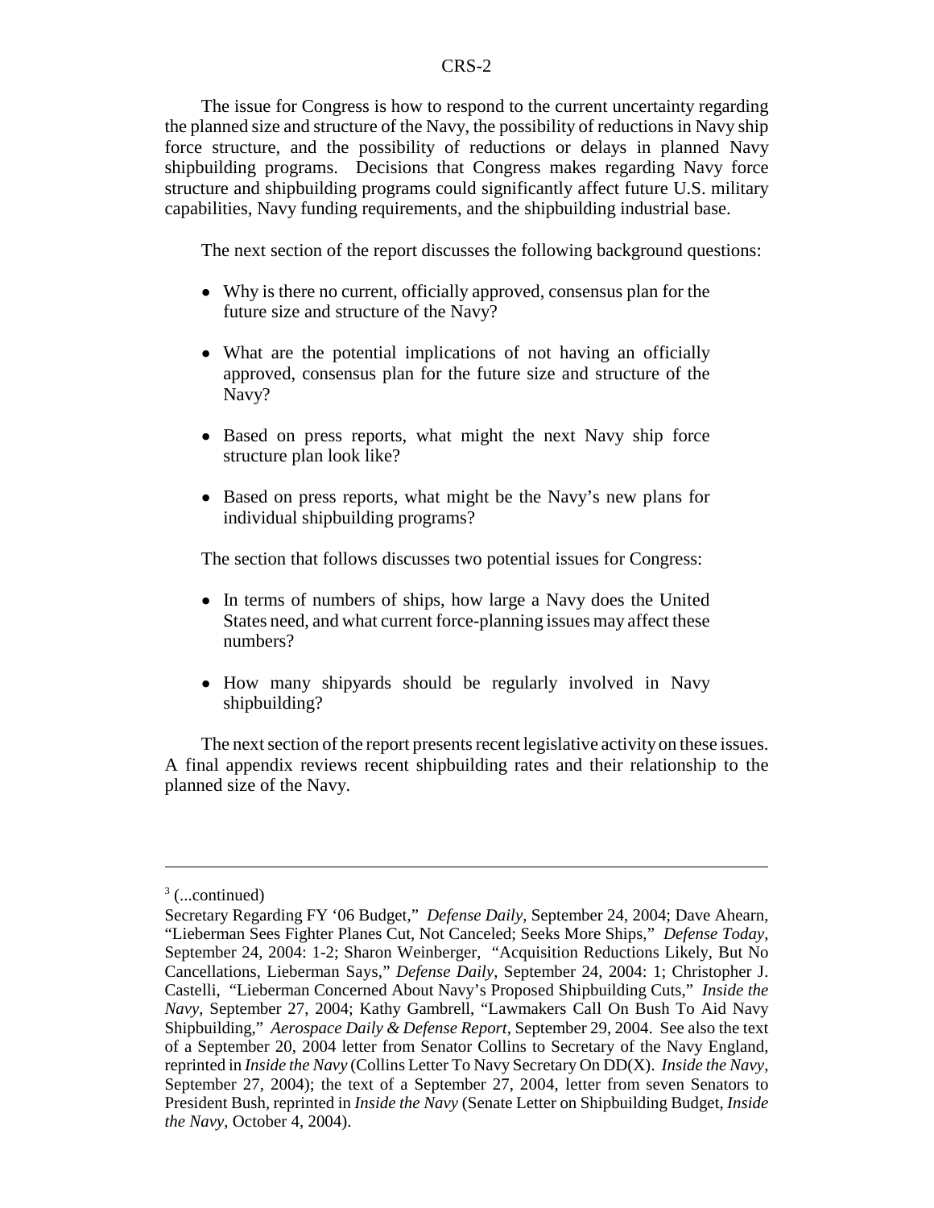The issue for Congress is how to respond to the current uncertainty regarding the planned size and structure of the Navy, the possibility of reductions in Navy ship force structure, and the possibility of reductions or delays in planned Navy shipbuilding programs. Decisions that Congress makes regarding Navy force structure and shipbuilding programs could significantly affect future U.S. military capabilities, Navy funding requirements, and the shipbuilding industrial base.

The next section of the report discusses the following background questions:

- Why is there no current, officially approved, consensus plan for the future size and structure of the Navy?
- What are the potential implications of not having an officially approved, consensus plan for the future size and structure of the Navy?
- Based on press reports, what might the next Navy ship force structure plan look like?
- Based on press reports, what might be the Navy's new plans for individual shipbuilding programs?

The section that follows discusses two potential issues for Congress:

- In terms of numbers of ships, how large a Navy does the United States need, and what current force-planning issues may affect these numbers?
- How many shipyards should be regularly involved in Navy shipbuilding?

The next section of the report presents recent legislative activity on these issues. A final appendix reviews recent shipbuilding rates and their relationship to the planned size of the Navy.

---

[3] (...continued)

Secretary Regarding FY '06 Budget," *Defense Daily*, September 24, 2004; Dave Ahearn, "Lieberman Sees Fighter Planes Cut, Not Canceled; Seeks More Ships," *Defense Today*, September 24, 2004: 1-2; Sharon Weinberger, "Acquisition Reductions Likely, But No Cancellations, Lieberman Says," *Defense Daily*, September 24, 2004: 1; Christopher J. Castelli, "Lieberman Concerned About Navy's Proposed Shipbuilding Cuts," *Inside the Navy*, September 27, 2004; Kathy Gambrell, "Lawmakers Call On Bush To Aid Navy Shipbuilding," *Aerospace Daily & Defense Report*, September 29, 2004. See also the text of a September 20, 2004 letter from Senator Collins to Secretary of the Navy England, reprinted in *Inside the Navy* (Collins Letter To Navy Secretary On DD(X). *Inside the Navy*, September 27, 2004); the text of a September 27, 2004, letter from seven Senators to President Bush, reprinted in *Inside the Navy* (Senate Letter on Shipbuilding Budget, *Inside the Navy*, October 4, 2004).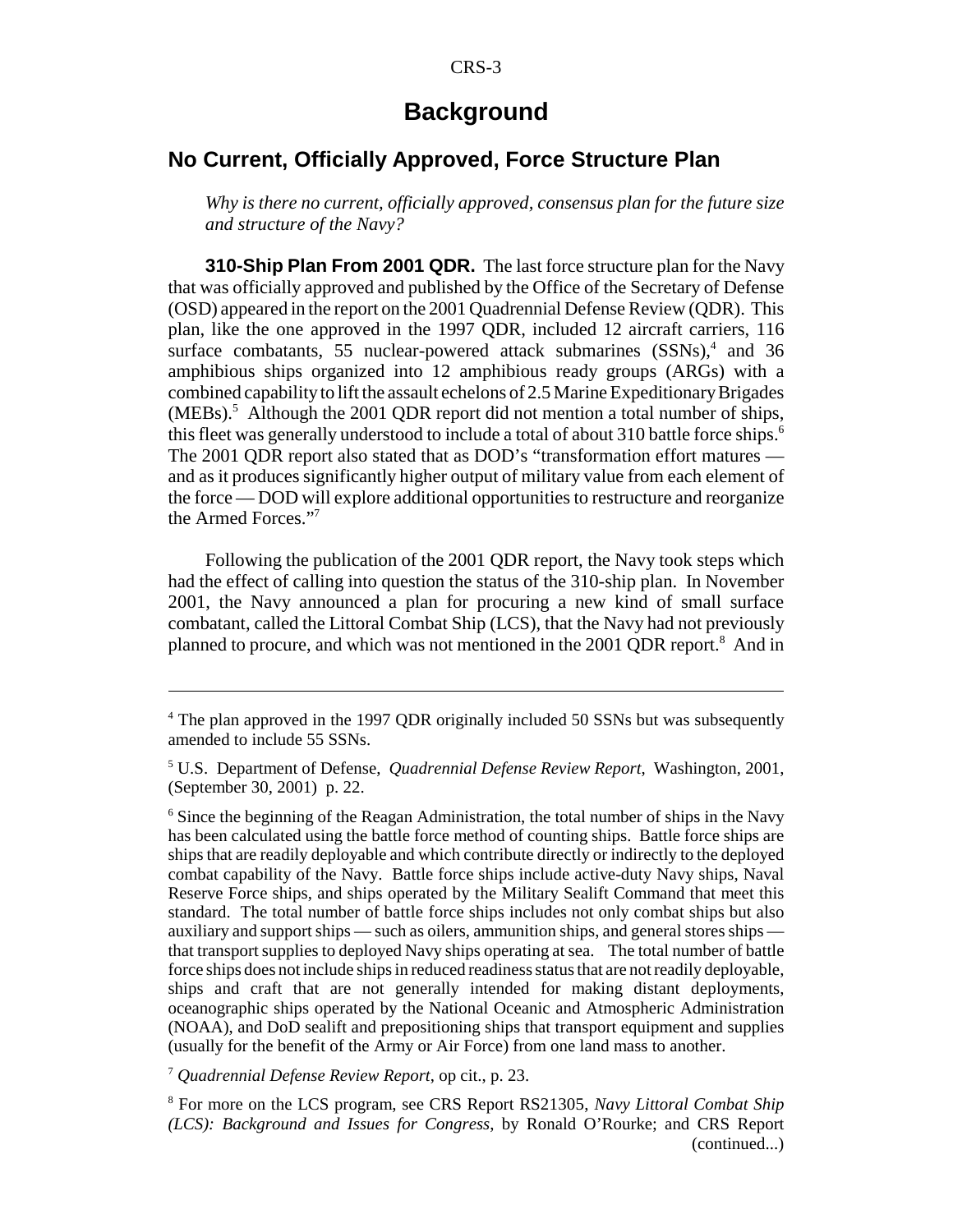# Background

## No Current, Officially Approved, Force Structure Plan

*Why is there no current, officially approved, consensus plan for the future size and structure of the Navy?*

**310-Ship Plan From 2001 QDR.** The last force structure plan for the Navy that was officially approved and published by the Office of the Secretary of Defense (OSD) appeared in the report on the 2001 Quadrennial Defense Review (QDR). This plan, like the one approved in the 1997 QDR, included 12 aircraft carriers, 116 surface combatants, 55 nuclear-powered attack submarines (SSNs),[4] and 36 amphibious ships organized into 12 amphibious ready groups (ARGs) with a combined capability to lift the assault echelons of 2.5 Marine Expeditionary Brigades (MEBs).[5] Although the 2001 QDR report did not mention a total number of ships, this fleet was generally understood to include a total of about 310 battle force ships.[6] The 2001 QDR report also stated that as DOD's "transformation effort matures — and as it produces significantly higher output of military value from each element of the force — DOD will explore additional opportunities to restructure and reorganize the Armed Forces."[7]

Following the publication of the 2001 QDR report, the Navy took steps which had the effect of calling into question the status of the 310-ship plan. In November 2001, the Navy announced a plan for procuring a new kind of small surface combatant, called the Littoral Combat Ship (LCS), that the Navy had not previously planned to procure, and which was not mentioned in the 2001 QDR report.[8] And in

---

[4] The plan approved in the 1997 QDR originally included 50 SSNs but was subsequently amended to include 55 SSNs.

[5] U.S. Department of Defense, *Quadrennial Defense Review Report*, Washington, 2001, (September 30, 2001) p. 22.

[6] Since the beginning of the Reagan Administration, the total number of ships in the Navy has been calculated using the battle force method of counting ships. Battle force ships are ships that are readily deployable and which contribute directly or indirectly to the deployed combat capability of the Navy. Battle force ships include active-duty Navy ships, Naval Reserve Force ships, and ships operated by the Military Sealift Command that meet this standard. The total number of battle force ships includes not only combat ships but also auxiliary and support ships — such as oilers, ammunition ships, and general stores ships — that transport supplies to deployed Navy ships operating at sea. The total number of battle force ships does not include ships in reduced readiness status that are not readily deployable, ships and craft that are not generally intended for making distant deployments, oceanographic ships operated by the National Oceanic and Atmospheric Administration (NOAA), and DoD sealift and prepositioning ships that transport equipment and supplies (usually for the benefit of the Army or Air Force) from one land mass to another.

[7] *Quadrennial Defense Review Report*, op cit., p. 23.

[8] For more on the LCS program, see CRS Report RS21305, *Navy Littoral Combat Ship (LCS): Background and Issues for Congress*, by Ronald O'Rourke; and CRS Report (continued...)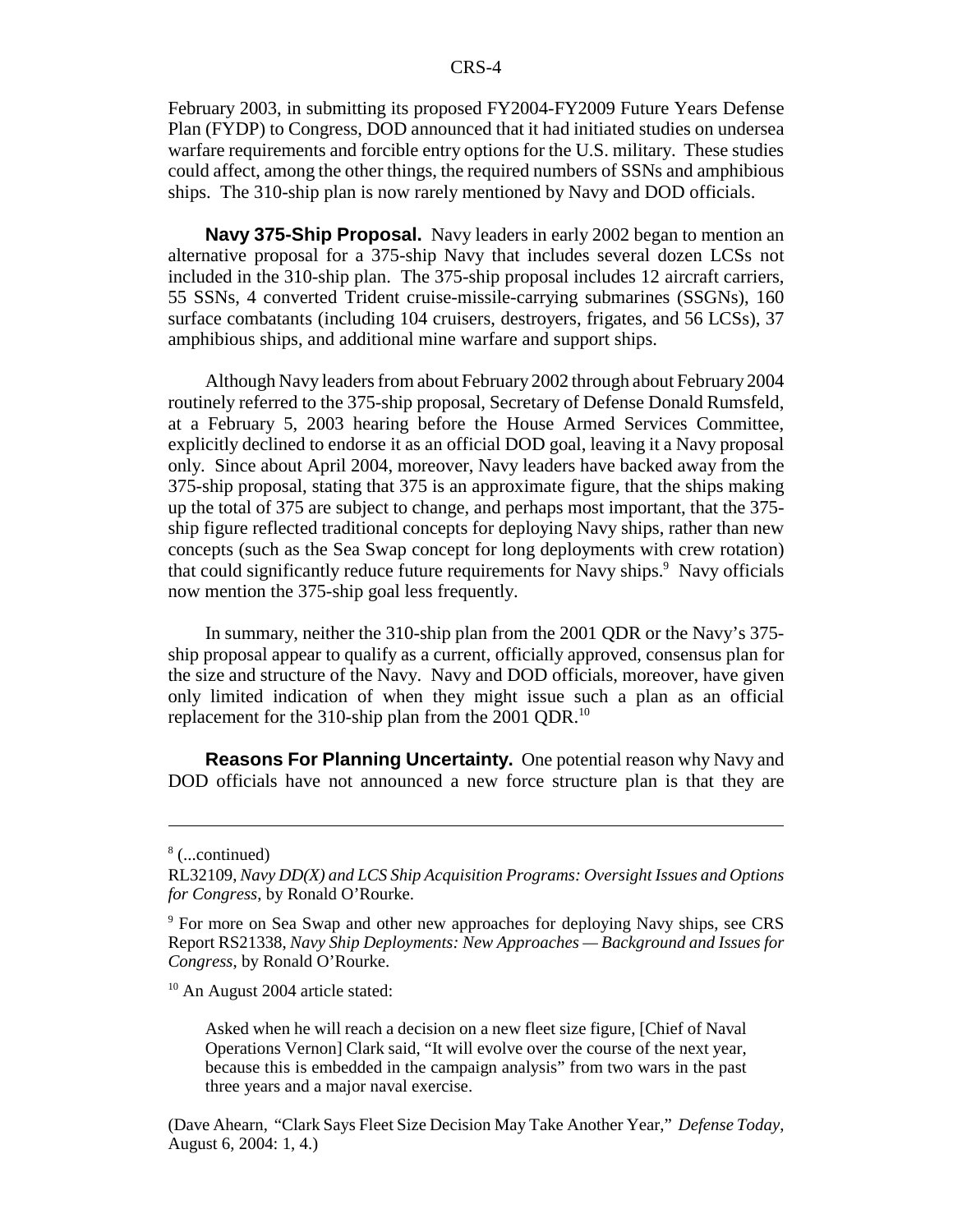February 2003, in submitting its proposed FY2004-FY2009 Future Years Defense Plan (FYDP) to Congress, DOD announced that it had initiated studies on undersea warfare requirements and forcible entry options for the U.S. military. These studies could affect, among the other things, the required numbers of SSNs and amphibious ships. The 310-ship plan is now rarely mentioned by Navy and DOD officials.

**Navy 375-Ship Proposal.** Navy leaders in early 2002 began to mention an alternative proposal for a 375-ship Navy that includes several dozen LCSs not included in the 310-ship plan. The 375-ship proposal includes 12 aircraft carriers, 55 SSNs, 4 converted Trident cruise-missile-carrying submarines (SSGNs), 160 surface combatants (including 104 cruisers, destroyers, frigates, and 56 LCSs), 37 amphibious ships, and additional mine warfare and support ships.

Although Navy leaders from about February 2002 through about February 2004 routinely referred to the 375-ship proposal, Secretary of Defense Donald Rumsfeld, at a February 5, 2003 hearing before the House Armed Services Committee, explicitly declined to endorse it as an official DOD goal, leaving it a Navy proposal only. Since about April 2004, moreover, Navy leaders have backed away from the 375-ship proposal, stating that 375 is an approximate figure, that the ships making up the total of 375 are subject to change, and perhaps most important, that the 375-ship figure reflected traditional concepts for deploying Navy ships, rather than new concepts (such as the Sea Swap concept for long deployments with crew rotation) that could significantly reduce future requirements for Navy ships.[9] Navy officials now mention the 375-ship goal less frequently.

In summary, neither the 310-ship plan from the 2001 QDR or the Navy's 375-ship proposal appear to qualify as a current, officially approved, consensus plan for the size and structure of the Navy. Navy and DOD officials, moreover, have given only limited indication of when they might issue such a plan as an official replacement for the 310-ship plan from the 2001 QDR.[10]

**Reasons For Planning Uncertainty.** One potential reason why Navy and DOD officials have not announced a new force structure plan is that they are

---

[8] (...continued)
RL32109, *Navy DD(X) and LCS Ship Acquisition Programs: Oversight Issues and Options for Congress*, by Ronald O'Rourke.

[9] For more on Sea Swap and other new approaches for deploying Navy ships, see CRS Report RS21338, *Navy Ship Deployments: New Approaches — Background and Issues for Congress*, by Ronald O'Rourke.

[10] An August 2004 article stated:

> Asked when he will reach a decision on a new fleet size figure, [Chief of Naval Operations Vernon] Clark said, "It will evolve over the course of the next year, because this is embedded in the campaign analysis" from two wars in the past three years and a major naval exercise.

(Dave Ahearn, "Clark Says Fleet Size Decision May Take Another Year," *Defense Today*, August 6, 2004: 1, 4.)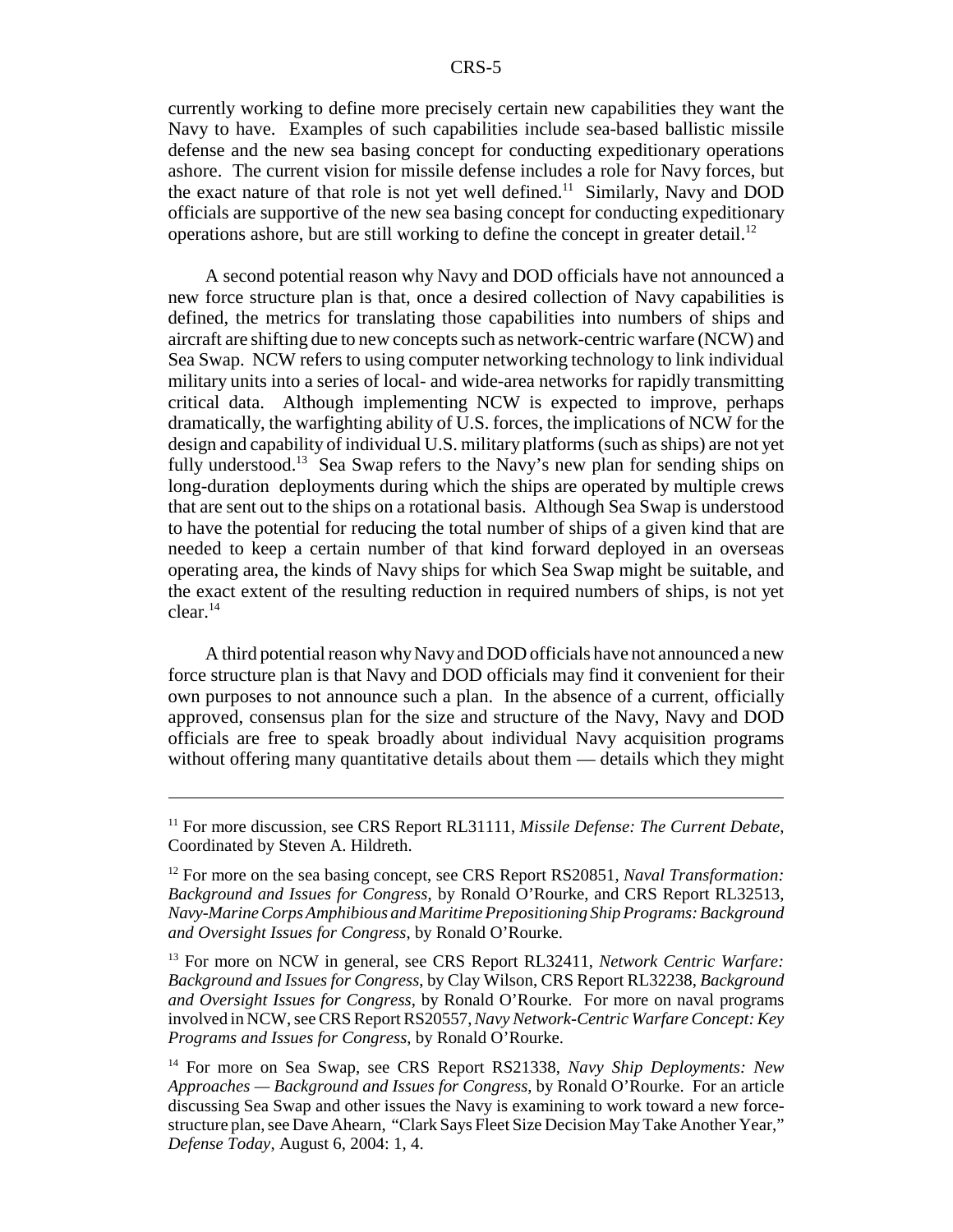currently working to define more precisely certain new capabilities they want the Navy to have. Examples of such capabilities include sea-based ballistic missile defense and the new sea basing concept for conducting expeditionary operations ashore. The current vision for missile defense includes a role for Navy forces, but the exact nature of that role is not yet well defined.[11] Similarly, Navy and DOD officials are supportive of the new sea basing concept for conducting expeditionary operations ashore, but are still working to define the concept in greater detail.[12]

A second potential reason why Navy and DOD officials have not announced a new force structure plan is that, once a desired collection of Navy capabilities is defined, the metrics for translating those capabilities into numbers of ships and aircraft are shifting due to new concepts such as network-centric warfare (NCW) and Sea Swap. NCW refers to using computer networking technology to link individual military units into a series of local- and wide-area networks for rapidly transmitting critical data. Although implementing NCW is expected to improve, perhaps dramatically, the warfighting ability of U.S. forces, the implications of NCW for the design and capability of individual U.S. military platforms (such as ships) are not yet fully understood.[13] Sea Swap refers to the Navy's new plan for sending ships on long-duration deployments during which the ships are operated by multiple crews that are sent out to the ships on a rotational basis. Although Sea Swap is understood to have the potential for reducing the total number of ships of a given kind that are needed to keep a certain number of that kind forward deployed in an overseas operating area, the kinds of Navy ships for which Sea Swap might be suitable, and the exact extent of the resulting reduction in required numbers of ships, is not yet clear.[14]

A third potential reason why Navy and DOD officials have not announced a new force structure plan is that Navy and DOD officials may find it convenient for their own purposes to not announce such a plan. In the absence of a current, officially approved, consensus plan for the size and structure of the Navy, Navy and DOD officials are free to speak broadly about individual Navy acquisition programs without offering many quantitative details about them — details which they might

---

[11] For more discussion, see CRS Report RL31111, *Missile Defense: The Current Debate*, Coordinated by Steven A. Hildreth.

[12] For more on the sea basing concept, see CRS Report RS20851, *Naval Transformation: Background and Issues for Congress*, by Ronald O'Rourke, and CRS Report RL32513, *Navy-Marine Corps Amphibious and Maritime Prepositioning Ship Programs: Background and Oversight Issues for Congress*, by Ronald O'Rourke.

[13] For more on NCW in general, see CRS Report RL32411, *Network Centric Warfare: Background and Issues for Congress*, by Clay Wilson, CRS Report RL32238, *Background and Oversight Issues for Congress*, by Ronald O'Rourke. For more on naval programs involved in NCW, see CRS Report RS20557, *Navy Network-Centric Warfare Concept: Key Programs and Issues for Congress*, by Ronald O'Rourke.

[14] For more on Sea Swap, see CRS Report RS21338, *Navy Ship Deployments: New Approaches — Background and Issues for Congress*, by Ronald O'Rourke. For an article discussing Sea Swap and other issues the Navy is examining to work toward a new force-structure plan, see Dave Ahearn, "Clark Says Fleet Size Decision May Take Another Year," *Defense Today*, August 6, 2004: 1, 4.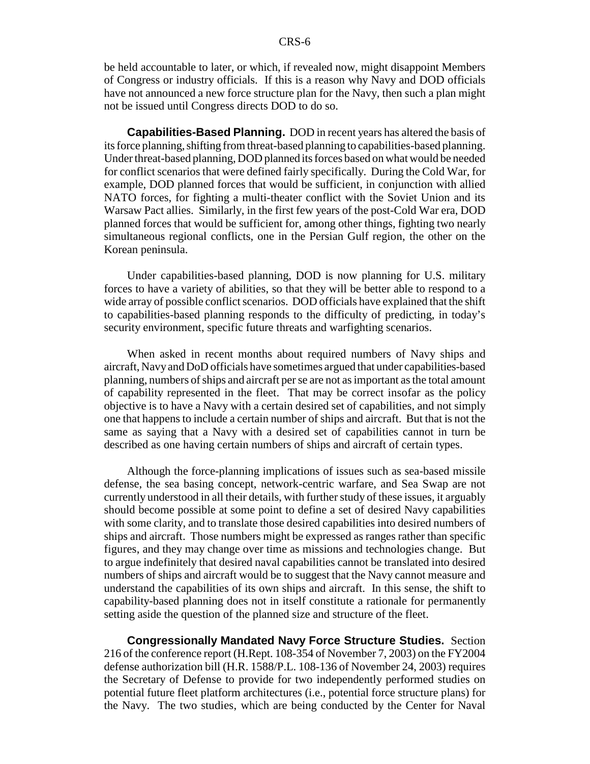be held accountable to later, or which, if revealed now, might disappoint Members of Congress or industry officials. If this is a reason why Navy and DOD officials have not announced a new force structure plan for the Navy, then such a plan might not be issued until Congress directs DOD to do so.

**Capabilities-Based Planning.** DOD in recent years has altered the basis of its force planning, shifting from threat-based planning to capabilities-based planning. Under threat-based planning, DOD planned its forces based on what would be needed for conflict scenarios that were defined fairly specifically. During the Cold War, for example, DOD planned forces that would be sufficient, in conjunction with allied NATO forces, for fighting a multi-theater conflict with the Soviet Union and its Warsaw Pact allies. Similarly, in the first few years of the post-Cold War era, DOD planned forces that would be sufficient for, among other things, fighting two nearly simultaneous regional conflicts, one in the Persian Gulf region, the other on the Korean peninsula.

Under capabilities-based planning, DOD is now planning for U.S. military forces to have a variety of abilities, so that they will be better able to respond to a wide array of possible conflict scenarios. DOD officials have explained that the shift to capabilities-based planning responds to the difficulty of predicting, in today's security environment, specific future threats and warfighting scenarios.

When asked in recent months about required numbers of Navy ships and aircraft, Navy and DoD officials have sometimes argued that under capabilities-based planning, numbers of ships and aircraft per se are not as important as the total amount of capability represented in the fleet. That may be correct insofar as the policy objective is to have a Navy with a certain desired set of capabilities, and not simply one that happens to include a certain number of ships and aircraft. But that is not the same as saying that a Navy with a desired set of capabilities cannot in turn be described as one having certain numbers of ships and aircraft of certain types.

Although the force-planning implications of issues such as sea-based missile defense, the sea basing concept, network-centric warfare, and Sea Swap are not currently understood in all their details, with further study of these issues, it arguably should become possible at some point to define a set of desired Navy capabilities with some clarity, and to translate those desired capabilities into desired numbers of ships and aircraft. Those numbers might be expressed as ranges rather than specific figures, and they may change over time as missions and technologies change. But to argue indefinitely that desired naval capabilities cannot be translated into desired numbers of ships and aircraft would be to suggest that the Navy cannot measure and understand the capabilities of its own ships and aircraft. In this sense, the shift to capability-based planning does not in itself constitute a rationale for permanently setting aside the question of the planned size and structure of the fleet.

**Congressionally Mandated Navy Force Structure Studies.** Section 216 of the conference report (H.Rept. 108-354 of November 7, 2003) on the FY2004 defense authorization bill (H.R. 1588/P.L. 108-136 of November 24, 2003) requires the Secretary of Defense to provide for two independently performed studies on potential future fleet platform architectures (i.e., potential force structure plans) for the Navy. The two studies, which are being conducted by the Center for Naval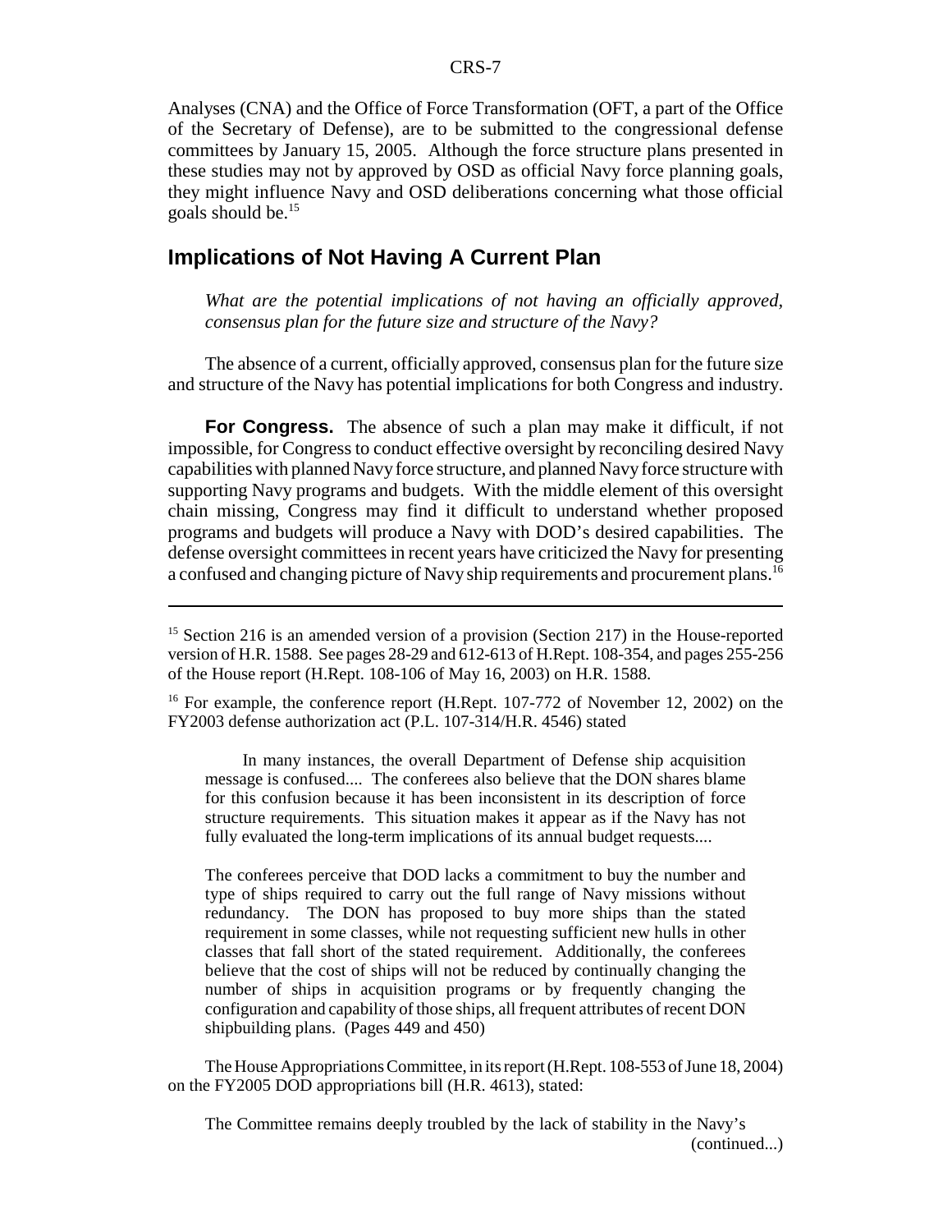Analyses (CNA) and the Office of Force Transformation (OFT, a part of the Office of the Secretary of Defense), are to be submitted to the congressional defense committees by January 15, 2005. Although the force structure plans presented in these studies may not by approved by OSD as official Navy force planning goals, they might influence Navy and OSD deliberations concerning what those official goals should be.[15]

## Implications of Not Having A Current Plan

*What are the potential implications of not having an officially approved, consensus plan for the future size and structure of the Navy?*

The absence of a current, officially approved, consensus plan for the future size and structure of the Navy has potential implications for both Congress and industry.

**For Congress.** The absence of such a plan may make it difficult, if not impossible, for Congress to conduct effective oversight by reconciling desired Navy capabilities with planned Navy force structure, and planned Navy force structure with supporting Navy programs and budgets. With the middle element of this oversight chain missing, Congress may find it difficult to understand whether proposed programs and budgets will produce a Navy with DOD's desired capabilities. The defense oversight committees in recent years have criticized the Navy for presenting a confused and changing picture of Navy ship requirements and procurement plans.[16]

---

[15] Section 216 is an amended version of a provision (Section 217) in the House-reported version of H.R. 1588. See pages 28-29 and 612-613 of H.Rept. 108-354, and pages 255-256 of the House report (H.Rept. 108-106 of May 16, 2003) on H.R. 1588.

[16] For example, the conference report (H.Rept. 107-772 of November 12, 2002) on the FY2003 defense authorization act (P.L. 107-314/H.R. 4546) stated

> In many instances, the overall Department of Defense ship acquisition message is confused.... The conferees also believe that the DON shares blame for this confusion because it has been inconsistent in its description of force structure requirements. This situation makes it appear as if the Navy has not fully evaluated the long-term implications of its annual budget requests....
>
> The conferees perceive that DOD lacks a commitment to buy the number and type of ships required to carry out the full range of Navy missions without redundancy. The DON has proposed to buy more ships than the stated requirement in some classes, while not requesting sufficient new hulls in other classes that fall short of the stated requirement. Additionally, the conferees believe that the cost of ships will not be reduced by continually changing the number of ships in acquisition programs or by frequently changing the configuration and capability of those ships, all frequent attributes of recent DON shipbuilding plans. (Pages 449 and 450)

The House Appropriations Committee, in its report (H.Rept. 108-553 of June 18, 2004) on the FY2005 DOD appropriations bill (H.R. 4613), stated:

> The Committee remains deeply troubled by the lack of stability in the Navy's

(continued...)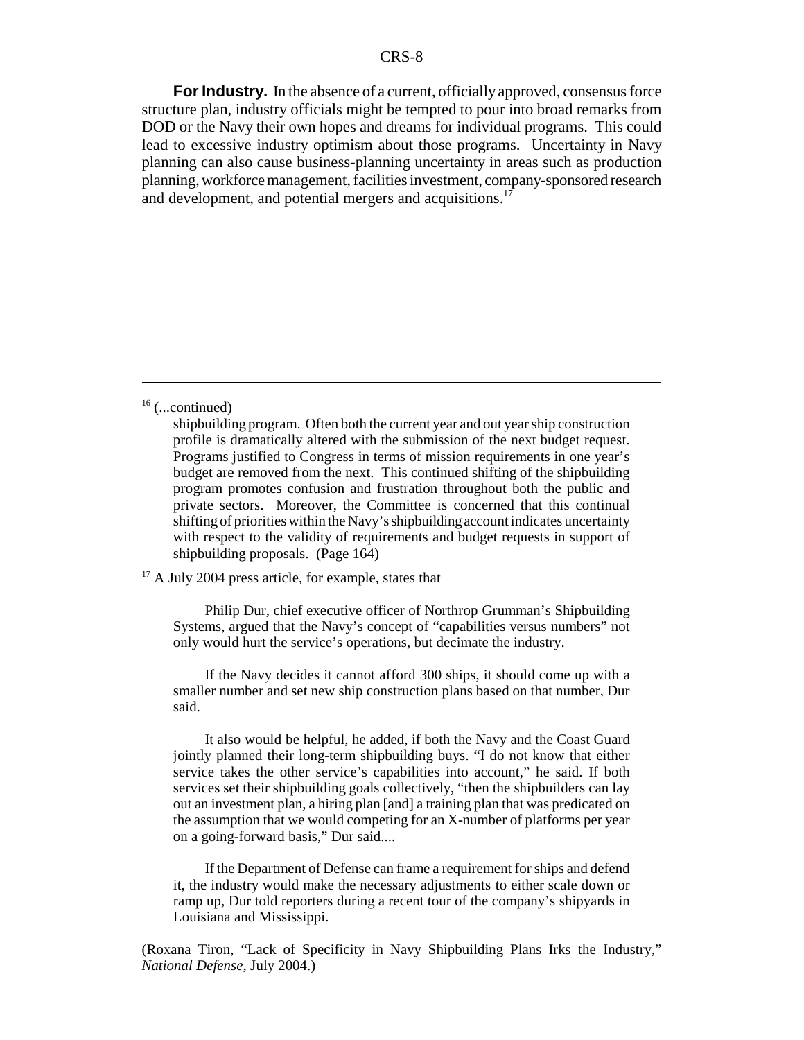**For Industry.** In the absence of a current, officially approved, consensus force structure plan, industry officials might be tempted to pour into broad remarks from DOD or the Navy their own hopes and dreams for individual programs. This could lead to excessive industry optimism about those programs. Uncertainty in Navy planning can also cause business-planning uncertainty in areas such as production planning, workforce management, facilities investment, company-sponsored research and development, and potential mergers and acquisitions.[17]

---

[16] (...continued)

> shipbuilding program. Often both the current year and out year ship construction profile is dramatically altered with the submission of the next budget request. Programs justified to Congress in terms of mission requirements in one year's budget are removed from the next. This continued shifting of the shipbuilding program promotes confusion and frustration throughout both the public and private sectors. Moreover, the Committee is concerned that this continual shifting of priorities within the Navy's shipbuilding account indicates uncertainty with respect to the validity of requirements and budget requests in support of shipbuilding proposals. (Page 164)

[17] A July 2004 press article, for example, states that

> Philip Dur, chief executive officer of Northrop Grumman's Shipbuilding Systems, argued that the Navy's concept of "capabilities versus numbers" not only would hurt the service's operations, but decimate the industry.
>
> If the Navy decides it cannot afford 300 ships, it should come up with a smaller number and set new ship construction plans based on that number, Dur said.
>
> It also would be helpful, he added, if both the Navy and the Coast Guard jointly planned their long-term shipbuilding buys. "I do not know that either service takes the other service's capabilities into account," he said. If both services set their shipbuilding goals collectively, "then the shipbuilders can lay out an investment plan, a hiring plan [and] a training plan that was predicated on the assumption that we would competing for an X-number of platforms per year on a going-forward basis," Dur said....
>
> If the Department of Defense can frame a requirement for ships and defend it, the industry would make the necessary adjustments to either scale down or ramp up, Dur told reporters during a recent tour of the company's shipyards in Louisiana and Mississippi.

(Roxana Tiron, "Lack of Specificity in Navy Shipbuilding Plans Irks the Industry," *National Defense*, July 2004.)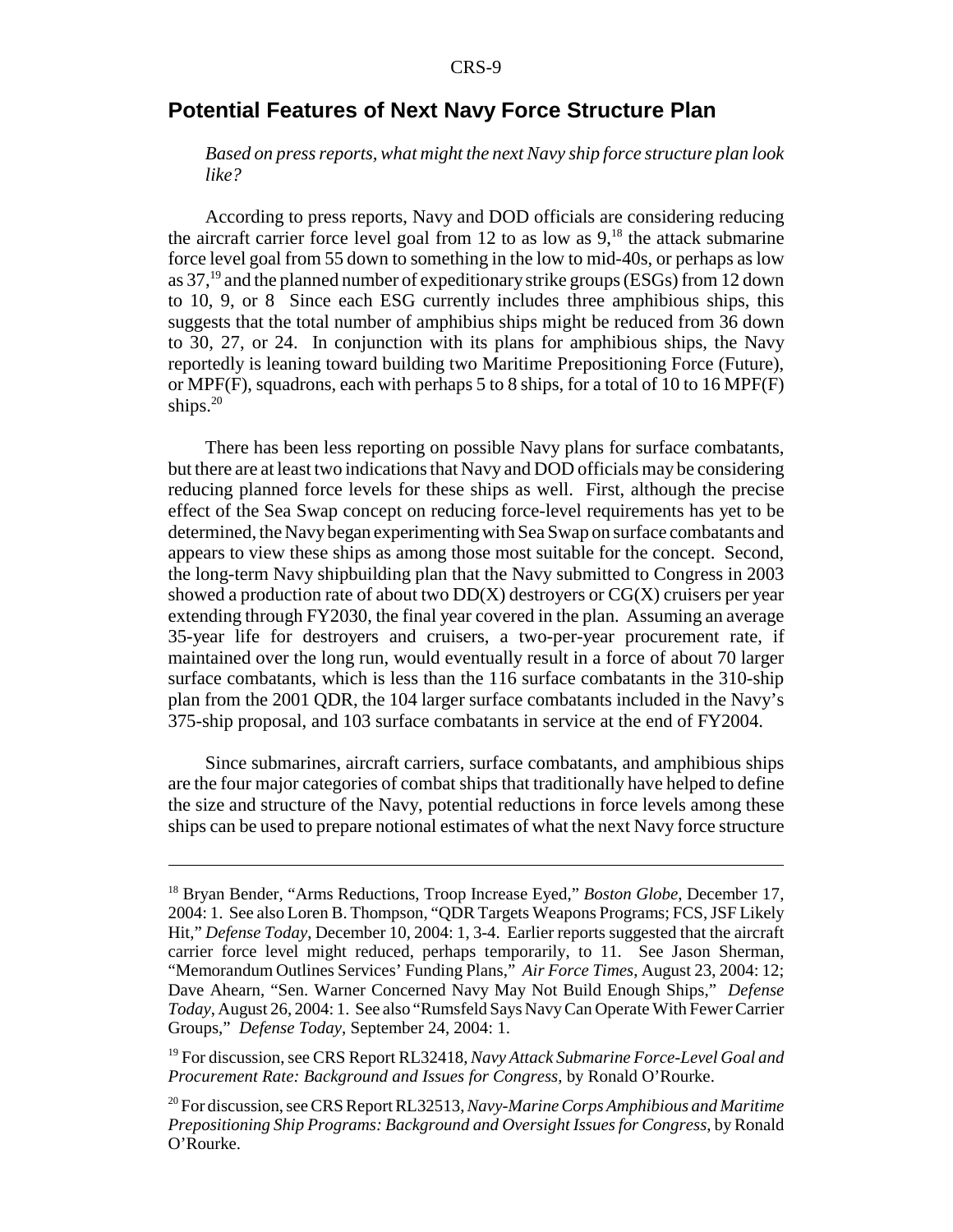## Potential Features of Next Navy Force Structure Plan

*Based on press reports, what might the next Navy ship force structure plan look like?*

According to press reports, Navy and DOD officials are considering reducing the aircraft carrier force level goal from 12 to as low as 9,[18] the attack submarine force level goal from 55 down to something in the low to mid-40s, or perhaps as low as 37,[19] and the planned number of expeditionary strike groups (ESGs) from 12 down to 10, 9, or 8 Since each ESG currently includes three amphibious ships, this suggests that the total number of amphibius ships might be reduced from 36 down to 30, 27, or 24. In conjunction with its plans for amphibious ships, the Navy reportedly is leaning toward building two Maritime Prepositioning Force (Future), or MPF(F), squadrons, each with perhaps 5 to 8 ships, for a total of 10 to 16 MPF(F) ships.[20]

There has been less reporting on possible Navy plans for surface combatants, but there are at least two indications that Navy and DOD officials may be considering reducing planned force levels for these ships as well. First, although the precise effect of the Sea Swap concept on reducing force-level requirements has yet to be determined, the Navy began experimenting with Sea Swap on surface combatants and appears to view these ships as among those most suitable for the concept. Second, the long-term Navy shipbuilding plan that the Navy submitted to Congress in 2003 showed a production rate of about two DD(X) destroyers or CG(X) cruisers per year extending through FY2030, the final year covered in the plan. Assuming an average 35-year life for destroyers and cruisers, a two-per-year procurement rate, if maintained over the long run, would eventually result in a force of about 70 larger surface combatants, which is less than the 116 surface combatants in the 310-ship plan from the 2001 QDR, the 104 larger surface combatants included in the Navy's 375-ship proposal, and 103 surface combatants in service at the end of FY2004.

Since submarines, aircraft carriers, surface combatants, and amphibious ships are the four major categories of combat ships that traditionally have helped to define the size and structure of the Navy, potential reductions in force levels among these ships can be used to prepare notional estimates of what the next Navy force structure

---

[18] Bryan Bender, "Arms Reductions, Troop Increase Eyed," *Boston Globe*, December 17, 2004: 1. See also Loren B. Thompson, "QDR Targets Weapons Programs; FCS, JSF Likely Hit," *Defense Today*, December 10, 2004: 1, 3-4. Earlier reports suggested that the aircraft carrier force level might reduced, perhaps temporarily, to 11. See Jason Sherman, "Memorandum Outlines Services' Funding Plans," *Air Force Times*, August 23, 2004: 12; Dave Ahearn, "Sen. Warner Concerned Navy May Not Build Enough Ships," *Defense Today*, August 26, 2004: 1. See also "Rumsfeld Says Navy Can Operate With Fewer Carrier Groups," *Defense Today*, September 24, 2004: 1.

[19] For discussion, see CRS Report RL32418, *Navy Attack Submarine Force-Level Goal and Procurement Rate: Background and Issues for Congress*, by Ronald O'Rourke.

[20] For discussion, see CRS Report RL32513, *Navy-Marine Corps Amphibious and Maritime Prepositioning Ship Programs: Background and Oversight Issues for Congress*, by Ronald O'Rourke.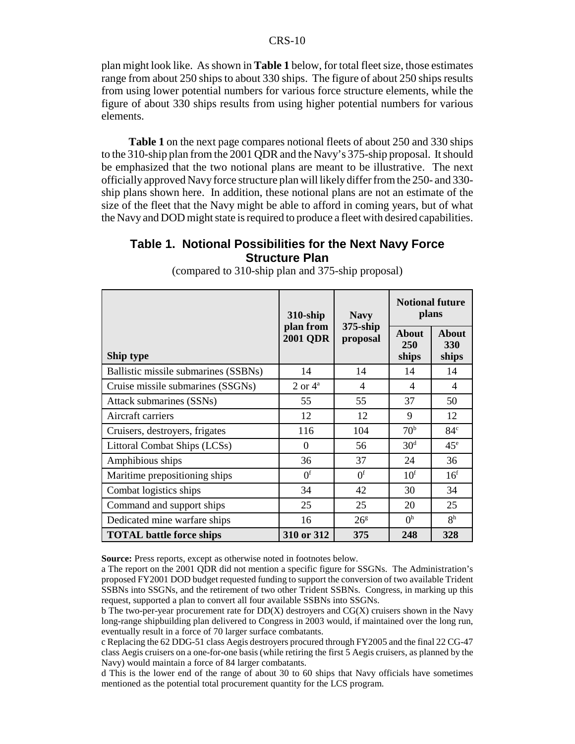plan might look like. As shown in **Table 1** below, for total fleet size, those estimates range from about 250 ships to about 330 ships. The figure of about 250 ships results from using lower potential numbers for various force structure elements, while the figure of about 330 ships results from using higher potential numbers for various elements.

**Table 1** on the next page compares notional fleets of about 250 and 330 ships to the 310-ship plan from the 2001 QDR and the Navy's 375-ship proposal. It should be emphasized that the two notional plans are meant to be illustrative. The next officially approved Navy force structure plan will likely differ from the 250- and 330-ship plans shown here. In addition, these notional plans are not an estimate of the size of the fleet that the Navy might be able to afford in coming years, but of what the Navy and DOD might state is required to produce a fleet with desired capabilities.

## Table 1. Notional Possibilities for the Next Navy Force Structure Plan

(compared to 310-ship plan and 375-ship proposal)

| Ship type | 310-ship plan from 2001 QDR | Navy 375-ship proposal | Notional future plans | |
|---|---|---|---|---|
| | | | About 250 ships | About 330 ships |
| Ballistic missile submarines (SSBNs) | 14 | 14 | 14 | 14 |
| Cruise missile submarines (SSGNs) | 2 or 4[a] | 4 | 4 | 4 |
| Attack submarines (SSNs) | 55 | 55 | 37 | 50 |
| Aircraft carriers | 12 | 12 | 9 | 12 |
| Cruisers, destroyers, frigates | 116 | 104 | 70[b] | 84[c] |
| Littoral Combat Ships (LCSs) | 0 | 56 | 30[d] | 45[e] |
| Amphibious ships | 36 | 37 | 24 | 36 |
| Maritime prepositioning ships | 0[f] | 0[f] | 10[f] | 16[f] |
| Combat logistics ships | 34 | 42 | 30 | 34 |
| Command and support ships | 25 | 25 | 20 | 25 |
| Dedicated mine warfare ships | 16 | 26[g] | 0[h] | 8[h] |
| **TOTAL battle force ships** | **310 or 312** | **375** | **248** | **328** |

**Source:** Press reports, except as otherwise noted in footnotes below.

a The report on the 2001 QDR did not mention a specific figure for SSGNs. The Administration's proposed FY2001 DOD budget requested funding to support the conversion of two available Trident SSBNs into SSGNs, and the retirement of two other Trident SSBNs. Congress, in marking up this request, supported a plan to convert all four available SSBNs into SSGNs.

b The two-per-year procurement rate for DD(X) destroyers and CG(X) cruisers shown in the Navy long-range shipbuilding plan delivered to Congress in 2003 would, if maintained over the long run, eventually result in a force of 70 larger surface combatants.

c Replacing the 62 DDG-51 class Aegis destroyers procured through FY2005 and the final 22 CG-47 class Aegis cruisers on a one-for-one basis (while retiring the first 5 Aegis cruisers, as planned by the Navy) would maintain a force of 84 larger combatants.

d This is the lower end of the range of about 30 to 60 ships that Navy officials have sometimes mentioned as the potential total procurement quantity for the LCS program.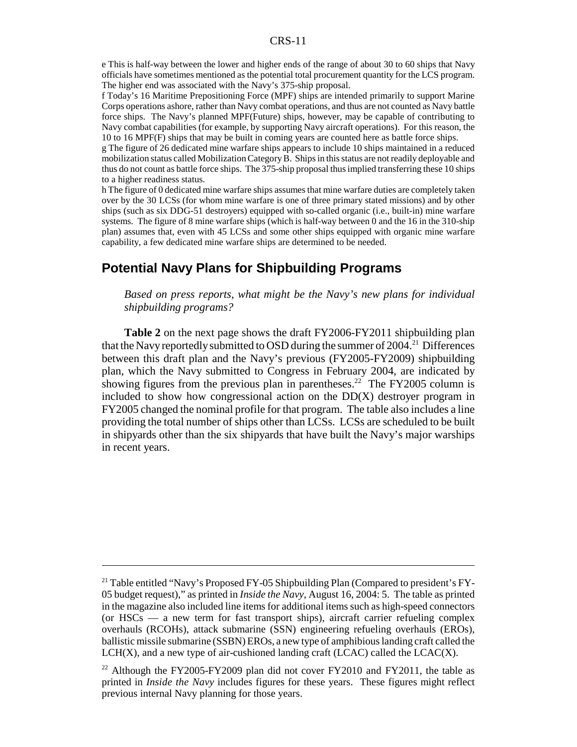e This is half-way between the lower and higher ends of the range of about 30 to 60 ships that Navy officials have sometimes mentioned as the potential total procurement quantity for the LCS program. The higher end was associated with the Navy's 375-ship proposal.

f Today's 16 Maritime Prepositioning Force (MPF) ships are intended primarily to support Marine Corps operations ashore, rather than Navy combat operations, and thus are not counted as Navy battle force ships. The Navy's planned MPF(Future) ships, however, may be capable of contributing to Navy combat capabilities (for example, by supporting Navy aircraft operations). For this reason, the 10 to 16 MPF(F) ships that may be built in coming years are counted here as battle force ships.

g The figure of 26 dedicated mine warfare ships appears to include 10 ships maintained in a reduced mobilization status called Mobilization Category B. Ships in this status are not readily deployable and thus do not count as battle force ships. The 375-ship proposal thus implied transferring these 10 ships to a higher readiness status.

h The figure of 0 dedicated mine warfare ships assumes that mine warfare duties are completely taken over by the 30 LCSs (for whom mine warfare is one of three primary stated missions) and by other ships (such as six DDG-51 destroyers) equipped with so-called organic (i.e., built-in) mine warfare systems. The figure of 8 mine warfare ships (which is half-way between 0 and the 16 in the 310-ship plan) assumes that, even with 45 LCSs and some other ships equipped with organic mine warfare capability, a few dedicated mine warfare ships are determined to be needed.

## Potential Navy Plans for Shipbuilding Programs

*Based on press reports, what might be the Navy's new plans for individual shipbuilding programs?*

**Table 2** on the next page shows the draft FY2006-FY2011 shipbuilding plan that the Navy reportedly submitted to OSD during the summer of 2004.[21] Differences between this draft plan and the Navy's previous (FY2005-FY2009) shipbuilding plan, which the Navy submitted to Congress in February 2004, are indicated by showing figures from the previous plan in parentheses.[22] The FY2005 column is included to show how congressional action on the DD(X) destroyer program in FY2005 changed the nominal profile for that program. The table also includes a line providing the total number of ships other than LCSs. LCSs are scheduled to be built in shipyards other than the six shipyards that have built the Navy's major warships in recent years.

---

[21] Table entitled "Navy's Proposed FY-05 Shipbuilding Plan (Compared to president's FY-05 budget request)," as printed in *Inside the Navy*, August 16, 2004: 5. The table as printed in the magazine also included line items for additional items such as high-speed connectors (or HSCs — a new term for fast transport ships), aircraft carrier refueling complex overhauls (RCOHs), attack submarine (SSN) engineering refueling overhauls (EROs), ballistic missile submarine (SSBN) EROs, a new type of amphibious landing craft called the LCH(X), and a new type of air-cushioned landing craft (LCAC) called the LCAC(X).

[22] Although the FY2005-FY2009 plan did not cover FY2010 and FY2011, the table as printed in *Inside the Navy* includes figures for these years. These figures might reflect previous internal Navy planning for those years.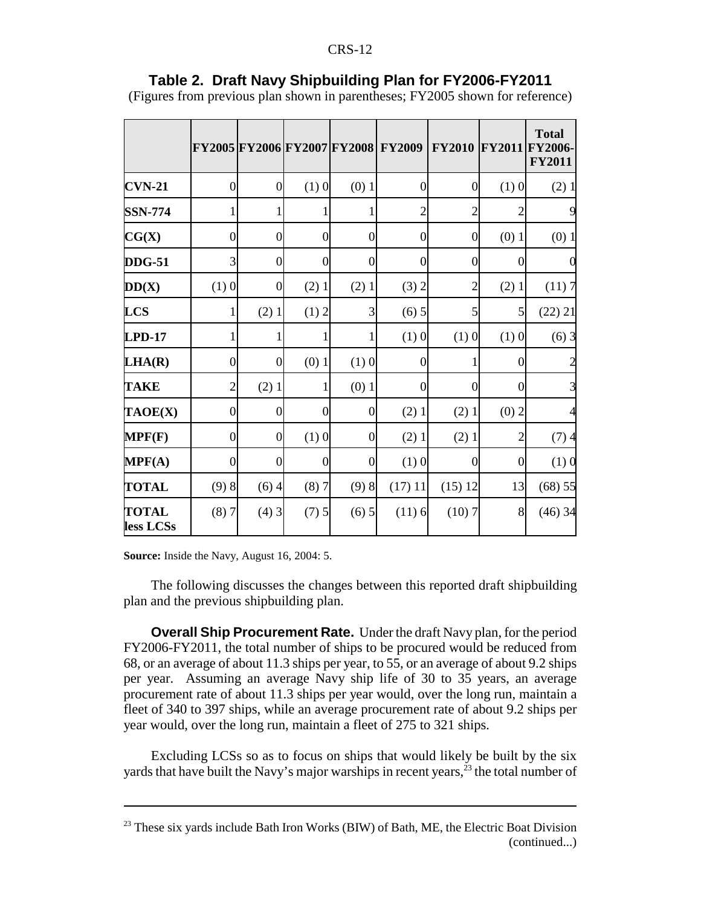**Table 2. Draft Navy Shipbuilding Plan for FY2006-FY2011**

(Figures from previous plan shown in parentheses; FY2005 shown for reference)

| | FY2005 | FY2006 | FY2007 | FY2008 | FY2009 | FY2010 | FY2011 | Total FY2006-FY2011 |
|---|---|---|---|---|---|---|---|---|
| **CVN-21** | 0 | 0 | (1) 0 | (0) 1 | 0 | 0 | (1) 0 | (2) 1 |
| **SSN-774** | 1 | 1 | 1 | 1 | 2 | 2 | 2 | 9 |
| **CG(X)** | 0 | 0 | 0 | 0 | 0 | 0 | (0) 1 | (0) 1 |
| **DDG-51** | 3 | 0 | 0 | 0 | 0 | 0 | 0 | 0 |
| **DD(X)** | (1) 0 | 0 | (2) 1 | (2) 1 | (3) 2 | 2 | (2) 1 | (11) 7 |
| **LCS** | 1 | (2) 1 | (1) 2 | 3 | (6) 5 | 5 | 5 | (22) 21 |
| **LPD-17** | 1 | 1 | 1 | 1 | (1) 0 | (1) 0 | (1) 0 | (6) 3 |
| **LHA(R)** | 0 | 0 | (0) 1 | (1) 0 | 0 | 1 | 0 | 2 |
| **TAKE** | 2 | (2) 1 | 1 | (0) 1 | 0 | 0 | 0 | 3 |
| **TAOE(X)** | 0 | 0 | 0 | 0 | (2) 1 | (2) 1 | (0) 2 | 4 |
| **MPF(F)** | 0 | 0 | (1) 0 | 0 | (2) 1 | (2) 1 | 2 | (7) 4 |
| **MPF(A)** | 0 | 0 | 0 | 0 | (1) 0 | 0 | 0 | (1) 0 |
| **TOTAL** | (9) 8 | (6) 4 | (8) 7 | (9) 8 | (17) 11 | (15) 12 | 13 | (68) 55 |
| **TOTAL less LCSs** | (8) 7 | (4) 3 | (7) 5 | (6) 5 | (11) 6 | (10) 7 | 8 | (46) 34 |

**Source:** Inside the Navy, August 16, 2004: 5.

The following discusses the changes between this reported draft shipbuilding plan and the previous shipbuilding plan.

**Overall Ship Procurement Rate.** Under the draft Navy plan, for the period FY2006-FY2011, the total number of ships to be procured would be reduced from 68, or an average of about 11.3 ships per year, to 55, or an average of about 9.2 ships per year. Assuming an average Navy ship life of 30 to 35 years, an average procurement rate of about 11.3 ships per year would, over the long run, maintain a fleet of 340 to 397 ships, while an average procurement rate of about 9.2 ships per year would, over the long run, maintain a fleet of 275 to 321 ships.

Excluding LCSs so as to focus on ships that would likely be built by the six yards that have built the Navy's major warships in recent years,[23] the total number of

[23] These six yards include Bath Iron Works (BIW) of Bath, ME, the Electric Boat Division (continued...)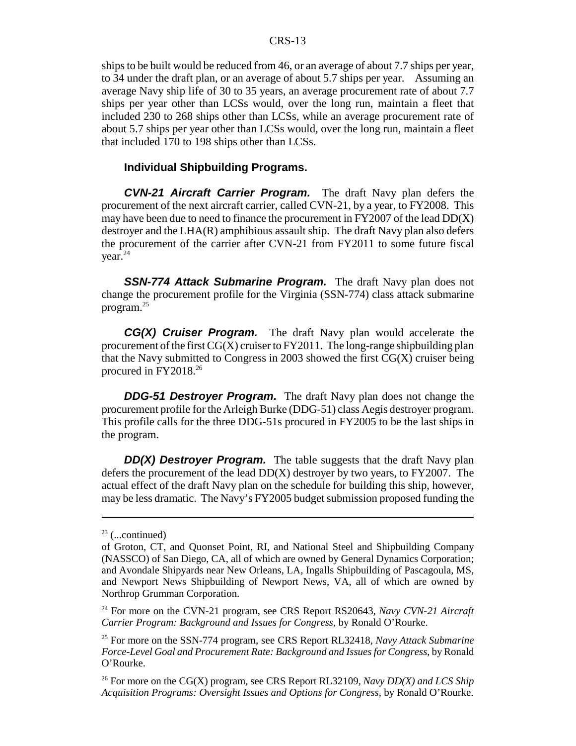ships to be built would be reduced from 46, or an average of about 7.7 ships per year, to 34 under the draft plan, or an average of about 5.7 ships per year. Assuming an average Navy ship life of 30 to 35 years, an average procurement rate of about 7.7 ships per year other than LCSs would, over the long run, maintain a fleet that included 230 to 268 ships other than LCSs, while an average procurement rate of about 5.7 ships per year other than LCSs would, over the long run, maintain a fleet that included 170 to 198 ships other than LCSs.

### Individual Shipbuilding Programs.

***CVN-21 Aircraft Carrier Program.*** The draft Navy plan defers the procurement of the next aircraft carrier, called CVN-21, by a year, to FY2008. This may have been due to need to finance the procurement in FY2007 of the lead DD(X) destroyer and the LHA(R) amphibious assault ship. The draft Navy plan also defers the procurement of the carrier after CVN-21 from FY2011 to some future fiscal year.[24]

***SSN-774 Attack Submarine Program.*** The draft Navy plan does not change the procurement profile for the Virginia (SSN-774) class attack submarine program.[25]

***CG(X) Cruiser Program.*** The draft Navy plan would accelerate the procurement of the first CG(X) cruiser to FY2011. The long-range shipbuilding plan that the Navy submitted to Congress in 2003 showed the first CG(X) cruiser being procured in FY2018.[26]

***DDG-51 Destroyer Program.*** The draft Navy plan does not change the procurement profile for the Arleigh Burke (DDG-51) class Aegis destroyer program. This profile calls for the three DDG-51s procured in FY2005 to be the last ships in the program.

***DD(X) Destroyer Program.*** The table suggests that the draft Navy plan defers the procurement of the lead DD(X) destroyer by two years, to FY2007. The actual effect of the draft Navy plan on the schedule for building this ship, however, may be less dramatic. The Navy's FY2005 budget submission proposed funding the

---

[23] (...continued)
of Groton, CT, and Quonset Point, RI, and National Steel and Shipbuilding Company (NASSCO) of San Diego, CA, all of which are owned by General Dynamics Corporation; and Avondale Shipyards near New Orleans, LA, Ingalls Shipbuilding of Pascagoula, MS, and Newport News Shipbuilding of Newport News, VA, all of which are owned by Northrop Grumman Corporation.

[24] For more on the CVN-21 program, see CRS Report RS20643, *Navy CVN-21 Aircraft Carrier Program: Background and Issues for Congress*, by Ronald O'Rourke.

[25] For more on the SSN-774 program, see CRS Report RL32418, *Navy Attack Submarine Force-Level Goal and Procurement Rate: Background and Issues for Congress*, by Ronald O'Rourke.

[26] For more on the CG(X) program, see CRS Report RL32109, *Navy DD(X) and LCS Ship Acquisition Programs: Oversight Issues and Options for Congress*, by Ronald O'Rourke.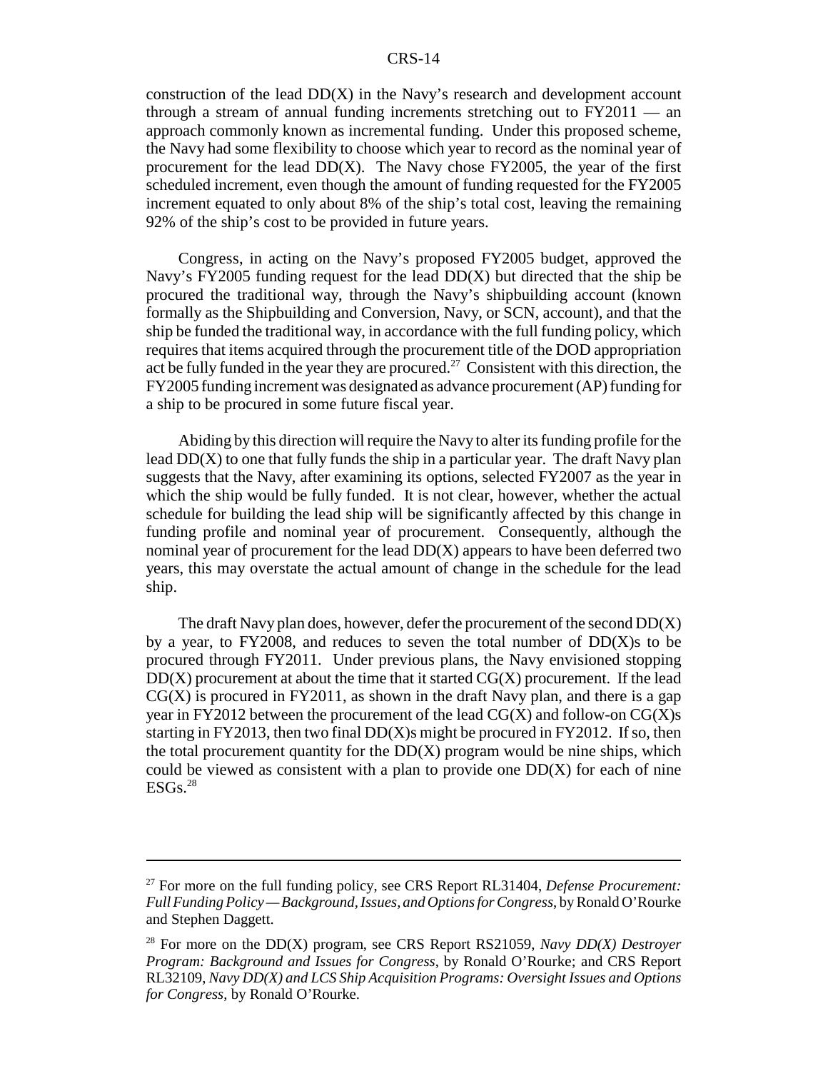construction of the lead DD(X) in the Navy's research and development account through a stream of annual funding increments stretching out to FY2011 — an approach commonly known as incremental funding. Under this proposed scheme, the Navy had some flexibility to choose which year to record as the nominal year of procurement for the lead DD(X). The Navy chose FY2005, the year of the first scheduled increment, even though the amount of funding requested for the FY2005 increment equated to only about 8% of the ship's total cost, leaving the remaining 92% of the ship's cost to be provided in future years.

Congress, in acting on the Navy's proposed FY2005 budget, approved the Navy's FY2005 funding request for the lead DD(X) but directed that the ship be procured the traditional way, through the Navy's shipbuilding account (known formally as the Shipbuilding and Conversion, Navy, or SCN, account), and that the ship be funded the traditional way, in accordance with the full funding policy, which requires that items acquired through the procurement title of the DOD appropriation act be fully funded in the year they are procured.[27] Consistent with this direction, the FY2005 funding increment was designated as advance procurement (AP) funding for a ship to be procured in some future fiscal year.

Abiding by this direction will require the Navy to alter its funding profile for the lead DD(X) to one that fully funds the ship in a particular year. The draft Navy plan suggests that the Navy, after examining its options, selected FY2007 as the year in which the ship would be fully funded. It is not clear, however, whether the actual schedule for building the lead ship will be significantly affected by this change in funding profile and nominal year of procurement. Consequently, although the nominal year of procurement for the lead DD(X) appears to have been deferred two years, this may overstate the actual amount of change in the schedule for the lead ship.

The draft Navy plan does, however, defer the procurement of the second DD(X) by a year, to FY2008, and reduces to seven the total number of DD(X)s to be procured through FY2011. Under previous plans, the Navy envisioned stopping DD(X) procurement at about the time that it started CG(X) procurement. If the lead CG(X) is procured in FY2011, as shown in the draft Navy plan, and there is a gap year in FY2012 between the procurement of the lead CG(X) and follow-on CG(X)s starting in FY2013, then two final DD(X)s might be procured in FY2012. If so, then the total procurement quantity for the DD(X) program would be nine ships, which could be viewed as consistent with a plan to provide one DD(X) for each of nine ESGs.[28]

---

[27] For more on the full funding policy, see CRS Report RL31404, *Defense Procurement: Full Funding Policy — Background, Issues, and Options for Congress*, by Ronald O'Rourke and Stephen Daggett.

[28] For more on the DD(X) program, see CRS Report RS21059, *Navy DD(X) Destroyer Program: Background and Issues for Congress*, by Ronald O'Rourke; and CRS Report RL32109, *Navy DD(X) and LCS Ship Acquisition Programs: Oversight Issues and Options for Congress*, by Ronald O'Rourke.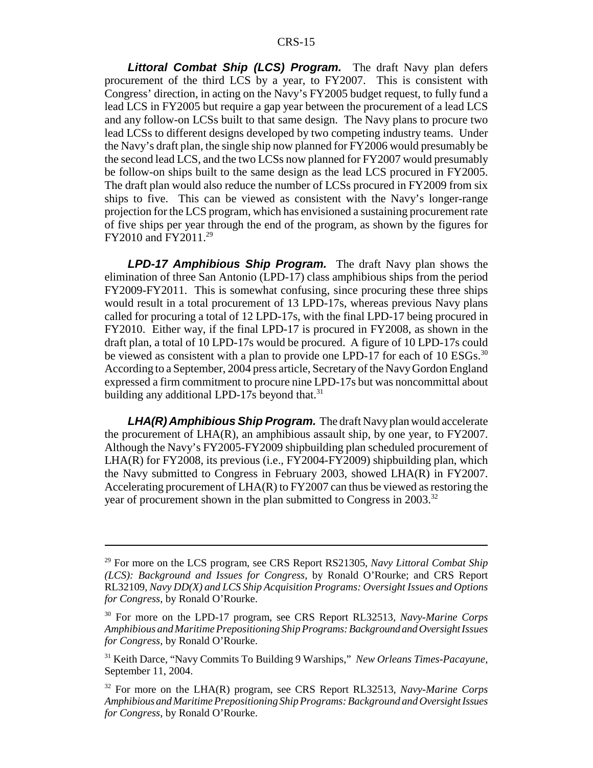***Littoral Combat Ship (LCS) Program.*** The draft Navy plan defers procurement of the third LCS by a year, to FY2007. This is consistent with Congress' direction, in acting on the Navy's FY2005 budget request, to fully fund a lead LCS in FY2005 but require a gap year between the procurement of a lead LCS and any follow-on LCSs built to that same design. The Navy plans to procure two lead LCSs to different designs developed by two competing industry teams. Under the Navy's draft plan, the single ship now planned for FY2006 would presumably be the second lead LCS, and the two LCSs now planned for FY2007 would presumably be follow-on ships built to the same design as the lead LCS procured in FY2005. The draft plan would also reduce the number of LCSs procured in FY2009 from six ships to five. This can be viewed as consistent with the Navy's longer-range projection for the LCS program, which has envisioned a sustaining procurement rate of five ships per year through the end of the program, as shown by the figures for FY2010 and FY2011.[29]

***LPD-17 Amphibious Ship Program.*** The draft Navy plan shows the elimination of three San Antonio (LPD-17) class amphibious ships from the period FY2009-FY2011. This is somewhat confusing, since procuring these three ships would result in a total procurement of 13 LPD-17s, whereas previous Navy plans called for procuring a total of 12 LPD-17s, with the final LPD-17 being procured in FY2010. Either way, if the final LPD-17 is procured in FY2008, as shown in the draft plan, a total of 10 LPD-17s would be procured. A figure of 10 LPD-17s could be viewed as consistent with a plan to provide one LPD-17 for each of 10 ESGs.[30] According to a September, 2004 press article, Secretary of the Navy Gordon England expressed a firm commitment to procure nine LPD-17s but was noncommittal about building any additional LPD-17s beyond that.[31]

***LHA(R) Amphibious Ship Program.*** The draft Navy plan would accelerate the procurement of LHA(R), an amphibious assault ship, by one year, to FY2007. Although the Navy's FY2005-FY2009 shipbuilding plan scheduled procurement of LHA(R) for FY2008, its previous (i.e., FY2004-FY2009) shipbuilding plan, which the Navy submitted to Congress in February 2003, showed LHA(R) in FY2007. Accelerating procurement of LHA(R) to FY2007 can thus be viewed as restoring the year of procurement shown in the plan submitted to Congress in 2003.[32]

---

[29] For more on the LCS program, see CRS Report RS21305, *Navy Littoral Combat Ship (LCS): Background and Issues for Congress*, by Ronald O'Rourke; and CRS Report RL32109, *Navy DD(X) and LCS Ship Acquisition Programs: Oversight Issues and Options for Congress*, by Ronald O'Rourke.

[30] For more on the LPD-17 program, see CRS Report RL32513, *Navy-Marine Corps Amphibious and Maritime Prepositioning Ship Programs: Background and Oversight Issues for Congress*, by Ronald O'Rourke.

[31] Keith Darce, "Navy Commits To Building 9 Warships," *New Orleans Times-Pacayune*, September 11, 2004.

[32] For more on the LHA(R) program, see CRS Report RL32513, *Navy-Marine Corps Amphibious and Maritime Prepositioning Ship Programs: Background and Oversight Issues for Congress*, by Ronald O'Rourke.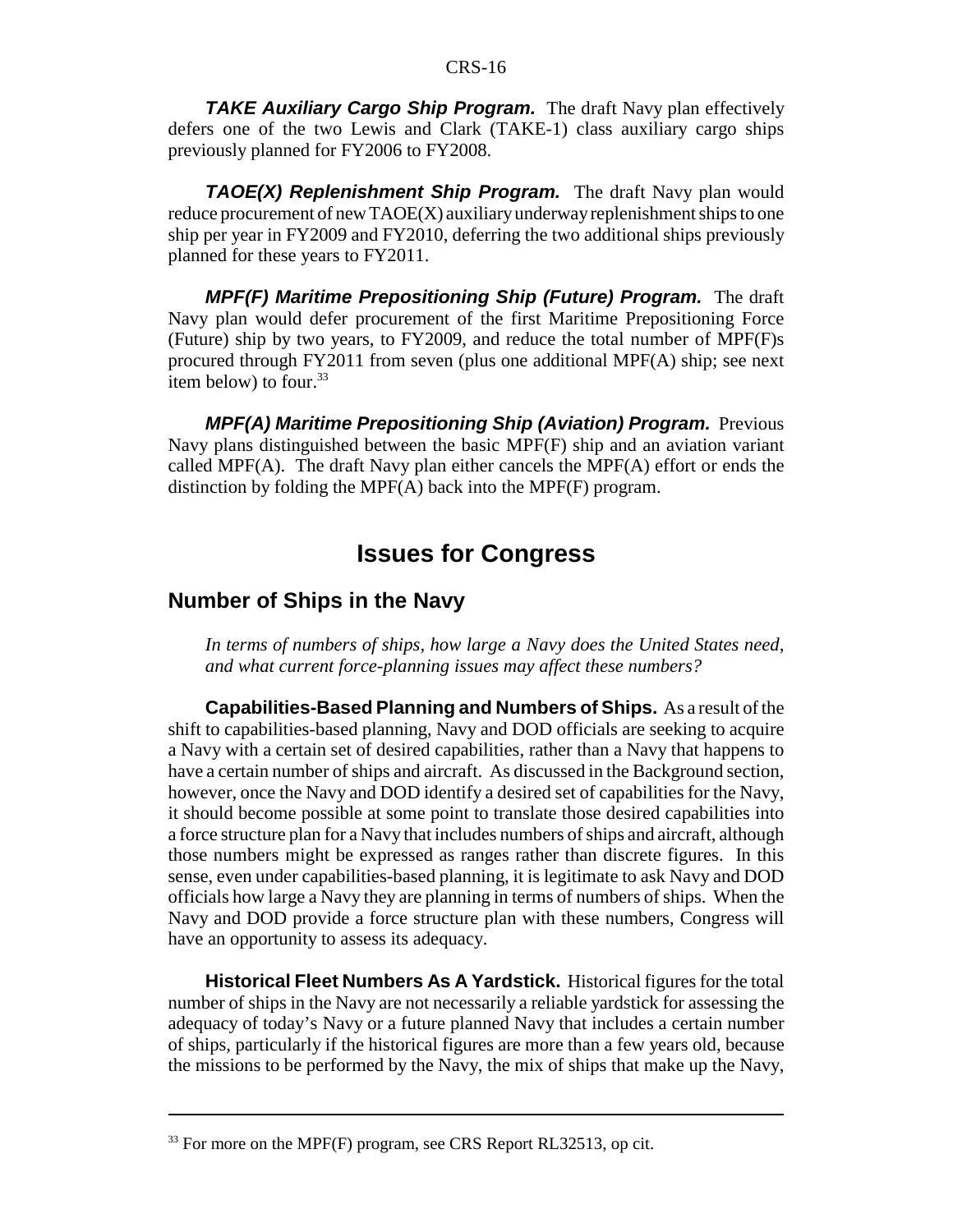***TAKE* Auxiliary Cargo Ship Program.** The draft Navy plan effectively defers one of the two Lewis and Clark (TAKE-1) class auxiliary cargo ships previously planned for FY2006 to FY2008.

***TAOE(X)* Replenishment Ship Program.** The draft Navy plan would reduce procurement of new TAOE(X) auxiliary underway replenishment ships to one ship per year in FY2009 and FY2010, deferring the two additional ships previously planned for these years to FY2011.

***MPF(F)* Maritime Prepositioning Ship (Future) Program.** The draft Navy plan would defer procurement of the first Maritime Prepositioning Force (Future) ship by two years, to FY2009, and reduce the total number of MPF(F)s procured through FY2011 from seven (plus one additional MPF(A) ship; see next item below) to four.[33]

***MPF(A)* Maritime Prepositioning Ship (Aviation) Program.** Previous Navy plans distinguished between the basic MPF(F) ship and an aviation variant called MPF(A). The draft Navy plan either cancels the MPF(A) effort or ends the distinction by folding the MPF(A) back into the MPF(F) program.

# Issues for Congress

## Number of Ships in the Navy

*In terms of numbers of ships, how large a Navy does the United States need, and what current force-planning issues may affect these numbers?*

**Capabilities-Based Planning and Numbers of Ships.** As a result of the shift to capabilities-based planning, Navy and DOD officials are seeking to acquire a Navy with a certain set of desired capabilities, rather than a Navy that happens to have a certain number of ships and aircraft. As discussed in the Background section, however, once the Navy and DOD identify a desired set of capabilities for the Navy, it should become possible at some point to translate those desired capabilities into a force structure plan for a Navy that includes numbers of ships and aircraft, although those numbers might be expressed as ranges rather than discrete figures. In this sense, even under capabilities-based planning, it is legitimate to ask Navy and DOD officials how large a Navy they are planning in terms of numbers of ships. When the Navy and DOD provide a force structure plan with these numbers, Congress will have an opportunity to assess its adequacy.

**Historical Fleet Numbers As A Yardstick.** Historical figures for the total number of ships in the Navy are not necessarily a reliable yardstick for assessing the adequacy of today's Navy or a future planned Navy that includes a certain number of ships, particularly if the historical figures are more than a few years old, because the missions to be performed by the Navy, the mix of ships that make up the Navy,

---

[33] For more on the MPF(F) program, see CRS Report RL32513, op cit.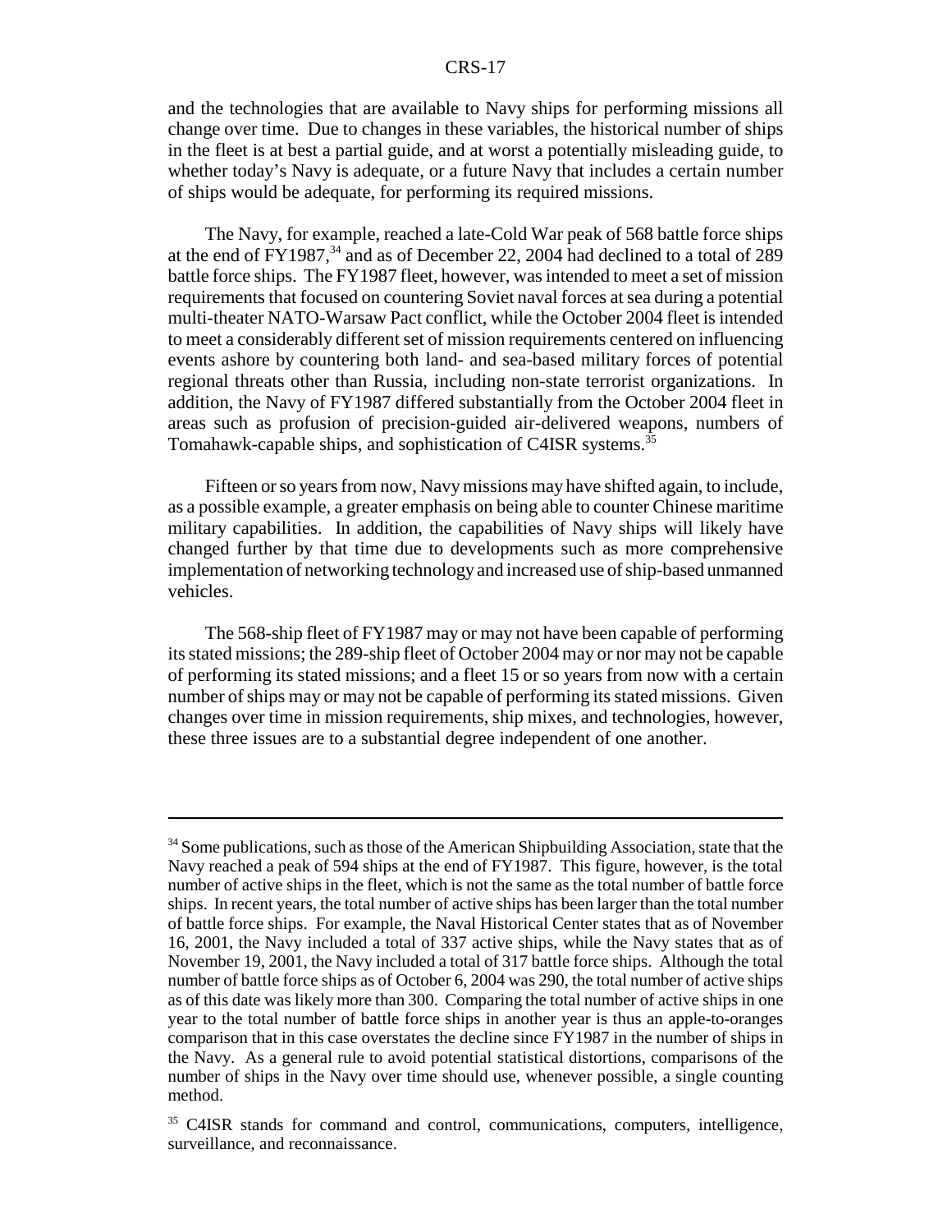and the technologies that are available to Navy ships for performing missions all change over time. Due to changes in these variables, the historical number of ships in the fleet is at best a partial guide, and at worst a potentially misleading guide, to whether today's Navy is adequate, or a future Navy that includes a certain number of ships would be adequate, for performing its required missions.

The Navy, for example, reached a late-Cold War peak of 568 battle force ships at the end of FY1987,[34] and as of December 22, 2004 had declined to a total of 289 battle force ships. The FY1987 fleet, however, was intended to meet a set of mission requirements that focused on countering Soviet naval forces at sea during a potential multi-theater NATO-Warsaw Pact conflict, while the October 2004 fleet is intended to meet a considerably different set of mission requirements centered on influencing events ashore by countering both land- and sea-based military forces of potential regional threats other than Russia, including non-state terrorist organizations. In addition, the Navy of FY1987 differed substantially from the October 2004 fleet in areas such as profusion of precision-guided air-delivered weapons, numbers of Tomahawk-capable ships, and sophistication of C4ISR systems.[35]

Fifteen or so years from now, Navy missions may have shifted again, to include, as a possible example, a greater emphasis on being able to counter Chinese maritime military capabilities. In addition, the capabilities of Navy ships will likely have changed further by that time due to developments such as more comprehensive implementation of networking technology and increased use of ship-based unmanned vehicles.

The 568-ship fleet of FY1987 may or may not have been capable of performing its stated missions; the 289-ship fleet of October 2004 may or nor may not be capable of performing its stated missions; and a fleet 15 or so years from now with a certain number of ships may or may not be capable of performing its stated missions. Given changes over time in mission requirements, ship mixes, and technologies, however, these three issues are to a substantial degree independent of one another.

---

[34] Some publications, such as those of the American Shipbuilding Association, state that the Navy reached a peak of 594 ships at the end of FY1987. This figure, however, is the total number of active ships in the fleet, which is not the same as the total number of battle force ships. In recent years, the total number of active ships has been larger than the total number of battle force ships. For example, the Naval Historical Center states that as of November 16, 2001, the Navy included a total of 337 active ships, while the Navy states that as of November 19, 2001, the Navy included a total of 317 battle force ships. Although the total number of battle force ships as of October 6, 2004 was 290, the total number of active ships as of this date was likely more than 300. Comparing the total number of active ships in one year to the total number of battle force ships in another year is thus an apple-to-oranges comparison that in this case overstates the decline since FY1987 in the number of ships in the Navy. As a general rule to avoid potential statistical distortions, comparisons of the number of ships in the Navy over time should use, whenever possible, a single counting method.

[35] C4ISR stands for command and control, communications, computers, intelligence, surveillance, and reconnaissance.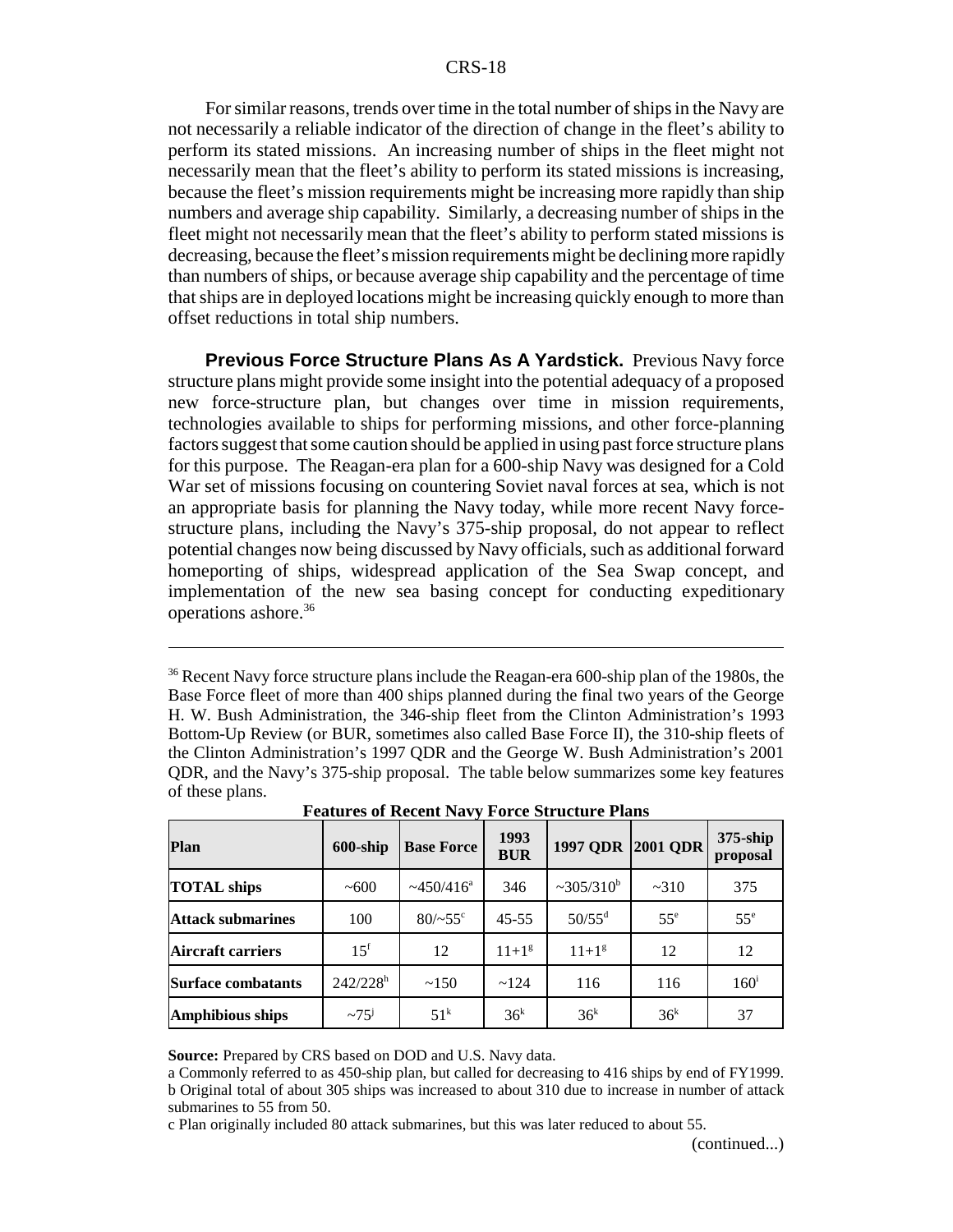For similar reasons, trends over time in the total number of ships in the Navy are not necessarily a reliable indicator of the direction of change in the fleet's ability to perform its stated missions. An increasing number of ships in the fleet might not necessarily mean that the fleet's ability to perform its stated missions is increasing, because the fleet's mission requirements might be increasing more rapidly than ship numbers and average ship capability. Similarly, a decreasing number of ships in the fleet might not necessarily mean that the fleet's ability to perform stated missions is decreasing, because the fleet's mission requirements might be declining more rapidly than numbers of ships, or because average ship capability and the percentage of time that ships are in deployed locations might be increasing quickly enough to more than offset reductions in total ship numbers.

**Previous Force Structure Plans As A Yardstick.** Previous Navy force structure plans might provide some insight into the potential adequacy of a proposed new force-structure plan, but changes over time in mission requirements, technologies available to ships for performing missions, and other force-planning factors suggest that some caution should be applied in using past force structure plans for this purpose. The Reagan-era plan for a 600-ship Navy was designed for a Cold War set of missions focusing on countering Soviet naval forces at sea, which is not an appropriate basis for planning the Navy today, while more recent Navy force-structure plans, including the Navy's 375-ship proposal, do not appear to reflect potential changes now being discussed by Navy officials, such as additional forward homeporting of ships, widespread application of the Sea Swap concept, and implementation of the new sea basing concept for conducting expeditionary operations ashore.[36]

---

[36] Recent Navy force structure plans include the Reagan-era 600-ship plan of the 1980s, the Base Force fleet of more than 400 ships planned during the final two years of the George H. W. Bush Administration, the 346-ship fleet from the Clinton Administration's 1993 Bottom-Up Review (or BUR, sometimes also called Base Force II), the 310-ship fleets of the Clinton Administration's 1997 QDR and the George W. Bush Administration's 2001 QDR, and the Navy's 375-ship proposal. The table below summarizes some key features of these plans.

**Features of Recent Navy Force Structure Plans**

| Plan | 600-ship | Base Force | 1993 BUR | 1997 QDR | 2001 QDR | 375-ship proposal |
|---|---|---|---|---|---|---|
| **TOTAL ships** | ~600 | ~450/416[a] | 346 | ~305/310[b] | ~310 | 375 |
| **Attack submarines** | 100 | 80/~55[c] | 45-55 | 50/55[d] | 55[e] | 55[e] |
| **Aircraft carriers** | 15[f] | 12 | 11+1[g] | 11+1[g] | 12 | 12 |
| **Surface combatants** | 242/228[h] | ~150 | ~124 | 116 | 116 | 160[i] |
| **Amphibious ships** | ~75[j] | 51[k] | 36[k] | 36[k] | 36[k] | 37 |

**Source:** Prepared by CRS based on DOD and U.S. Navy data.

a Commonly referred to as 450-ship plan, but called for decreasing to 416 ships by end of FY1999.
b Original total of about 305 ships was increased to about 310 due to increase in number of attack submarines to 55 from 50.
c Plan originally included 80 attack submarines, but this was later reduced to about 55.

(continued...)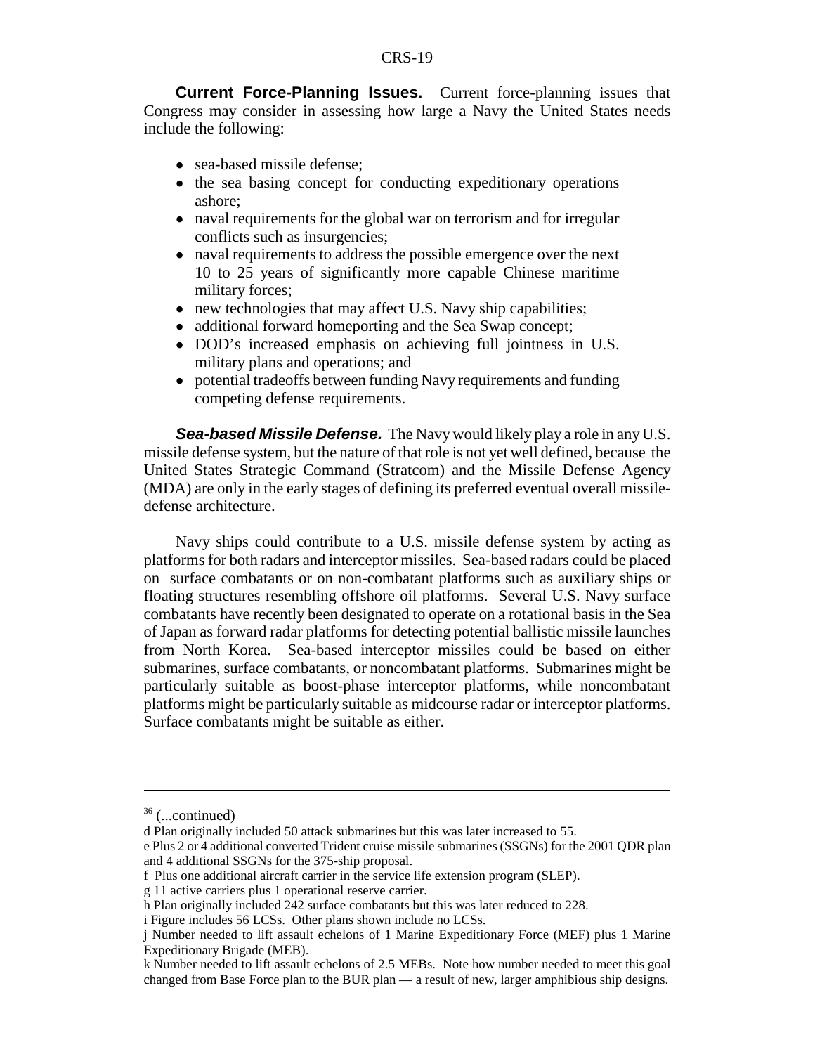**Current Force-Planning Issues.** Current force-planning issues that Congress may consider in assessing how large a Navy the United States needs include the following:

- sea-based missile defense;
- the sea basing concept for conducting expeditionary operations ashore;
- naval requirements for the global war on terrorism and for irregular conflicts such as insurgencies;
- naval requirements to address the possible emergence over the next 10 to 25 years of significantly more capable Chinese maritime military forces;
- new technologies that may affect U.S. Navy ship capabilities;
- additional forward homeporting and the Sea Swap concept;
- DOD's increased emphasis on achieving full jointness in U.S. military plans and operations; and
- potential tradeoffs between funding Navy requirements and funding competing defense requirements.

***Sea-based Missile Defense.*** The Navy would likely play a role in any U.S. missile defense system, but the nature of that role is not yet well defined, because the United States Strategic Command (Stratcom) and the Missile Defense Agency (MDA) are only in the early stages of defining its preferred eventual overall missile-defense architecture.

Navy ships could contribute to a U.S. missile defense system by acting as platforms for both radars and interceptor missiles. Sea-based radars could be placed on surface combatants or on non-combatant platforms such as auxiliary ships or floating structures resembling offshore oil platforms. Several U.S. Navy surface combatants have recently been designated to operate on a rotational basis in the Sea of Japan as forward radar platforms for detecting potential ballistic missile launches from North Korea. Sea-based interceptor missiles could be based on either submarines, surface combatants, or noncombatant platforms. Submarines might be particularly suitable as boost-phase interceptor platforms, while noncombatant platforms might be particularly suitable as midcourse radar or interceptor platforms. Surface combatants might be suitable as either.

---

[36] (...continued)

d Plan originally included 50 attack submarines but this was later increased to 55.

e Plus 2 or 4 additional converted Trident cruise missile submarines (SSGNs) for the 2001 QDR plan and 4 additional SSGNs for the 375-ship proposal.

f Plus one additional aircraft carrier in the service life extension program (SLEP).

g 11 active carriers plus 1 operational reserve carrier.

h Plan originally included 242 surface combatants but this was later reduced to 228.

i Figure includes 56 LCSs. Other plans shown include no LCSs.

j Number needed to lift assault echelons of 1 Marine Expeditionary Force (MEF) plus 1 Marine Expeditionary Brigade (MEB).

k Number needed to lift assault echelons of 2.5 MEBs. Note how number needed to meet this goal changed from Base Force plan to the BUR plan — a result of new, larger amphibious ship designs.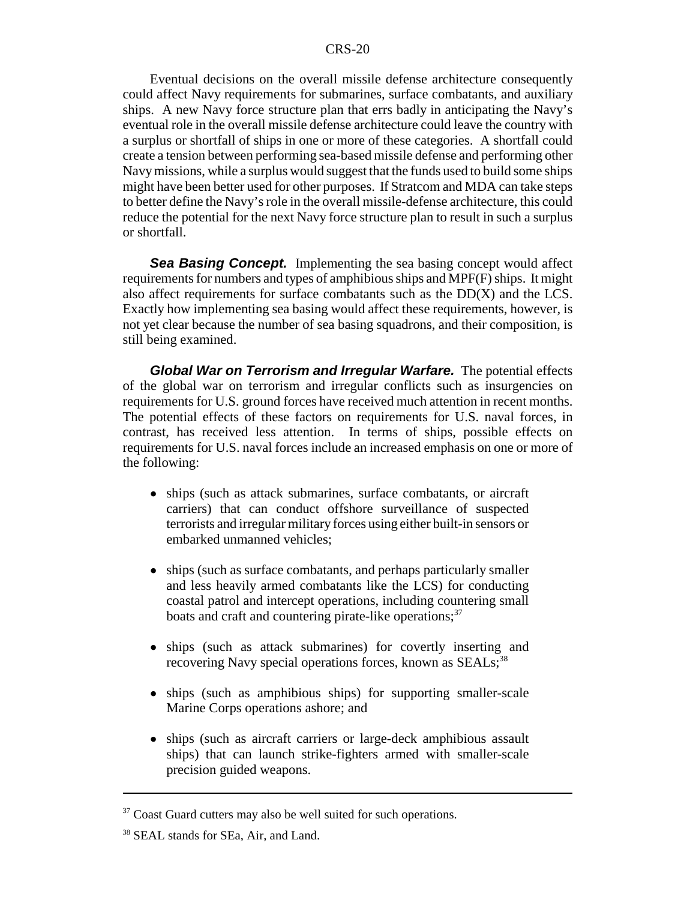Eventual decisions on the overall missile defense architecture consequently could affect Navy requirements for submarines, surface combatants, and auxiliary ships. A new Navy force structure plan that errs badly in anticipating the Navy's eventual role in the overall missile defense architecture could leave the country with a surplus or shortfall of ships in one or more of these categories. A shortfall could create a tension between performing sea-based missile defense and performing other Navy missions, while a surplus would suggest that the funds used to build some ships might have been better used for other purposes. If Stratcom and MDA can take steps to better define the Navy's role in the overall missile-defense architecture, this could reduce the potential for the next Navy force structure plan to result in such a surplus or shortfall.

***Sea Basing Concept.*** Implementing the sea basing concept would affect requirements for numbers and types of amphibious ships and MPF(F) ships. It might also affect requirements for surface combatants such as the DD(X) and the LCS. Exactly how implementing sea basing would affect these requirements, however, is not yet clear because the number of sea basing squadrons, and their composition, is still being examined.

***Global War on Terrorism and Irregular Warfare.*** The potential effects of the global war on terrorism and irregular conflicts such as insurgencies on requirements for U.S. ground forces have received much attention in recent months. The potential effects of these factors on requirements for U.S. naval forces, in contrast, has received less attention. In terms of ships, possible effects on requirements for U.S. naval forces include an increased emphasis on one or more of the following:

- ships (such as attack submarines, surface combatants, or aircraft carriers) that can conduct offshore surveillance of suspected terrorists and irregular military forces using either built-in sensors or embarked unmanned vehicles;
- ships (such as surface combatants, and perhaps particularly smaller and less heavily armed combatants like the LCS) for conducting coastal patrol and intercept operations, including countering small boats and craft and countering pirate-like operations;[37]
- ships (such as attack submarines) for covertly inserting and recovering Navy special operations forces, known as SEALs;[38]
- ships (such as amphibious ships) for supporting smaller-scale Marine Corps operations ashore; and
- ships (such as aircraft carriers or large-deck amphibious assault ships) that can launch strike-fighters armed with smaller-scale precision guided weapons.

---

[37] Coast Guard cutters may also be well suited for such operations.

[38] SEAL stands for SEa, Air, and Land.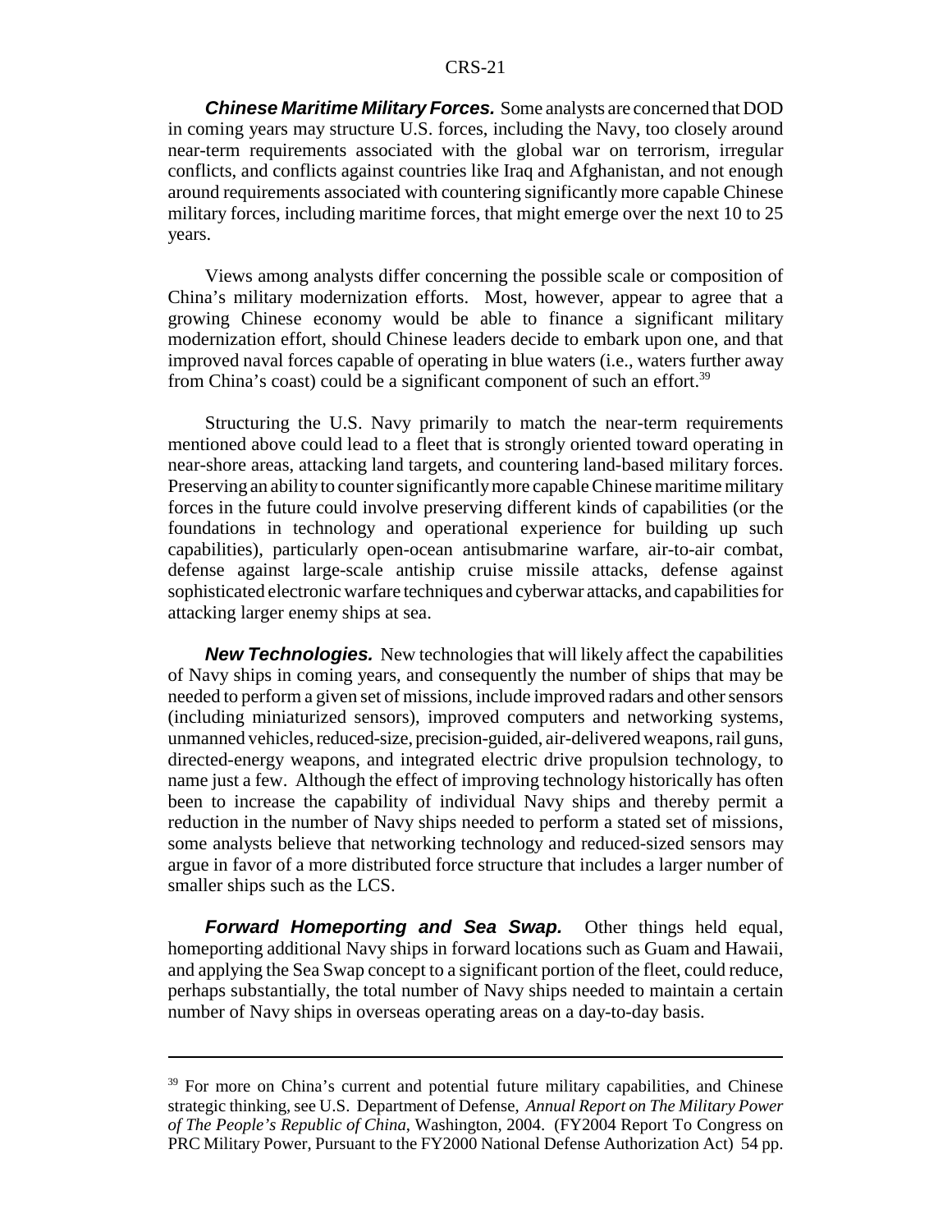***Chinese Maritime Military Forces.*** Some analysts are concerned that DOD in coming years may structure U.S. forces, including the Navy, too closely around near-term requirements associated with the global war on terrorism, irregular conflicts, and conflicts against countries like Iraq and Afghanistan, and not enough around requirements associated with countering significantly more capable Chinese military forces, including maritime forces, that might emerge over the next 10 to 25 years.

Views among analysts differ concerning the possible scale or composition of China's military modernization efforts. Most, however, appear to agree that a growing Chinese economy would be able to finance a significant military modernization effort, should Chinese leaders decide to embark upon one, and that improved naval forces capable of operating in blue waters (i.e., waters further away from China's coast) could be a significant component of such an effort.[39]

Structuring the U.S. Navy primarily to match the near-term requirements mentioned above could lead to a fleet that is strongly oriented toward operating in near-shore areas, attacking land targets, and countering land-based military forces. Preserving an ability to counter significantly more capable Chinese maritime military forces in the future could involve preserving different kinds of capabilities (or the foundations in technology and operational experience for building up such capabilities), particularly open-ocean antisubmarine warfare, air-to-air combat, defense against large-scale antiship cruise missile attacks, defense against sophisticated electronic warfare techniques and cyberwar attacks, and capabilities for attacking larger enemy ships at sea.

***New Technologies.*** New technologies that will likely affect the capabilities of Navy ships in coming years, and consequently the number of ships that may be needed to perform a given set of missions, include improved radars and other sensors (including miniaturized sensors), improved computers and networking systems, unmanned vehicles, reduced-size, precision-guided, air-delivered weapons, rail guns, directed-energy weapons, and integrated electric drive propulsion technology, to name just a few. Although the effect of improving technology historically has often been to increase the capability of individual Navy ships and thereby permit a reduction in the number of Navy ships needed to perform a stated set of missions, some analysts believe that networking technology and reduced-sized sensors may argue in favor of a more distributed force structure that includes a larger number of smaller ships such as the LCS.

***Forward Homeporting and Sea Swap.*** Other things held equal, homeporting additional Navy ships in forward locations such as Guam and Hawaii, and applying the Sea Swap concept to a significant portion of the fleet, could reduce, perhaps substantially, the total number of Navy ships needed to maintain a certain number of Navy ships in overseas operating areas on a day-to-day basis.

---

[39] For more on China's current and potential future military capabilities, and Chinese strategic thinking, see U.S. Department of Defense, *Annual Report on The Military Power of The People's Republic of China*, Washington, 2004. (FY2004 Report To Congress on PRC Military Power, Pursuant to the FY2000 National Defense Authorization Act) 54 pp.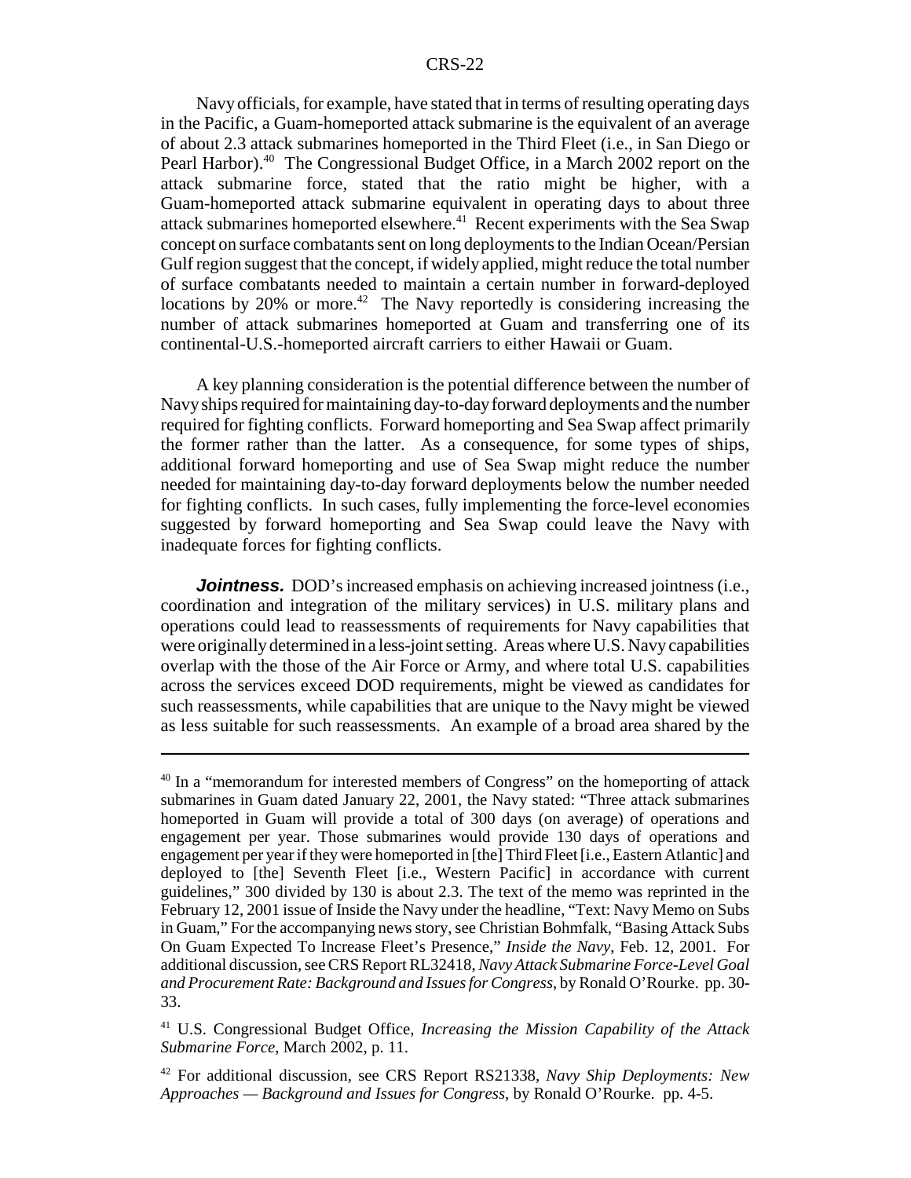Navy officials, for example, have stated that in terms of resulting operating days in the Pacific, a Guam-homeported attack submarine is the equivalent of an average of about 2.3 attack submarines homeported in the Third Fleet (i.e., in San Diego or Pearl Harbor).[40] The Congressional Budget Office, in a March 2002 report on the attack submarine force, stated that the ratio might be higher, with a Guam-homeported attack submarine equivalent in operating days to about three attack submarines homeported elsewhere.[41] Recent experiments with the Sea Swap concept on surface combatants sent on long deployments to the Indian Ocean/Persian Gulf region suggest that the concept, if widely applied, might reduce the total number of surface combatants needed to maintain a certain number in forward-deployed locations by 20% or more.[42] The Navy reportedly is considering increasing the number of attack submarines homeported at Guam and transferring one of its continental-U.S.-homeported aircraft carriers to either Hawaii or Guam.

A key planning consideration is the potential difference between the number of Navy ships required for maintaining day-to-day forward deployments and the number required for fighting conflicts. Forward homeporting and Sea Swap affect primarily the former rather than the latter. As a consequence, for some types of ships, additional forward homeporting and use of Sea Swap might reduce the number needed for maintaining day-to-day forward deployments below the number needed for fighting conflicts. In such cases, fully implementing the force-level economies suggested by forward homeporting and Sea Swap could leave the Navy with inadequate forces for fighting conflicts.

***Jointness.*** DOD's increased emphasis on achieving increased jointness (i.e., coordination and integration of the military services) in U.S. military plans and operations could lead to reassessments of requirements for Navy capabilities that were originally determined in a less-joint setting. Areas where U.S. Navy capabilities overlap with the those of the Air Force or Army, and where total U.S. capabilities across the services exceed DOD requirements, might be viewed as candidates for such reassessments, while capabilities that are unique to the Navy might be viewed as less suitable for such reassessments. An example of a broad area shared by the

---

[40] In a "memorandum for interested members of Congress" on the homeporting of attack submarines in Guam dated January 22, 2001, the Navy stated: "Three attack submarines homeported in Guam will provide a total of 300 days (on average) of operations and engagement per year. Those submarines would provide 130 days of operations and engagement per year if they were homeported in [the] Third Fleet [i.e., Eastern Atlantic] and deployed to [the] Seventh Fleet [i.e., Western Pacific] in accordance with current guidelines," 300 divided by 130 is about 2.3. The text of the memo was reprinted in the February 12, 2001 issue of Inside the Navy under the headline, "Text: Navy Memo on Subs in Guam," For the accompanying news story, see Christian Bohmfalk, "Basing Attack Subs On Guam Expected To Increase Fleet's Presence," *Inside the Navy*, Feb. 12, 2001. For additional discussion, see CRS Report RL32418, *Navy Attack Submarine Force-Level Goal and Procurement Rate: Background and Issues for Congress*, by Ronald O'Rourke. pp. 30-33.

[41] U.S. Congressional Budget Office, *Increasing the Mission Capability of the Attack Submarine Force*, March 2002, p. 11.

[42] For additional discussion, see CRS Report RS21338, *Navy Ship Deployments: New Approaches — Background and Issues for Congress*, by Ronald O'Rourke. pp. 4-5.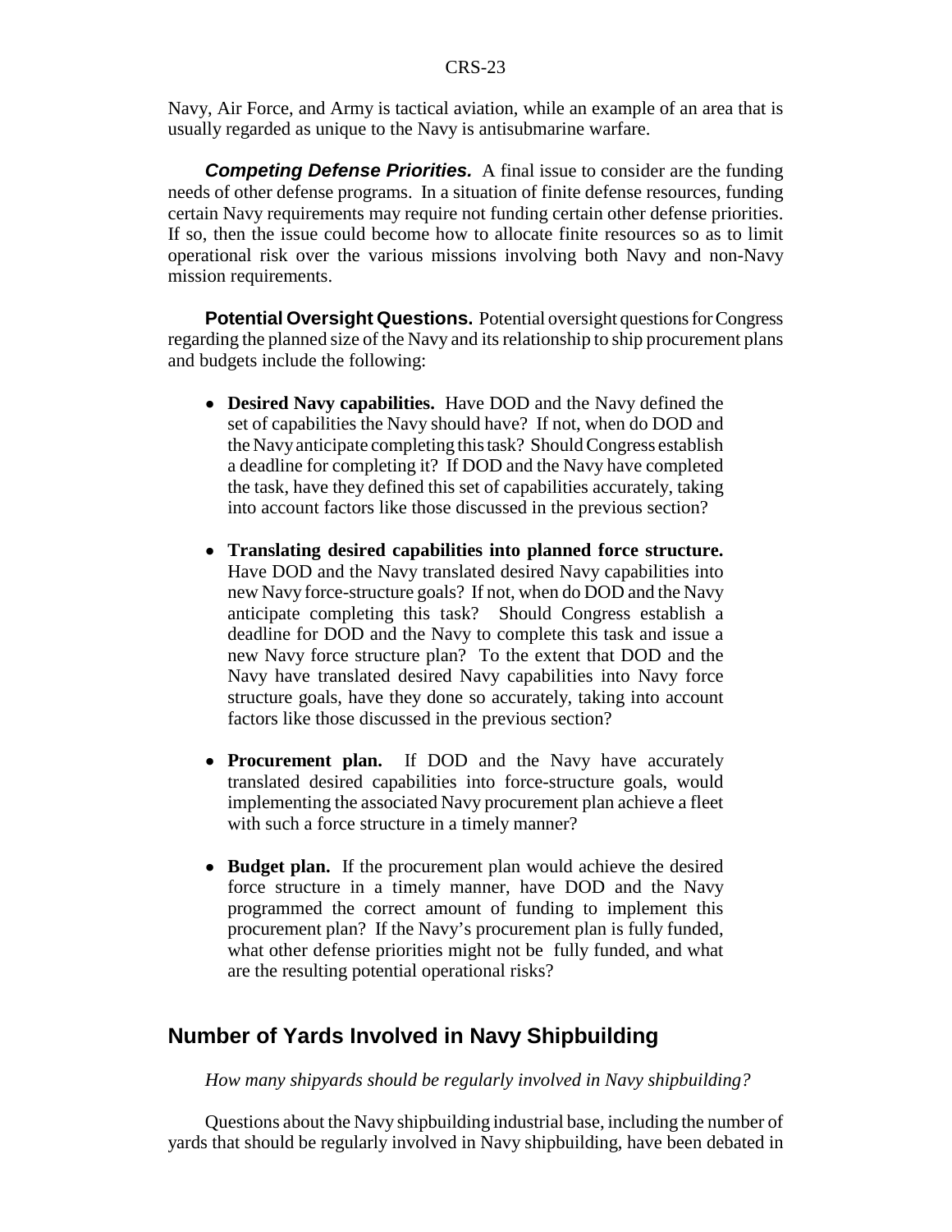Navy, Air Force, and Army is tactical aviation, while an example of an area that is usually regarded as unique to the Navy is antisubmarine warfare.

***Competing Defense Priorities.*** A final issue to consider are the funding needs of other defense programs. In a situation of finite defense resources, funding certain Navy requirements may require not funding certain other defense priorities. If so, then the issue could become how to allocate finite resources so as to limit operational risk over the various missions involving both Navy and non-Navy mission requirements.

**Potential Oversight Questions.** Potential oversight questions for Congress regarding the planned size of the Navy and its relationship to ship procurement plans and budgets include the following:

- **Desired Navy capabilities.** Have DOD and the Navy defined the set of capabilities the Navy should have? If not, when do DOD and the Navy anticipate completing this task? Should Congress establish a deadline for completing it? If DOD and the Navy have completed the task, have they defined this set of capabilities accurately, taking into account factors like those discussed in the previous section?

- **Translating desired capabilities into planned force structure.** Have DOD and the Navy translated desired Navy capabilities into new Navy force-structure goals? If not, when do DOD and the Navy anticipate completing this task? Should Congress establish a deadline for DOD and the Navy to complete this task and issue a new Navy force structure plan? To the extent that DOD and the Navy have translated desired Navy capabilities into Navy force structure goals, have they done so accurately, taking into account factors like those discussed in the previous section?

- **Procurement plan.** If DOD and the Navy have accurately translated desired capabilities into force-structure goals, would implementing the associated Navy procurement plan achieve a fleet with such a force structure in a timely manner?

- **Budget plan.** If the procurement plan would achieve the desired force structure in a timely manner, have DOD and the Navy programmed the correct amount of funding to implement this procurement plan? If the Navy's procurement plan is fully funded, what other defense priorities might not be fully funded, and what are the resulting potential operational risks?

## Number of Yards Involved in Navy Shipbuilding

*How many shipyards should be regularly involved in Navy shipbuilding?*

Questions about the Navy shipbuilding industrial base, including the number of yards that should be regularly involved in Navy shipbuilding, have been debated in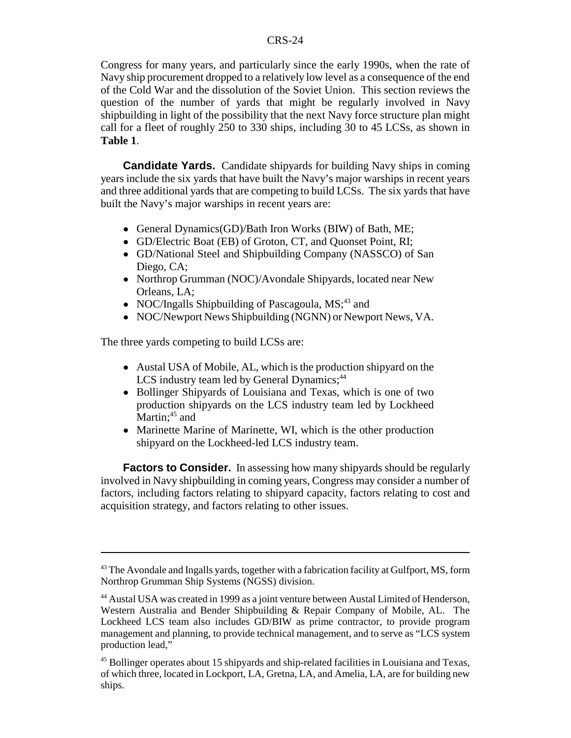Congress for many years, and particularly since the early 1990s, when the rate of Navy ship procurement dropped to a relatively low level as a consequence of the end of the Cold War and the dissolution of the Soviet Union. This section reviews the question of the number of yards that might be regularly involved in Navy shipbuilding in light of the possibility that the next Navy force structure plan might call for a fleet of roughly 250 to 330 ships, including 30 to 45 LCSs, as shown in **Table 1**.

**Candidate Yards.** Candidate shipyards for building Navy ships in coming years include the six yards that have built the Navy's major warships in recent years and three additional yards that are competing to build LCSs. The six yards that have built the Navy's major warships in recent years are:

- General Dynamics(GD)/Bath Iron Works (BIW) of Bath, ME;
- GD/Electric Boat (EB) of Groton, CT, and Quonset Point, RI;
- GD/National Steel and Shipbuilding Company (NASSCO) of San Diego, CA;
- Northrop Grumman (NOC)/Avondale Shipyards, located near New Orleans, LA;
- NOC/Ingalls Shipbuilding of Pascagoula, MS;[43] and
- NOC/Newport News Shipbuilding (NGNN) or Newport News, VA.

The three yards competing to build LCSs are:

- Austal USA of Mobile, AL, which is the production shipyard on the LCS industry team led by General Dynamics;[44]
- Bollinger Shipyards of Louisiana and Texas, which is one of two production shipyards on the LCS industry team led by Lockheed Martin;[45] and
- Marinette Marine of Marinette, WI, which is the other production shipyard on the Lockheed-led LCS industry team.

**Factors to Consider.** In assessing how many shipyards should be regularly involved in Navy shipbuilding in coming years, Congress may consider a number of factors, including factors relating to shipyard capacity, factors relating to cost and acquisition strategy, and factors relating to other issues.

---

[43] The Avondale and Ingalls yards, together with a fabrication facility at Gulfport, MS, form Northrop Grumman Ship Systems (NGSS) division.

[44] Austal USA was created in 1999 as a joint venture between Austal Limited of Henderson, Western Australia and Bender Shipbuilding & Repair Company of Mobile, AL. The Lockheed LCS team also includes GD/BIW as prime contractor, to provide program management and planning, to provide technical management, and to serve as "LCS system production lead,"

[45] Bollinger operates about 15 shipyards and ship-related facilities in Louisiana and Texas, of which three, located in Lockport, LA, Gretna, LA, and Amelia, LA, are for building new ships.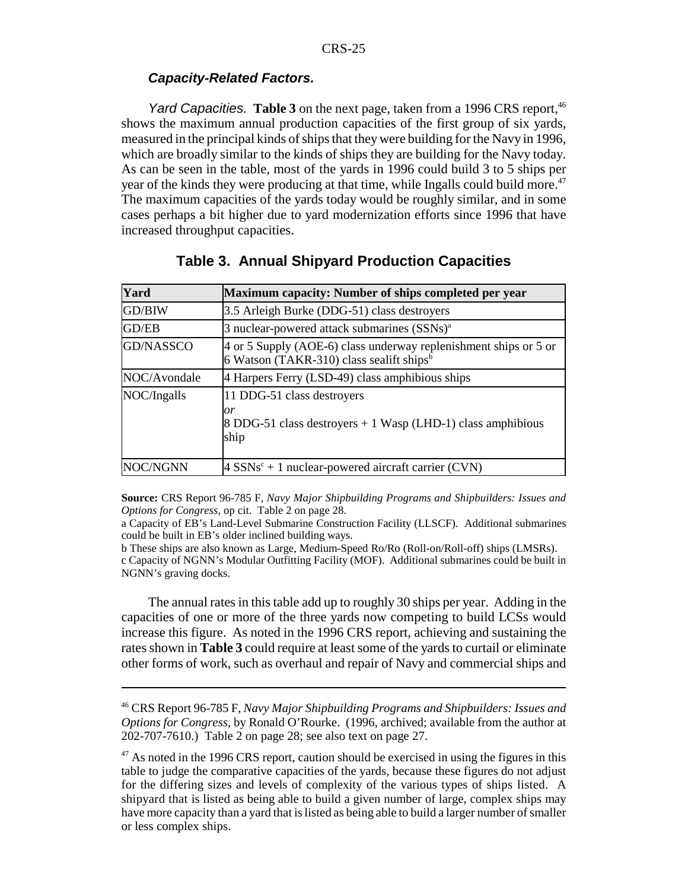#### *Capacity-Related Factors.*

*Yard Capacities.* **Table 3** on the next page, taken from a 1996 CRS report,[46] shows the maximum annual production capacities of the first group of six yards, measured in the principal kinds of ships that they were building for the Navy in 1996, which are broadly similar to the kinds of ships they are building for the Navy today. As can be seen in the table, most of the yards in 1996 could build 3 to 5 ships per year of the kinds they were producing at that time, while Ingalls could build more.[47] The maximum capacities of the yards today would be roughly similar, and in some cases perhaps a bit higher due to yard modernization efforts since 1996 that have increased throughput capacities.

**Table 3. Annual Shipyard Production Capacities**

| Yard | Maximum capacity: Number of ships completed per year |
|---|---|
| GD/BIW | 3.5 Arleigh Burke (DDG-51) class destroyers |
| GD/EB | 3 nuclear-powered attack submarines (SSNs)[a] |
| GD/NASSCO | 4 or 5 Supply (AOE-6) class underway replenishment ships or 5 or 6 Watson (TAKR-310) class sealift ships[b] |
| NOC/Avondale | 4 Harpers Ferry (LSD-49) class amphibious ships |
| NOC/Ingalls | 11 DDG-51 class destroyers *or* 8 DDG-51 class destroyers + 1 Wasp (LHD-1) class amphibious ship |
| NOC/NGNN | 4 SSNs[c] + 1 nuclear-powered aircraft carrier (CVN) |

**Source:** CRS Report 96-785 F, *Navy Major Shipbuilding Programs and Shipbuilders: Issues and Options for Congress*, op cit. Table 2 on page 28.

a Capacity of EB's Land-Level Submarine Construction Facility (LLSCF). Additional submarines could be built in EB's older inclined building ways.

b These ships are also known as Large, Medium-Speed Ro/Ro (Roll-on/Roll-off) ships (LMSRs).

c Capacity of NGNN's Modular Outfitting Facility (MOF). Additional submarines could be built in NGNN's graving docks.

The annual rates in this table add up to roughly 30 ships per year. Adding in the capacities of one or more of the three yards now competing to build LCSs would increase this figure. As noted in the 1996 CRS report, achieving and sustaining the rates shown in **Table 3** could require at least some of the yards to curtail or eliminate other forms of work, such as overhaul and repair of Navy and commercial ships and

---

[46] CRS Report 96-785 F, *Navy Major Shipbuilding Programs and Shipbuilders: Issues and Options for Congress*, by Ronald O'Rourke. (1996, archived; available from the author at 202-707-7610.) Table 2 on page 28; see also text on page 27.

[47] As noted in the 1996 CRS report, caution should be exercised in using the figures in this table to judge the comparative capacities of the yards, because these figures do not adjust for the differing sizes and levels of complexity of the various types of ships listed. A shipyard that is listed as being able to build a given number of large, complex ships may have more capacity than a yard that is listed as being able to build a larger number of smaller or less complex ships.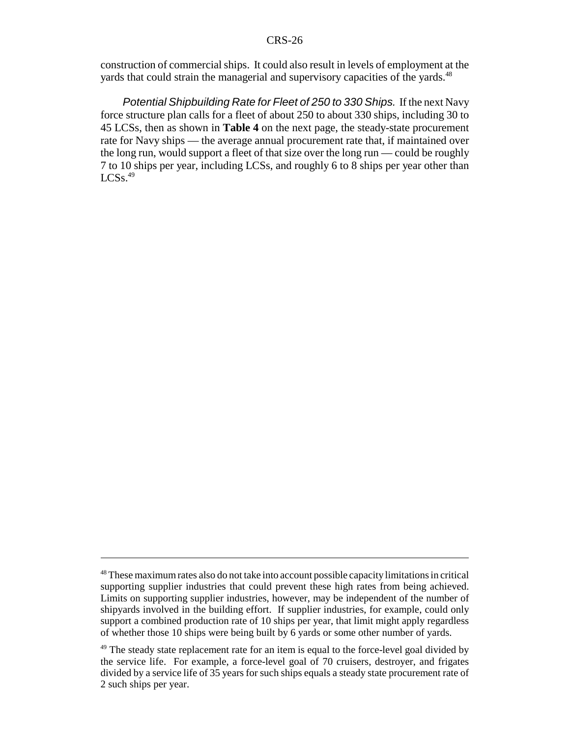construction of commercial ships. It could also result in levels of employment at the yards that could strain the managerial and supervisory capacities of the yards.[48]

*Potential Shipbuilding Rate for Fleet of 250 to 330 Ships.* If the next Navy force structure plan calls for a fleet of about 250 to about 330 ships, including 30 to 45 LCSs, then as shown in **Table 4** on the next page, the steady-state procurement rate for Navy ships — the average annual procurement rate that, if maintained over the long run, would support a fleet of that size over the long run — could be roughly 7 to 10 ships per year, including LCSs, and roughly 6 to 8 ships per year other than LCSs.[49]

---

[48] These maximum rates also do not take into account possible capacity limitations in critical supporting supplier industries that could prevent these high rates from being achieved. Limits on supporting supplier industries, however, may be independent of the number of shipyards involved in the building effort. If supplier industries, for example, could only support a combined production rate of 10 ships per year, that limit might apply regardless of whether those 10 ships were being built by 6 yards or some other number of yards.

[49] The steady state replacement rate for an item is equal to the force-level goal divided by the service life. For example, a force-level goal of 70 cruisers, destroyer, and frigates divided by a service life of 35 years for such ships equals a steady state procurement rate of 2 such ships per year.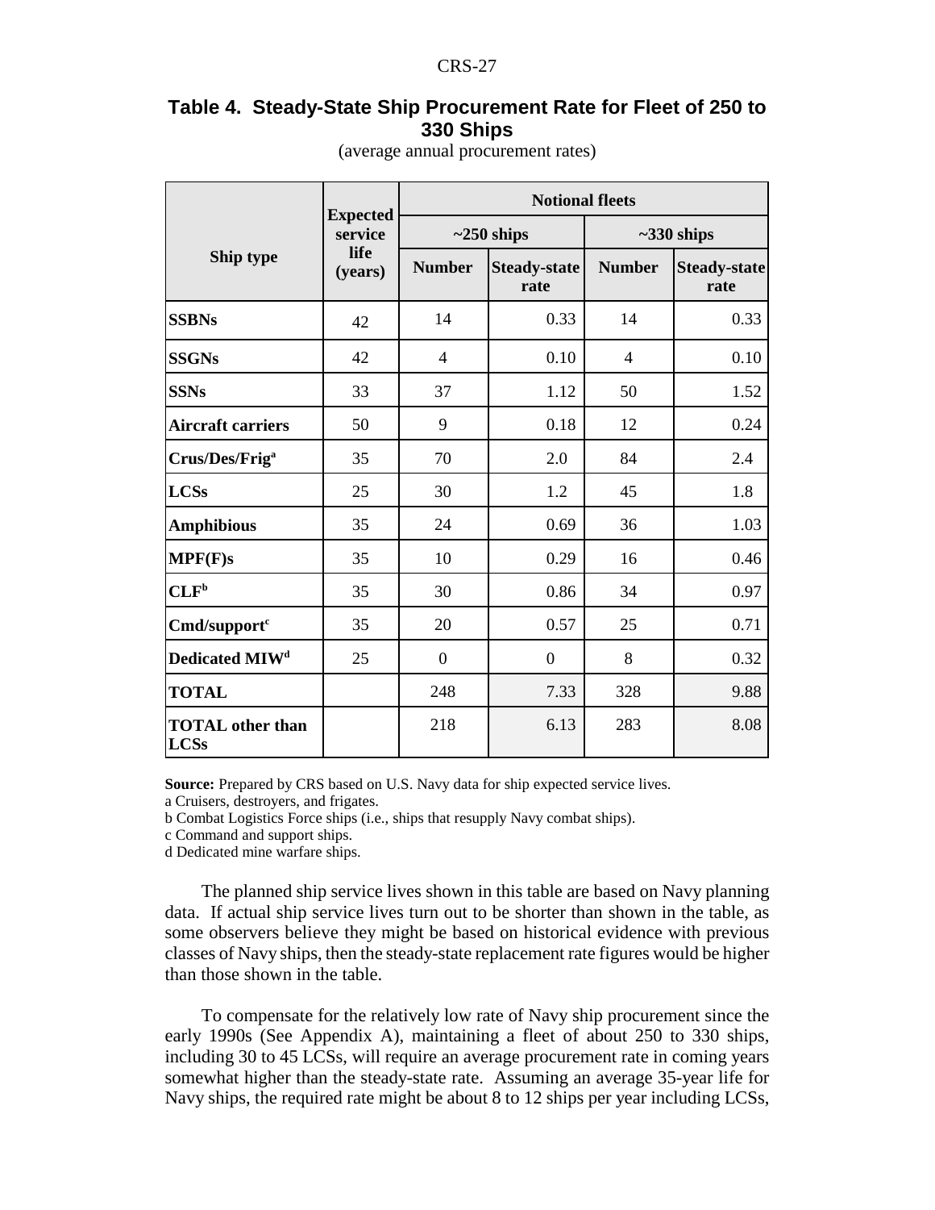**Table 4. Steady-State Ship Procurement Rate for Fleet of 250 to 330 Ships**

(average annual procurement rates)

| Ship type | Expected service life (years) | Notional fleets | | | |
|---|---|---|---|---|---|
| | | ~250 ships | | ~330 ships | |
| | | Number | Steady-state rate | Number | Steady-state rate |
| **SSBNs** | 42 | 14 | 0.33 | 14 | 0.33 |
| **SSGNs** | 42 | 4 | 0.10 | 4 | 0.10 |
| **SSNs** | 33 | 37 | 1.12 | 50 | 1.52 |
| **Aircraft carriers** | 50 | 9 | 0.18 | 12 | 0.24 |
| **Crus/Des/Frig**[a] | 35 | 70 | 2.0 | 84 | 2.4 |
| **LCSs** | 25 | 30 | 1.2 | 45 | 1.8 |
| **Amphibious** | 35 | 24 | 0.69 | 36 | 1.03 |
| **MPF(F)s** | 35 | 10 | 0.29 | 16 | 0.46 |
| **CLF**[b] | 35 | 30 | 0.86 | 34 | 0.97 |
| **Cmd/support**[c] | 35 | 20 | 0.57 | 25 | 0.71 |
| **Dedicated MIW**[d] | 25 | 0 | 0 | 8 | 0.32 |
| **TOTAL** | | 248 | 7.33 | 328 | 9.88 |
| **TOTAL other than LCSs** | | 218 | 6.13 | 283 | 8.08 |

**Source:** Prepared by CRS based on U.S. Navy data for ship expected service lives.

a Cruisers, destroyers, and frigates.

b Combat Logistics Force ships (i.e., ships that resupply Navy combat ships).

c Command and support ships.

d Dedicated mine warfare ships.

The planned ship service lives shown in this table are based on Navy planning data. If actual ship service lives turn out to be shorter than shown in the table, as some observers believe they might be based on historical evidence with previous classes of Navy ships, then the steady-state replacement rate figures would be higher than those shown in the table.

To compensate for the relatively low rate of Navy ship procurement since the early 1990s (See Appendix A), maintaining a fleet of about 250 to 330 ships, including 30 to 45 LCSs, will require an average procurement rate in coming years somewhat higher than the steady-state rate. Assuming an average 35-year life for Navy ships, the required rate might be about 8 to 12 ships per year including LCSs,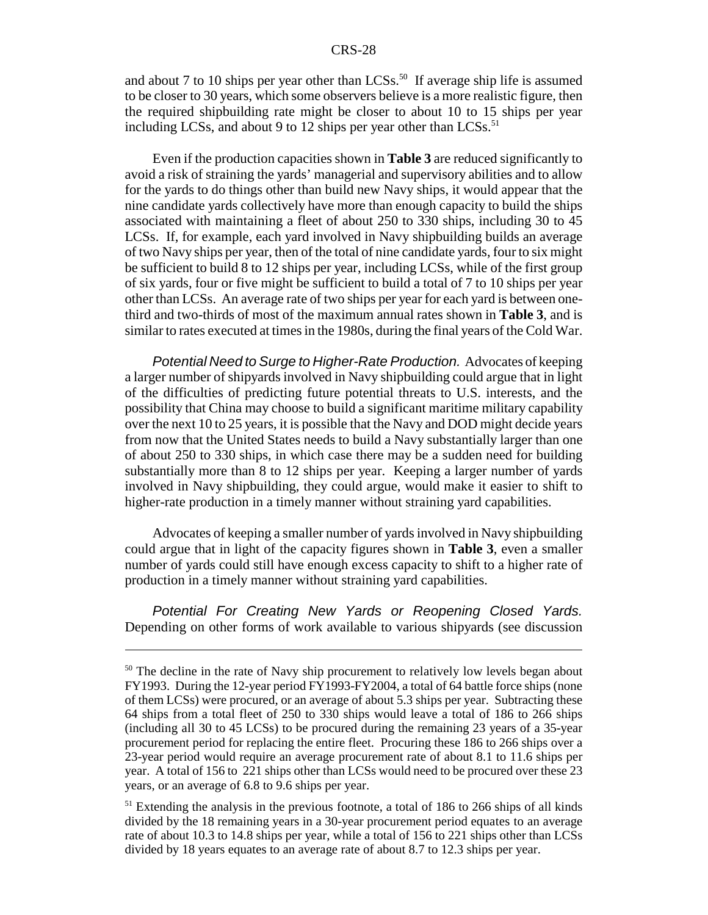and about 7 to 10 ships per year other than LCSs.[50] If average ship life is assumed to be closer to 30 years, which some observers believe is a more realistic figure, then the required shipbuilding rate might be closer to about 10 to 15 ships per year including LCSs, and about 9 to 12 ships per year other than LCSs.[51]

Even if the production capacities shown in **Table 3** are reduced significantly to avoid a risk of straining the yards' managerial and supervisory abilities and to allow for the yards to do things other than build new Navy ships, it would appear that the nine candidate yards collectively have more than enough capacity to build the ships associated with maintaining a fleet of about 250 to 330 ships, including 30 to 45 LCSs. If, for example, each yard involved in Navy shipbuilding builds an average of two Navy ships per year, then of the total of nine candidate yards, four to six might be sufficient to build 8 to 12 ships per year, including LCSs, while of the first group of six yards, four or five might be sufficient to build a total of 7 to 10 ships per year other than LCSs. An average rate of two ships per year for each yard is between one-third and two-thirds of most of the maximum annual rates shown in **Table 3**, and is similar to rates executed at times in the 1980s, during the final years of the Cold War.

*Potential Need to Surge to Higher-Rate Production.* Advocates of keeping a larger number of shipyards involved in Navy shipbuilding could argue that in light of the difficulties of predicting future potential threats to U.S. interests, and the possibility that China may choose to build a significant maritime military capability over the next 10 to 25 years, it is possible that the Navy and DOD might decide years from now that the United States needs to build a Navy substantially larger than one of about 250 to 330 ships, in which case there may be a sudden need for building substantially more than 8 to 12 ships per year. Keeping a larger number of yards involved in Navy shipbuilding, they could argue, would make it easier to shift to higher-rate production in a timely manner without straining yard capabilities.

Advocates of keeping a smaller number of yards involved in Navy shipbuilding could argue that in light of the capacity figures shown in **Table 3**, even a smaller number of yards could still have enough excess capacity to shift to a higher rate of production in a timely manner without straining yard capabilities.

*Potential For Creating New Yards or Reopening Closed Yards.* Depending on other forms of work available to various shipyards (see discussion

---

[50] The decline in the rate of Navy ship procurement to relatively low levels began about FY1993. During the 12-year period FY1993-FY2004, a total of 64 battle force ships (none of them LCSs) were procured, or an average of about 5.3 ships per year. Subtracting these 64 ships from a total fleet of 250 to 330 ships would leave a total of 186 to 266 ships (including all 30 to 45 LCSs) to be procured during the remaining 23 years of a 35-year procurement period for replacing the entire fleet. Procuring these 186 to 266 ships over a 23-year period would require an average procurement rate of about 8.1 to 11.6 ships per year. A total of 156 to 221 ships other than LCSs would need to be procured over these 23 years, or an average of 6.8 to 9.6 ships per year.

[51] Extending the analysis in the previous footnote, a total of 186 to 266 ships of all kinds divided by the 18 remaining years in a 30-year procurement period equates to an average rate of about 10.3 to 14.8 ships per year, while a total of 156 to 221 ships other than LCSs divided by 18 years equates to an average rate of about 8.7 to 12.3 ships per year.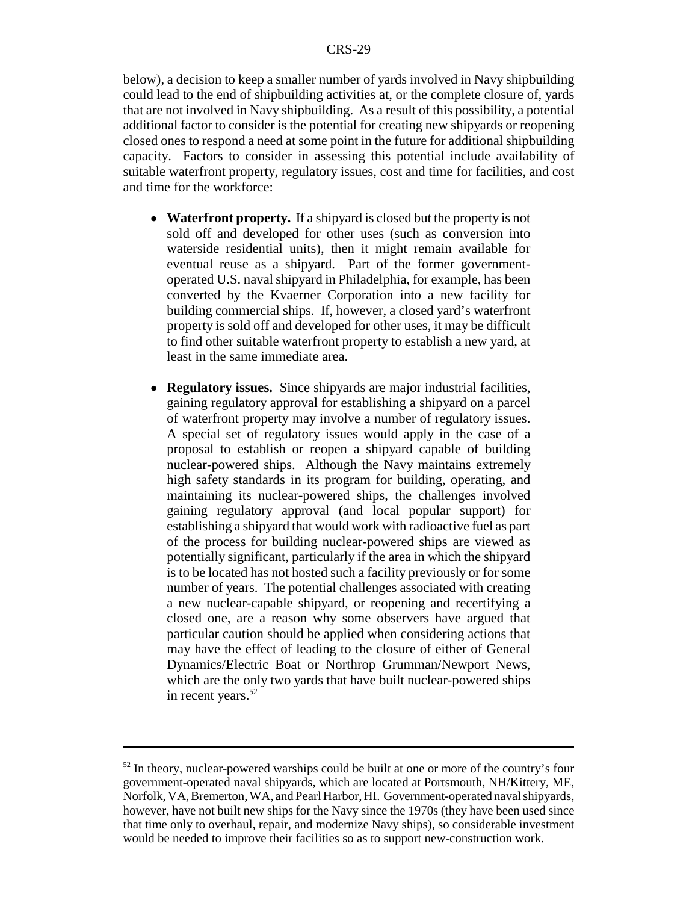below), a decision to keep a smaller number of yards involved in Navy shipbuilding could lead to the end of shipbuilding activities at, or the complete closure of, yards that are not involved in Navy shipbuilding. As a result of this possibility, a potential additional factor to consider is the potential for creating new shipyards or reopening closed ones to respond a need at some point in the future for additional shipbuilding capacity. Factors to consider in assessing this potential include availability of suitable waterfront property, regulatory issues, cost and time for facilities, and cost and time for the workforce:

- **Waterfront property.** If a shipyard is closed but the property is not sold off and developed for other uses (such as conversion into waterside residential units), then it might remain available for eventual reuse as a shipyard. Part of the former government-operated U.S. naval shipyard in Philadelphia, for example, has been converted by the Kvaerner Corporation into a new facility for building commercial ships. If, however, a closed yard's waterfront property is sold off and developed for other uses, it may be difficult to find other suitable waterfront property to establish a new yard, at least in the same immediate area.

- **Regulatory issues.** Since shipyards are major industrial facilities, gaining regulatory approval for establishing a shipyard on a parcel of waterfront property may involve a number of regulatory issues. A special set of regulatory issues would apply in the case of a proposal to establish or reopen a shipyard capable of building nuclear-powered ships. Although the Navy maintains extremely high safety standards in its program for building, operating, and maintaining its nuclear-powered ships, the challenges involved gaining regulatory approval (and local popular support) for establishing a shipyard that would work with radioactive fuel as part of the process for building nuclear-powered ships are viewed as potentially significant, particularly if the area in which the shipyard is to be located has not hosted such a facility previously or for some number of years. The potential challenges associated with creating a new nuclear-capable shipyard, or reopening and recertifying a closed one, are a reason why some observers have argued that particular caution should be applied when considering actions that may have the effect of leading to the closure of either of General Dynamics/Electric Boat or Northrop Grumman/Newport News, which are the only two yards that have built nuclear-powered ships in recent years.[52]

---

[52] In theory, nuclear-powered warships could be built at one or more of the country's four government-operated naval shipyards, which are located at Portsmouth, NH/Kittery, ME, Norfolk, VA, Bremerton, WA, and Pearl Harbor, HI. Government-operated naval shipyards, however, have not built new ships for the Navy since the 1970s (they have been used since that time only to overhaul, repair, and modernize Navy ships), so considerable investment would be needed to improve their facilities so as to support new-construction work.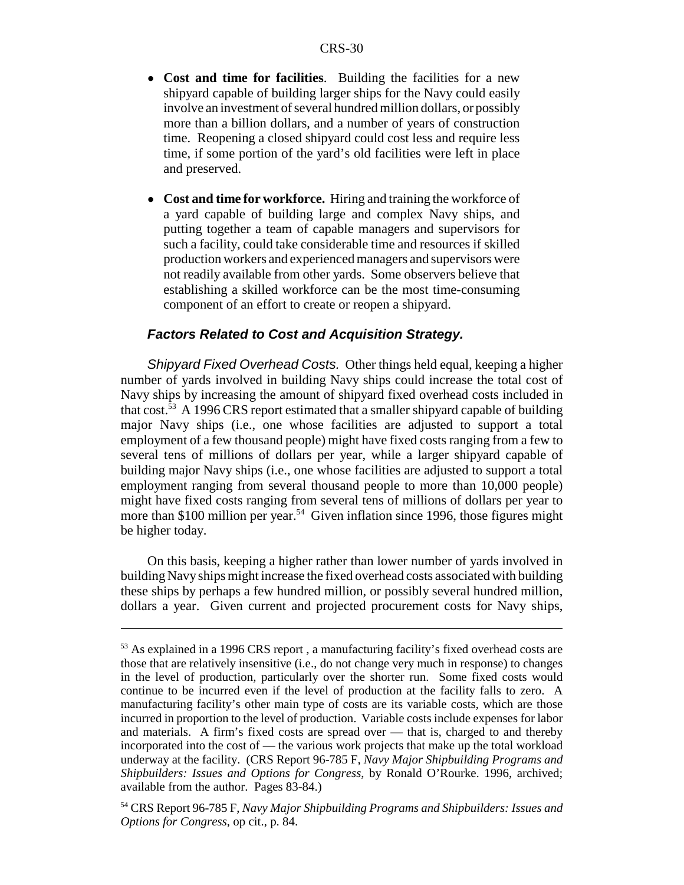- **Cost and time for facilities**. Building the facilities for a new shipyard capable of building larger ships for the Navy could easily involve an investment of several hundred million dollars, or possibly more than a billion dollars, and a number of years of construction time. Reopening a closed shipyard could cost less and require less time, if some portion of the yard's old facilities were left in place and preserved.

- **Cost and time for workforce.** Hiring and training the workforce of a yard capable of building large and complex Navy ships, and putting together a team of capable managers and supervisors for such a facility, could take considerable time and resources if skilled production workers and experienced managers and supervisors were not readily available from other yards. Some observers believe that establishing a skilled workforce can be the most time-consuming component of an effort to create or reopen a shipyard.

#### *Factors Related to Cost and Acquisition Strategy.*

*Shipyard Fixed Overhead Costs.* Other things held equal, keeping a higher number of yards involved in building Navy ships could increase the total cost of Navy ships by increasing the amount of shipyard fixed overhead costs included in that cost.[53] A 1996 CRS report estimated that a smaller shipyard capable of building major Navy ships (i.e., one whose facilities are adjusted to support a total employment of a few thousand people) might have fixed costs ranging from a few to several tens of millions of dollars per year, while a larger shipyard capable of building major Navy ships (i.e., one whose facilities are adjusted to support a total employment ranging from several thousand people to more than 10,000 people) might have fixed costs ranging from several tens of millions of dollars per year to more than $100 million per year.[54] Given inflation since 1996, those figures might be higher today.

On this basis, keeping a higher rather than lower number of yards involved in building Navy ships might increase the fixed overhead costs associated with building these ships by perhaps a few hundred million, or possibly several hundred million, dollars a year. Given current and projected procurement costs for Navy ships,

---

[53] As explained in a 1996 CRS report , a manufacturing facility's fixed overhead costs are those that are relatively insensitive (i.e., do not change very much in response) to changes in the level of production, particularly over the shorter run. Some fixed costs would continue to be incurred even if the level of production at the facility falls to zero. A manufacturing facility's other main type of costs are its variable costs, which are those incurred in proportion to the level of production. Variable costs include expenses for labor and materials. A firm's fixed costs are spread over — that is, charged to and thereby incorporated into the cost of — the various work projects that make up the total workload underway at the facility. (CRS Report 96-785 F, *Navy Major Shipbuilding Programs and Shipbuilders: Issues and Options for Congress*, by Ronald O'Rourke. 1996, archived; available from the author. Pages 83-84.)

[54] CRS Report 96-785 F, *Navy Major Shipbuilding Programs and Shipbuilders: Issues and Options for Congress*, op cit., p. 84.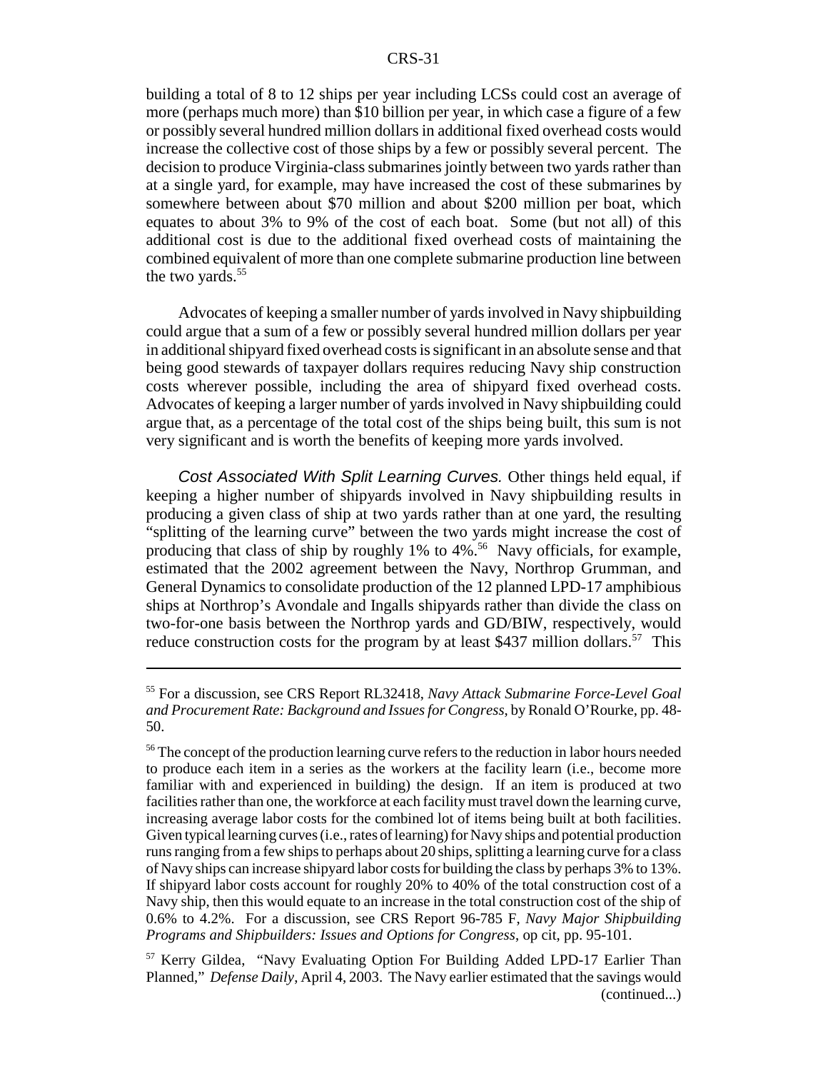building a total of 8 to 12 ships per year including LCSs could cost an average of more (perhaps much more) than $10 billion per year, in which case a figure of a few or possibly several hundred million dollars in additional fixed overhead costs would increase the collective cost of those ships by a few or possibly several percent. The decision to produce Virginia-class submarines jointly between two yards rather than at a single yard, for example, may have increased the cost of these submarines by somewhere between about $70 million and about $200 million per boat, which equates to about 3% to 9% of the cost of each boat. Some (but not all) of this additional cost is due to the additional fixed overhead costs of maintaining the combined equivalent of more than one complete submarine production line between the two yards.[55]

Advocates of keeping a smaller number of yards involved in Navy shipbuilding could argue that a sum of a few or possibly several hundred million dollars per year in additional shipyard fixed overhead costs is significant in an absolute sense and that being good stewards of taxpayer dollars requires reducing Navy ship construction costs wherever possible, including the area of shipyard fixed overhead costs. Advocates of keeping a larger number of yards involved in Navy shipbuilding could argue that, as a percentage of the total cost of the ships being built, this sum is not very significant and is worth the benefits of keeping more yards involved.

*Cost Associated With Split Learning Curves.* Other things held equal, if keeping a higher number of shipyards involved in Navy shipbuilding results in producing a given class of ship at two yards rather than at one yard, the resulting "splitting of the learning curve" between the two yards might increase the cost of producing that class of ship by roughly 1% to 4%.[56] Navy officials, for example, estimated that the 2002 agreement between the Navy, Northrop Grumman, and General Dynamics to consolidate production of the 12 planned LPD-17 amphibious ships at Northrop's Avondale and Ingalls shipyards rather than divide the class on two-for-one basis between the Northrop yards and GD/BIW, respectively, would reduce construction costs for the program by at least $437 million dollars.[57] This

---

[55] For a discussion, see CRS Report RL32418, *Navy Attack Submarine Force-Level Goal and Procurement Rate: Background and Issues for Congress*, by Ronald O'Rourke, pp. 48-50.

[56] The concept of the production learning curve refers to the reduction in labor hours needed to produce each item in a series as the workers at the facility learn (i.e., become more familiar with and experienced in building) the design. If an item is produced at two facilities rather than one, the workforce at each facility must travel down the learning curve, increasing average labor costs for the combined lot of items being built at both facilities. Given typical learning curves (i.e., rates of learning) for Navy ships and potential production runs ranging from a few ships to perhaps about 20 ships, splitting a learning curve for a class of Navy ships can increase shipyard labor costs for building the class by perhaps 3% to 13%. If shipyard labor costs account for roughly 20% to 40% of the total construction cost of a Navy ship, then this would equate to an increase in the total construction cost of the ship of 0.6% to 4.2%. For a discussion, see CRS Report 96-785 F, *Navy Major Shipbuilding Programs and Shipbuilders: Issues and Options for Congress*, op cit, pp. 95-101.

[57] Kerry Gildea, "Navy Evaluating Option For Building Added LPD-17 Earlier Than Planned," *Defense Daily*, April 4, 2003. The Navy earlier estimated that the savings would (continued...)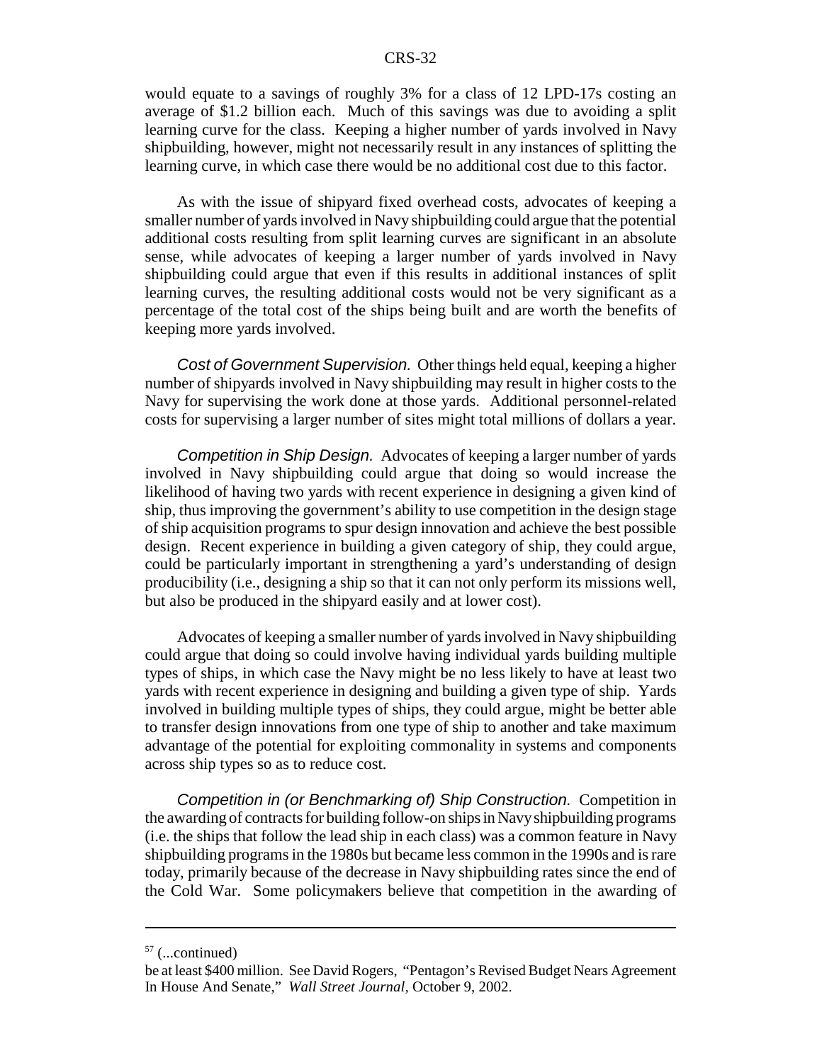would equate to a savings of roughly 3% for a class of 12 LPD-17s costing an average of $1.2 billion each. Much of this savings was due to avoiding a split learning curve for the class. Keeping a higher number of yards involved in Navy shipbuilding, however, might not necessarily result in any instances of splitting the learning curve, in which case there would be no additional cost due to this factor.

As with the issue of shipyard fixed overhead costs, advocates of keeping a smaller number of yards involved in Navy shipbuilding could argue that the potential additional costs resulting from split learning curves are significant in an absolute sense, while advocates of keeping a larger number of yards involved in Navy shipbuilding could argue that even if this results in additional instances of split learning curves, the resulting additional costs would not be very significant as a percentage of the total cost of the ships being built and are worth the benefits of keeping more yards involved.

*Cost of Government Supervision.* Other things held equal, keeping a higher number of shipyards involved in Navy shipbuilding may result in higher costs to the Navy for supervising the work done at those yards. Additional personnel-related costs for supervising a larger number of sites might total millions of dollars a year.

*Competition in Ship Design.* Advocates of keeping a larger number of yards involved in Navy shipbuilding could argue that doing so would increase the likelihood of having two yards with recent experience in designing a given kind of ship, thus improving the government's ability to use competition in the design stage of ship acquisition programs to spur design innovation and achieve the best possible design. Recent experience in building a given category of ship, they could argue, could be particularly important in strengthening a yard's understanding of design producibility (i.e., designing a ship so that it can not only perform its missions well, but also be produced in the shipyard easily and at lower cost).

Advocates of keeping a smaller number of yards involved in Navy shipbuilding could argue that doing so could involve having individual yards building multiple types of ships, in which case the Navy might be no less likely to have at least two yards with recent experience in designing and building a given type of ship. Yards involved in building multiple types of ships, they could argue, might be better able to transfer design innovations from one type of ship to another and take maximum advantage of the potential for exploiting commonality in systems and components across ship types so as to reduce cost.

*Competition in (or Benchmarking of) Ship Construction.* Competition in the awarding of contracts for building follow-on ships in Navy shipbuilding programs (i.e. the ships that follow the lead ship in each class) was a common feature in Navy shipbuilding programs in the 1980s but became less common in the 1990s and is rare today, primarily because of the decrease in Navy shipbuilding rates since the end of the Cold War. Some policymakers believe that competition in the awarding of

---

[57] (...continued)
be at least $400 million. See David Rogers, "Pentagon's Revised Budget Nears Agreement In House And Senate," *Wall Street Journal*, October 9, 2002.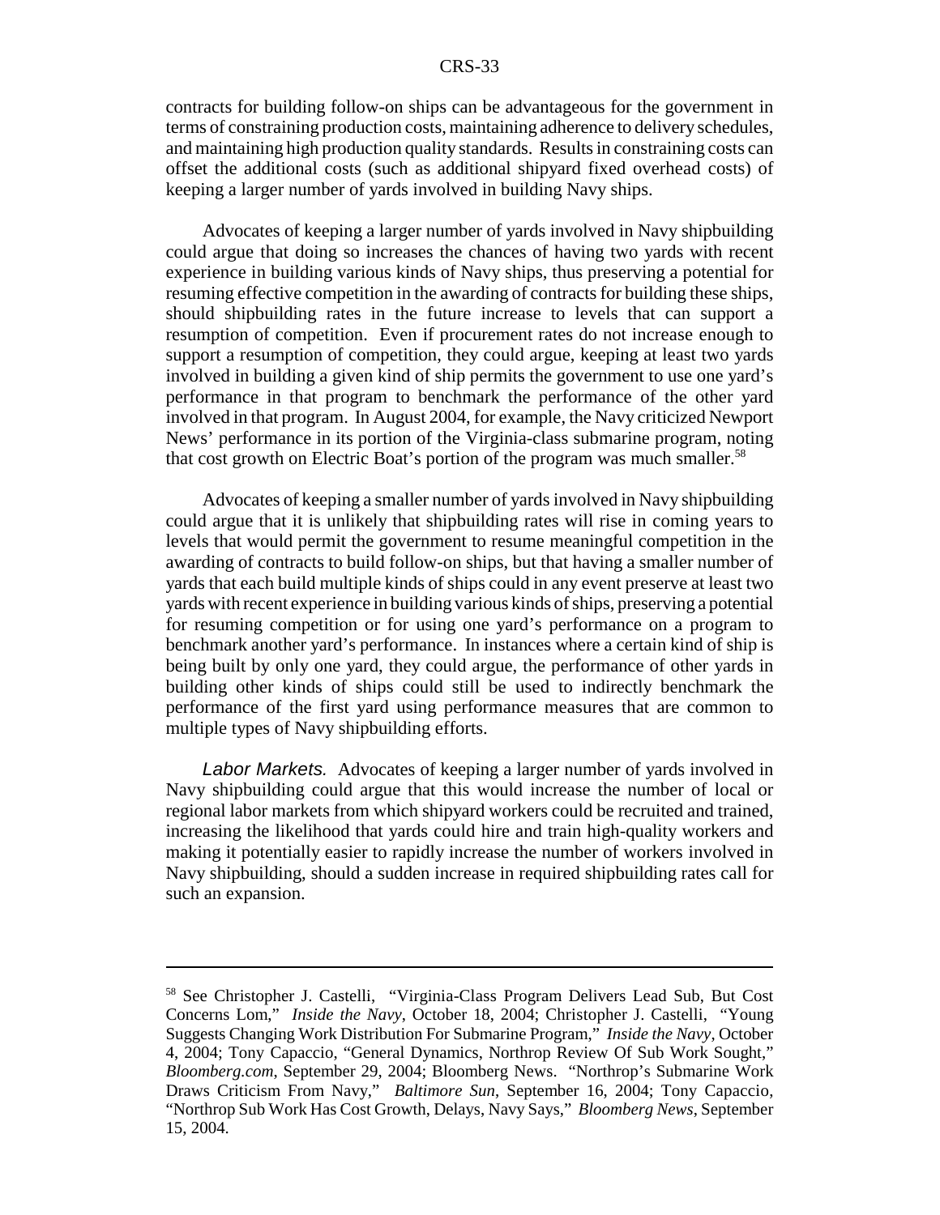contracts for building follow-on ships can be advantageous for the government in terms of constraining production costs, maintaining adherence to delivery schedules, and maintaining high production quality standards. Results in constraining costs can offset the additional costs (such as additional shipyard fixed overhead costs) of keeping a larger number of yards involved in building Navy ships.

Advocates of keeping a larger number of yards involved in Navy shipbuilding could argue that doing so increases the chances of having two yards with recent experience in building various kinds of Navy ships, thus preserving a potential for resuming effective competition in the awarding of contracts for building these ships, should shipbuilding rates in the future increase to levels that can support a resumption of competition. Even if procurement rates do not increase enough to support a resumption of competition, they could argue, keeping at least two yards involved in building a given kind of ship permits the government to use one yard's performance in that program to benchmark the performance of the other yard involved in that program. In August 2004, for example, the Navy criticized Newport News' performance in its portion of the Virginia-class submarine program, noting that cost growth on Electric Boat's portion of the program was much smaller.[58]

Advocates of keeping a smaller number of yards involved in Navy shipbuilding could argue that it is unlikely that shipbuilding rates will rise in coming years to levels that would permit the government to resume meaningful competition in the awarding of contracts to build follow-on ships, but that having a smaller number of yards that each build multiple kinds of ships could in any event preserve at least two yards with recent experience in building various kinds of ships, preserving a potential for resuming competition or for using one yard's performance on a program to benchmark another yard's performance. In instances where a certain kind of ship is being built by only one yard, they could argue, the performance of other yards in building other kinds of ships could still be used to indirectly benchmark the performance of the first yard using performance measures that are common to multiple types of Navy shipbuilding efforts.

*Labor Markets.* Advocates of keeping a larger number of yards involved in Navy shipbuilding could argue that this would increase the number of local or regional labor markets from which shipyard workers could be recruited and trained, increasing the likelihood that yards could hire and train high-quality workers and making it potentially easier to rapidly increase the number of workers involved in Navy shipbuilding, should a sudden increase in required shipbuilding rates call for such an expansion.

---

[58] See Christopher J. Castelli, "Virginia-Class Program Delivers Lead Sub, But Cost Concerns Lom," *Inside the Navy*, October 18, 2004; Christopher J. Castelli, "Young Suggests Changing Work Distribution For Submarine Program," *Inside the Navy*, October 4, 2004; Tony Capaccio, "General Dynamics, Northrop Review Of Sub Work Sought," *Bloomberg.com*, September 29, 2004; Bloomberg News. "Northrop's Submarine Work Draws Criticism From Navy," *Baltimore Sun*, September 16, 2004; Tony Capaccio, "Northrop Sub Work Has Cost Growth, Delays, Navy Says," *Bloomberg News*, September 15, 2004.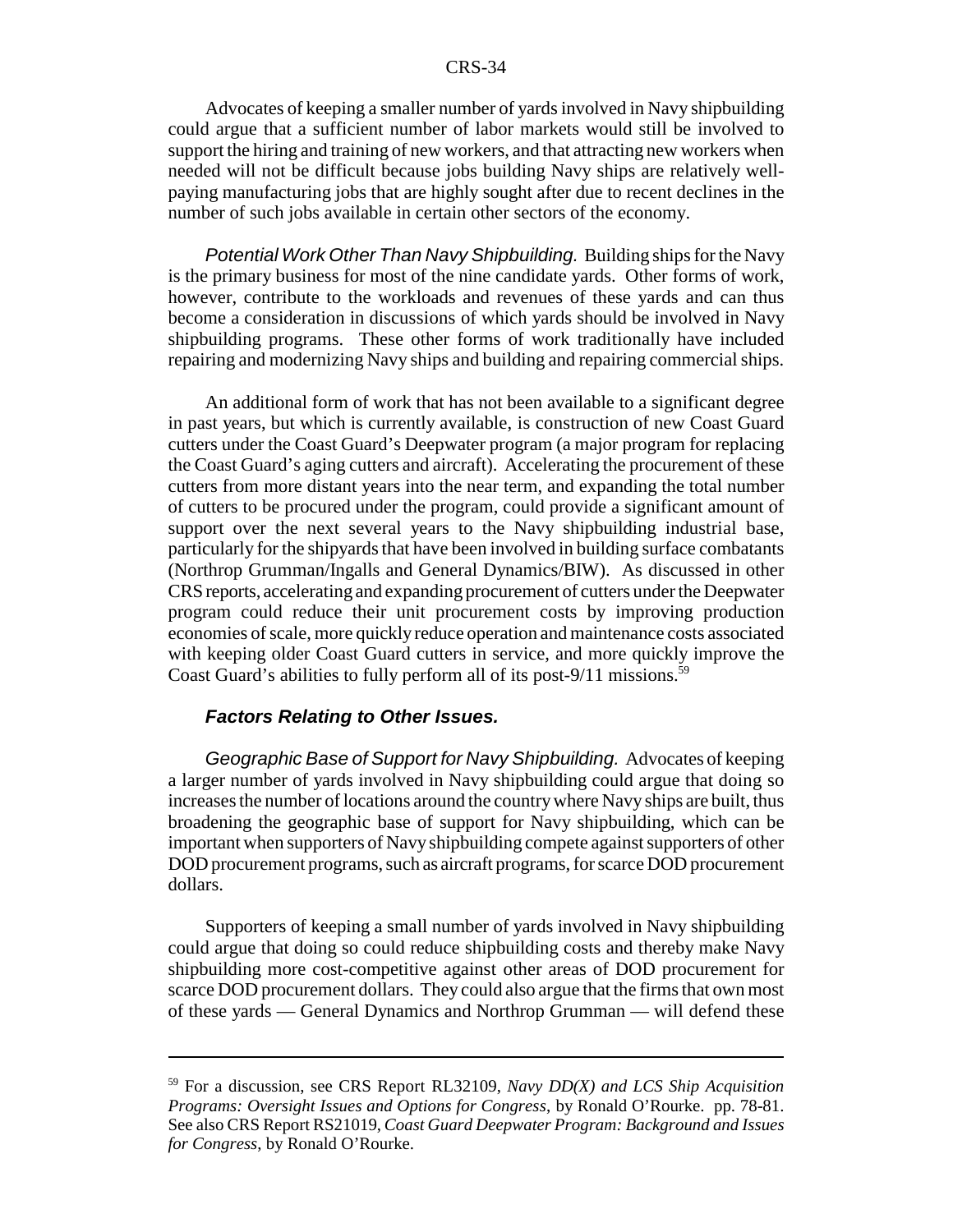Advocates of keeping a smaller number of yards involved in Navy shipbuilding could argue that a sufficient number of labor markets would still be involved to support the hiring and training of new workers, and that attracting new workers when needed will not be difficult because jobs building Navy ships are relatively well-paying manufacturing jobs that are highly sought after due to recent declines in the number of such jobs available in certain other sectors of the economy.

*Potential Work Other Than Navy Shipbuilding.* Building ships for the Navy is the primary business for most of the nine candidate yards. Other forms of work, however, contribute to the workloads and revenues of these yards and can thus become a consideration in discussions of which yards should be involved in Navy shipbuilding programs. These other forms of work traditionally have included repairing and modernizing Navy ships and building and repairing commercial ships.

An additional form of work that has not been available to a significant degree in past years, but which is currently available, is construction of new Coast Guard cutters under the Coast Guard's Deepwater program (a major program for replacing the Coast Guard's aging cutters and aircraft). Accelerating the procurement of these cutters from more distant years into the near term, and expanding the total number of cutters to be procured under the program, could provide a significant amount of support over the next several years to the Navy shipbuilding industrial base, particularly for the shipyards that have been involved in building surface combatants (Northrop Grumman/Ingalls and General Dynamics/BIW). As discussed in other CRS reports, accelerating and expanding procurement of cutters under the Deepwater program could reduce their unit procurement costs by improving production economies of scale, more quickly reduce operation and maintenance costs associated with keeping older Coast Guard cutters in service, and more quickly improve the Coast Guard's abilities to fully perform all of its post-9/11 missions.[59]

#### ***Factors Relating to Other Issues.***

*Geographic Base of Support for Navy Shipbuilding.* Advocates of keeping a larger number of yards involved in Navy shipbuilding could argue that doing so increases the number of locations around the country where Navy ships are built, thus broadening the geographic base of support for Navy shipbuilding, which can be important when supporters of Navy shipbuilding compete against supporters of other DOD procurement programs, such as aircraft programs, for scarce DOD procurement dollars.

Supporters of keeping a small number of yards involved in Navy shipbuilding could argue that doing so could reduce shipbuilding costs and thereby make Navy shipbuilding more cost-competitive against other areas of DOD procurement for scarce DOD procurement dollars. They could also argue that the firms that own most of these yards — General Dynamics and Northrop Grumman — will defend these

---

[59] For a discussion, see CRS Report RL32109, *Navy DD(X) and LCS Ship Acquisition Programs: Oversight Issues and Options for Congress*, by Ronald O'Rourke. pp. 78-81. See also CRS Report RS21019, *Coast Guard Deepwater Program: Background and Issues for Congress*, by Ronald O'Rourke.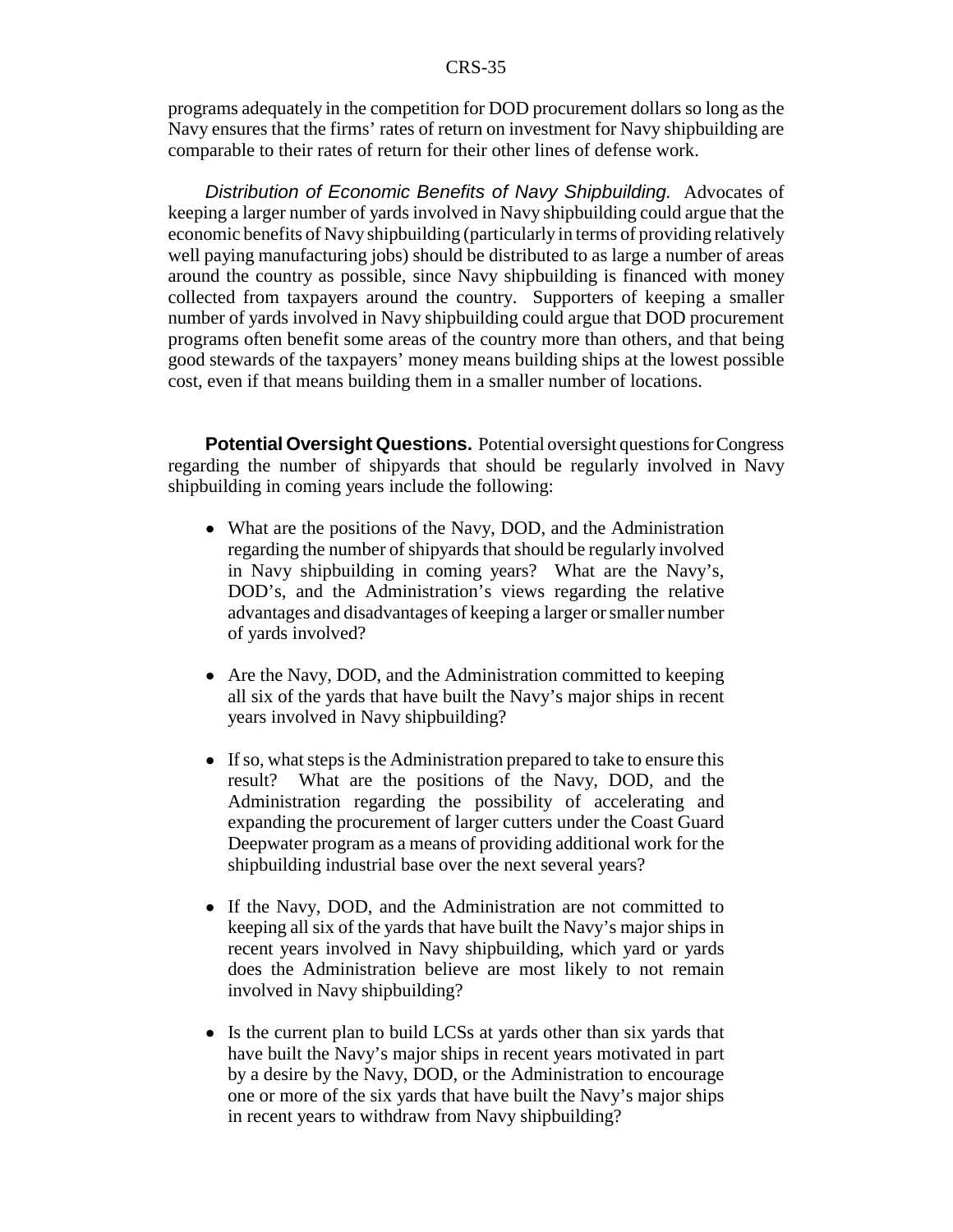programs adequately in the competition for DOD procurement dollars so long as the Navy ensures that the firms' rates of return on investment for Navy shipbuilding are comparable to their rates of return for their other lines of defense work.

*Distribution of Economic Benefits of Navy Shipbuilding.* Advocates of keeping a larger number of yards involved in Navy shipbuilding could argue that the economic benefits of Navy shipbuilding (particularly in terms of providing relatively well paying manufacturing jobs) should be distributed to as large a number of areas around the country as possible, since Navy shipbuilding is financed with money collected from taxpayers around the country. Supporters of keeping a smaller number of yards involved in Navy shipbuilding could argue that DOD procurement programs often benefit some areas of the country more than others, and that being good stewards of the taxpayers' money means building ships at the lowest possible cost, even if that means building them in a smaller number of locations.

**Potential Oversight Questions.** Potential oversight questions for Congress regarding the number of shipyards that should be regularly involved in Navy shipbuilding in coming years include the following:

- What are the positions of the Navy, DOD, and the Administration regarding the number of shipyards that should be regularly involved in Navy shipbuilding in coming years? What are the Navy's, DOD's, and the Administration's views regarding the relative advantages and disadvantages of keeping a larger or smaller number of yards involved?

- Are the Navy, DOD, and the Administration committed to keeping all six of the yards that have built the Navy's major ships in recent years involved in Navy shipbuilding?

- If so, what steps is the Administration prepared to take to ensure this result? What are the positions of the Navy, DOD, and the Administration regarding the possibility of accelerating and expanding the procurement of larger cutters under the Coast Guard Deepwater program as a means of providing additional work for the shipbuilding industrial base over the next several years?

- If the Navy, DOD, and the Administration are not committed to keeping all six of the yards that have built the Navy's major ships in recent years involved in Navy shipbuilding, which yard or yards does the Administration believe are most likely to not remain involved in Navy shipbuilding?

- Is the current plan to build LCSs at yards other than six yards that have built the Navy's major ships in recent years motivated in part by a desire by the Navy, DOD, or the Administration to encourage one or more of the six yards that have built the Navy's major ships in recent years to withdraw from Navy shipbuilding?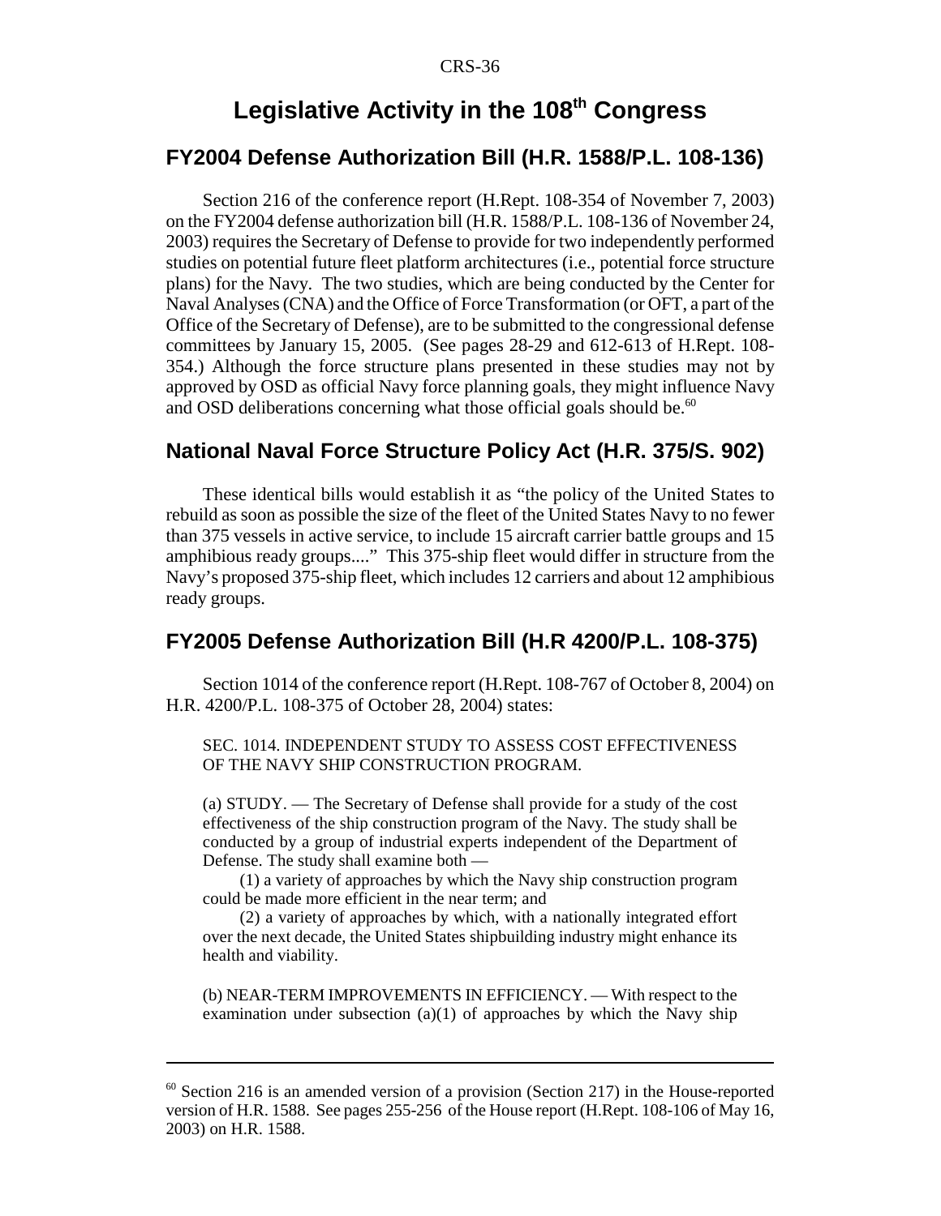# Legislative Activity in the 108th Congress

## FY2004 Defense Authorization Bill (H.R. 1588/P.L. 108-136)

Section 216 of the conference report (H.Rept. 108-354 of November 7, 2003) on the FY2004 defense authorization bill (H.R. 1588/P.L. 108-136 of November 24, 2003) requires the Secretary of Defense to provide for two independently performed studies on potential future fleet platform architectures (i.e., potential force structure plans) for the Navy. The two studies, which are being conducted by the Center for Naval Analyses (CNA) and the Office of Force Transformation (or OFT, a part of the Office of the Secretary of Defense), are to be submitted to the congressional defense committees by January 15, 2005. (See pages 28-29 and 612-613 of H.Rept. 108-354.) Although the force structure plans presented in these studies may not by approved by OSD as official Navy force planning goals, they might influence Navy and OSD deliberations concerning what those official goals should be.[60]

## National Naval Force Structure Policy Act (H.R. 375/S. 902)

These identical bills would establish it as "the policy of the United States to rebuild as soon as possible the size of the fleet of the United States Navy to no fewer than 375 vessels in active service, to include 15 aircraft carrier battle groups and 15 amphibious ready groups...." This 375-ship fleet would differ in structure from the Navy's proposed 375-ship fleet, which includes 12 carriers and about 12 amphibious ready groups.

## FY2005 Defense Authorization Bill (H.R 4200/P.L. 108-375)

Section 1014 of the conference report (H.Rept. 108-767 of October 8, 2004) on H.R. 4200/P.L. 108-375 of October 28, 2004) states:

> SEC. 1014. INDEPENDENT STUDY TO ASSESS COST EFFECTIVENESS OF THE NAVY SHIP CONSTRUCTION PROGRAM.
>
> (a) STUDY. — The Secretary of Defense shall provide for a study of the cost effectiveness of the ship construction program of the Navy. The study shall be conducted by a group of industrial experts independent of the Department of Defense. The study shall examine both —
>
> (1) a variety of approaches by which the Navy ship construction program could be made more efficient in the near term; and
>
> (2) a variety of approaches by which, with a nationally integrated effort over the next decade, the United States shipbuilding industry might enhance its health and viability.
>
> (b) NEAR-TERM IMPROVEMENTS IN EFFICIENCY. — With respect to the examination under subsection (a)(1) of approaches by which the Navy ship

---

[60] Section 216 is an amended version of a provision (Section 217) in the House-reported version of H.R. 1588. See pages 255-256 of the House report (H.Rept. 108-106 of May 16, 2003) on H.R. 1588.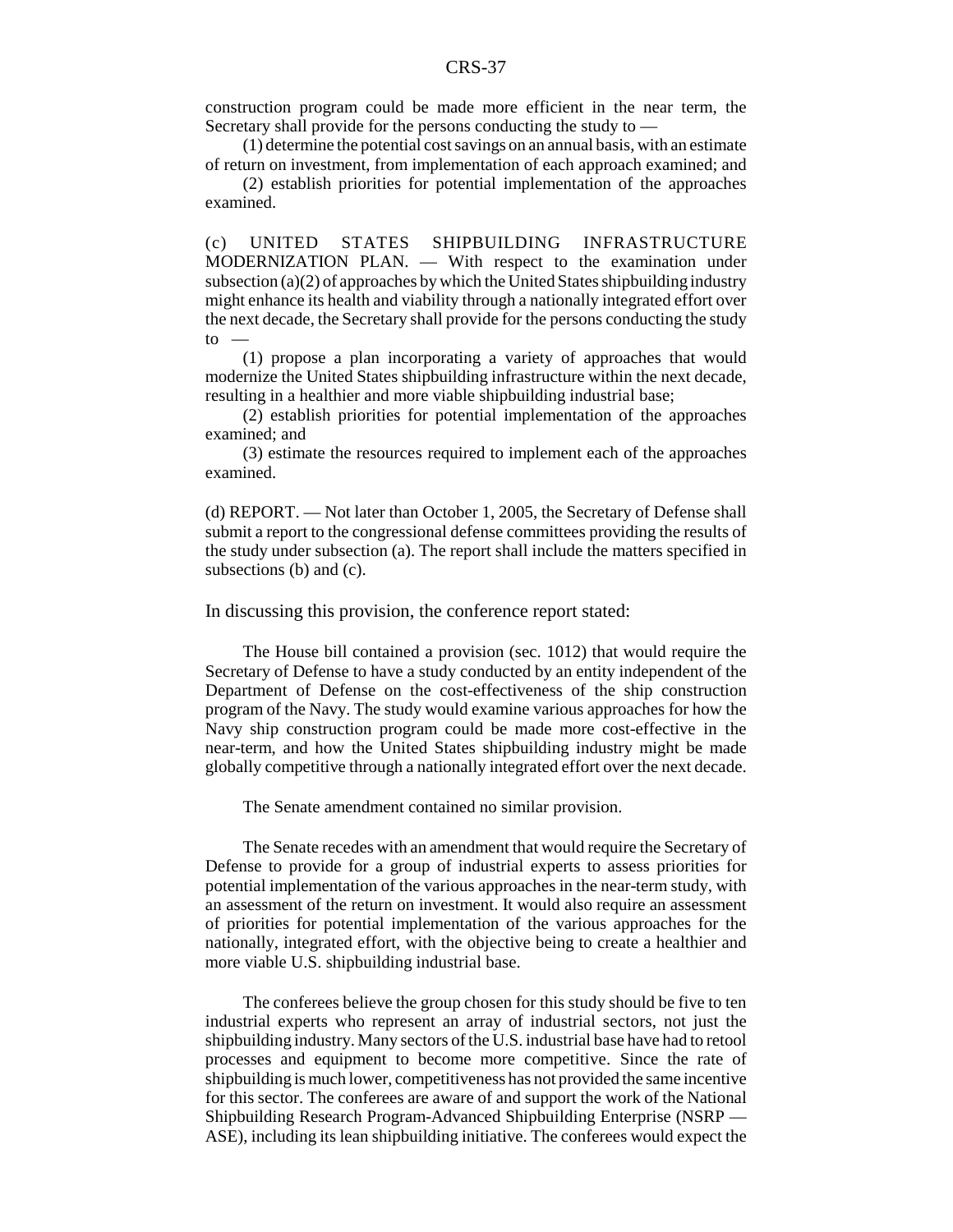construction program could be made more efficient in the near term, the Secretary shall provide for the persons conducting the study to —

(1) determine the potential cost savings on an annual basis, with an estimate of return on investment, from implementation of each approach examined; and

(2) establish priorities for potential implementation of the approaches examined.

(c) UNITED STATES SHIPBUILDING INFRASTRUCTURE MODERNIZATION PLAN. — With respect to the examination under subsection (a)(2) of approaches by which the United States shipbuilding industry might enhance its health and viability through a nationally integrated effort over the next decade, the Secretary shall provide for the persons conducting the study to —

(1) propose a plan incorporating a variety of approaches that would modernize the United States shipbuilding infrastructure within the next decade, resulting in a healthier and more viable shipbuilding industrial base;

(2) establish priorities for potential implementation of the approaches examined; and

(3) estimate the resources required to implement each of the approaches examined.

(d) REPORT. — Not later than October 1, 2005, the Secretary of Defense shall submit a report to the congressional defense committees providing the results of the study under subsection (a). The report shall include the matters specified in subsections (b) and (c).

In discussing this provision, the conference report stated:

The House bill contained a provision (sec. 1012) that would require the Secretary of Defense to have a study conducted by an entity independent of the Department of Defense on the cost-effectiveness of the ship construction program of the Navy. The study would examine various approaches for how the Navy ship construction program could be made more cost-effective in the near-term, and how the United States shipbuilding industry might be made globally competitive through a nationally integrated effort over the next decade.

The Senate amendment contained no similar provision.

The Senate recedes with an amendment that would require the Secretary of Defense to provide for a group of industrial experts to assess priorities for potential implementation of the various approaches in the near-term study, with an assessment of the return on investment. It would also require an assessment of priorities for potential implementation of the various approaches for the nationally, integrated effort, with the objective being to create a healthier and more viable U.S. shipbuilding industrial base.

The conferees believe the group chosen for this study should be five to ten industrial experts who represent an array of industrial sectors, not just the shipbuilding industry. Many sectors of the U.S. industrial base have had to retool processes and equipment to become more competitive. Since the rate of shipbuilding is much lower, competitiveness has not provided the same incentive for this sector. The conferees are aware of and support the work of the National Shipbuilding Research Program-Advanced Shipbuilding Enterprise (NSRP — ASE), including its lean shipbuilding initiative. The conferees would expect the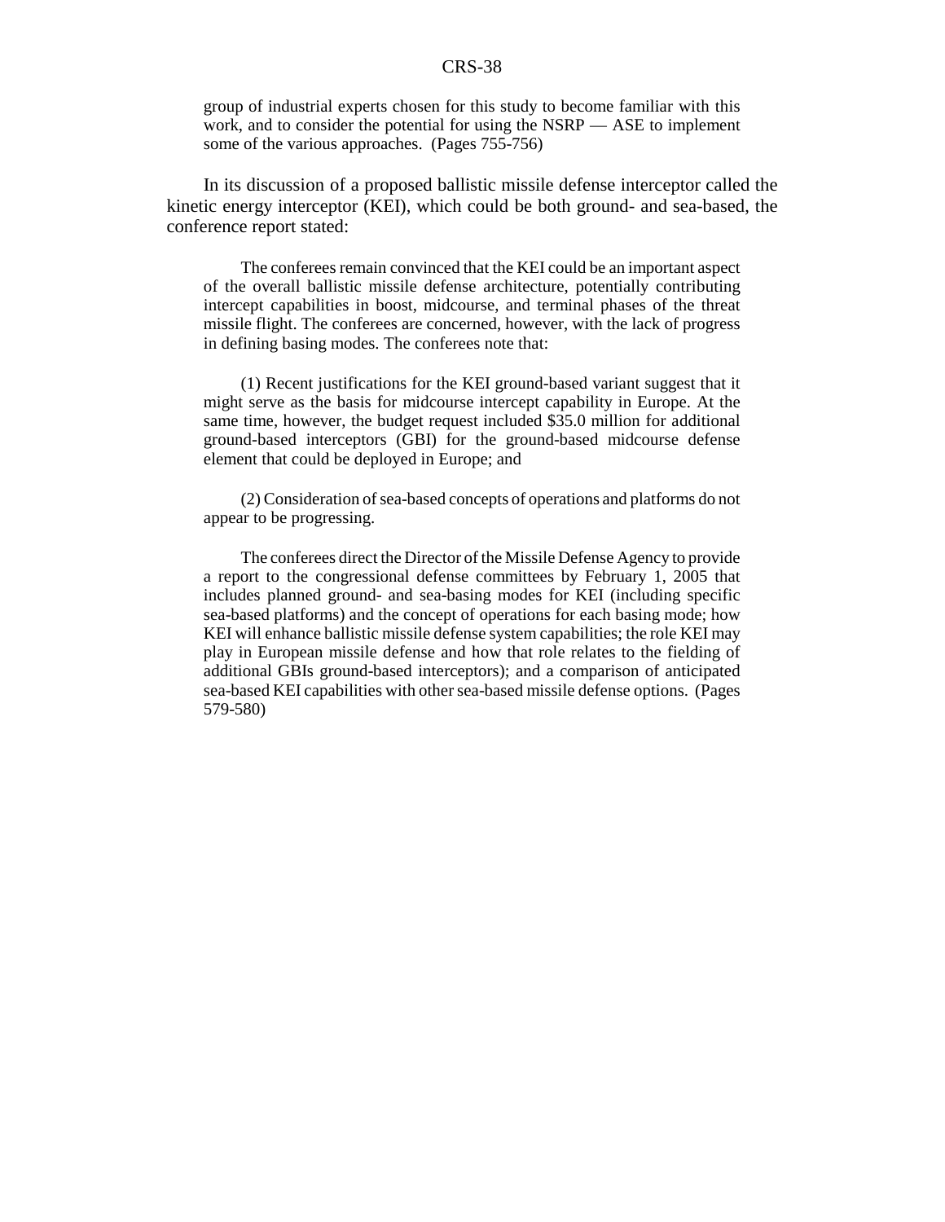group of industrial experts chosen for this study to become familiar with this work, and to consider the potential for using the NSRP — ASE to implement some of the various approaches. (Pages 755-756)

In its discussion of a proposed ballistic missile defense interceptor called the kinetic energy interceptor (KEI), which could be both ground- and sea-based, the conference report stated:

> The conferees remain convinced that the KEI could be an important aspect of the overall ballistic missile defense architecture, potentially contributing intercept capabilities in boost, midcourse, and terminal phases of the threat missile flight. The conferees are concerned, however, with the lack of progress in defining basing modes. The conferees note that:
>
> (1) Recent justifications for the KEI ground-based variant suggest that it might serve as the basis for midcourse intercept capability in Europe. At the same time, however, the budget request included $35.0 million for additional ground-based interceptors (GBI) for the ground-based midcourse defense element that could be deployed in Europe; and
>
> (2) Consideration of sea-based concepts of operations and platforms do not appear to be progressing.
>
> The conferees direct the Director of the Missile Defense Agency to provide a report to the congressional defense committees by February 1, 2005 that includes planned ground- and sea-basing modes for KEI (including specific sea-based platforms) and the concept of operations for each basing mode; how KEI will enhance ballistic missile defense system capabilities; the role KEI may play in European missile defense and how that role relates to the fielding of additional GBIs ground-based interceptors); and a comparison of anticipated sea-based KEI capabilities with other sea-based missile defense options. (Pages 579-580)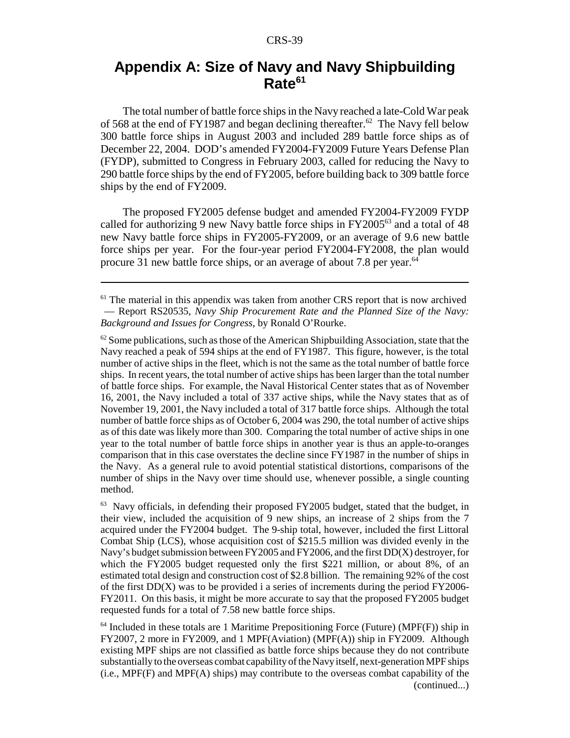# Appendix A: Size of Navy and Navy Shipbuilding Rate[61]

The total number of battle force ships in the Navy reached a late-Cold War peak of 568 at the end of FY1987 and began declining thereafter.[62] The Navy fell below 300 battle force ships in August 2003 and included 289 battle force ships as of December 22, 2004. DOD's amended FY2004-FY2009 Future Years Defense Plan (FYDP), submitted to Congress in February 2003, called for reducing the Navy to 290 battle force ships by the end of FY2005, before building back to 309 battle force ships by the end of FY2009.

The proposed FY2005 defense budget and amended FY2004-FY2009 FYDP called for authorizing 9 new Navy battle force ships in FY2005[63] and a total of 48 new Navy battle force ships in FY2005-FY2009, or an average of 9.6 new battle force ships per year. For the four-year period FY2004-FY2008, the plan would procure 31 new battle force ships, or an average of about 7.8 per year.[64]

---

[61] The material in this appendix was taken from another CRS report that is now archived — Report RS20535, *Navy Ship Procurement Rate and the Planned Size of the Navy: Background and Issues for Congress*, by Ronald O'Rourke.

[62] Some publications, such as those of the American Shipbuilding Association, state that the Navy reached a peak of 594 ships at the end of FY1987. This figure, however, is the total number of active ships in the fleet, which is not the same as the total number of battle force ships. In recent years, the total number of active ships has been larger than the total number of battle force ships. For example, the Naval Historical Center states that as of November 16, 2001, the Navy included a total of 337 active ships, while the Navy states that as of November 19, 2001, the Navy included a total of 317 battle force ships. Although the total number of battle force ships as of October 6, 2004 was 290, the total number of active ships as of this date was likely more than 300. Comparing the total number of active ships in one year to the total number of battle force ships in another year is thus an apple-to-oranges comparison that in this case overstates the decline since FY1987 in the number of ships in the Navy. As a general rule to avoid potential statistical distortions, comparisons of the number of ships in the Navy over time should use, whenever possible, a single counting method.

[63] Navy officials, in defending their proposed FY2005 budget, stated that the budget, in their view, included the acquisition of 9 new ships, an increase of 2 ships from the 7 acquired under the FY2004 budget. The 9-ship total, however, included the first Littoral Combat Ship (LCS), whose acquisition cost of $215.5 million was divided evenly in the Navy's budget submission between FY2005 and FY2006, and the first DD(X) destroyer, for which the FY2005 budget requested only the first $221 million, or about 8%, of an estimated total design and construction cost of $2.8 billion. The remaining 92% of the cost of the first DD(X) was to be provided i a series of increments during the period FY2006-FY2011. On this basis, it might be more accurate to say that the proposed FY2005 budget requested funds for a total of 7.58 new battle force ships.

[64] Included in these totals are 1 Maritime Prepositioning Force (Future) (MPF(F)) ship in FY2007, 2 more in FY2009, and 1 MPF(Aviation) (MPF(A)) ship in FY2009. Although existing MPF ships are not classified as battle force ships because they do not contribute substantially to the overseas combat capability of the Navy itself, next-generation MPF ships (i.e., MPF(F) and MPF(A) ships) may contribute to the overseas combat capability of the (continued...)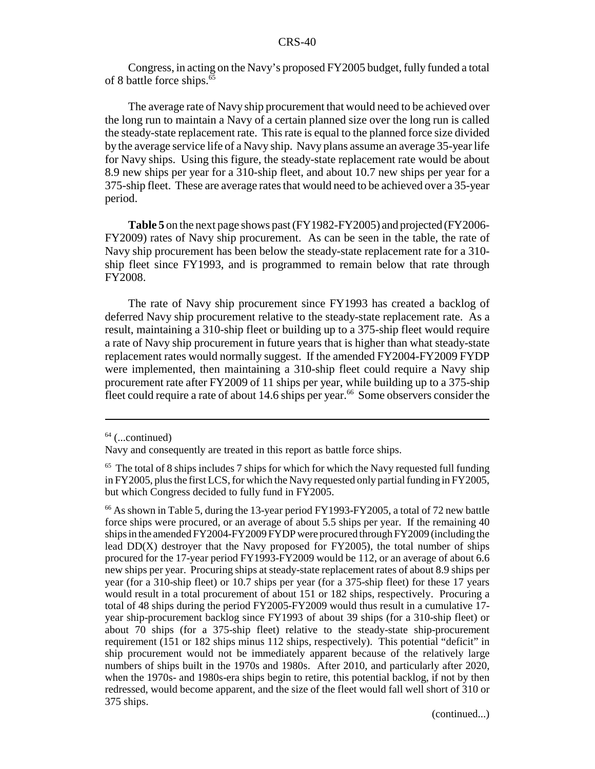Congress, in acting on the Navy's proposed FY2005 budget, fully funded a total of 8 battle force ships.[65]

The average rate of Navy ship procurement that would need to be achieved over the long run to maintain a Navy of a certain planned size over the long run is called the steady-state replacement rate. This rate is equal to the planned force size divided by the average service life of a Navy ship. Navy plans assume an average 35-year life for Navy ships. Using this figure, the steady-state replacement rate would be about 8.9 new ships per year for a 310-ship fleet, and about 10.7 new ships per year for a 375-ship fleet. These are average rates that would need to be achieved over a 35-year period.

**Table 5** on the next page shows past (FY1982-FY2005) and projected (FY2006-FY2009) rates of Navy ship procurement. As can be seen in the table, the rate of Navy ship procurement has been below the steady-state replacement rate for a 310-ship fleet since FY1993, and is programmed to remain below that rate through FY2008.

The rate of Navy ship procurement since FY1993 has created a backlog of deferred Navy ship procurement relative to the steady-state replacement rate. As a result, maintaining a 310-ship fleet or building up to a 375-ship fleet would require a rate of Navy ship procurement in future years that is higher than what steady-state replacement rates would normally suggest. If the amended FY2004-FY2009 FYDP were implemented, then maintaining a 310-ship fleet could require a Navy ship procurement rate after FY2009 of 11 ships per year, while building up to a 375-ship fleet could require a rate of about 14.6 ships per year.[66] Some observers consider the

---

[64] (...continued)
Navy and consequently are treated in this report as battle force ships.

[65] The total of 8 ships includes 7 ships for which for which the Navy requested full funding in FY2005, plus the first LCS, for which the Navy requested only partial funding in FY2005, but which Congress decided to fully fund in FY2005.

[66] As shown in Table 5, during the 13-year period FY1993-FY2005, a total of 72 new battle force ships were procured, or an average of about 5.5 ships per year. If the remaining 40 ships in the amended FY2004-FY2009 FYDP were procured through FY2009 (including the lead DD(X) destroyer that the Navy proposed for FY2005), the total number of ships procured for the 17-year period FY1993-FY2009 would be 112, or an average of about 6.6 new ships per year. Procuring ships at steady-state replacement rates of about 8.9 ships per year (for a 310-ship fleet) or 10.7 ships per year (for a 375-ship fleet) for these 17 years would result in a total procurement of about 151 or 182 ships, respectively. Procuring a total of 48 ships during the period FY2005-FY2009 would thus result in a cumulative 17-year ship-procurement backlog since FY1993 of about 39 ships (for a 310-ship fleet) or about 70 ships (for a 375-ship fleet) relative to the steady-state ship-procurement requirement (151 or 182 ships minus 112 ships, respectively). This potential "deficit" in ship procurement would not be immediately apparent because of the relatively large numbers of ships built in the 1970s and 1980s. After 2010, and particularly after 2020, when the 1970s- and 1980s-era ships begin to retire, this potential backlog, if not by then redressed, would become apparent, and the size of the fleet would fall well short of 310 or 375 ships.

(continued...)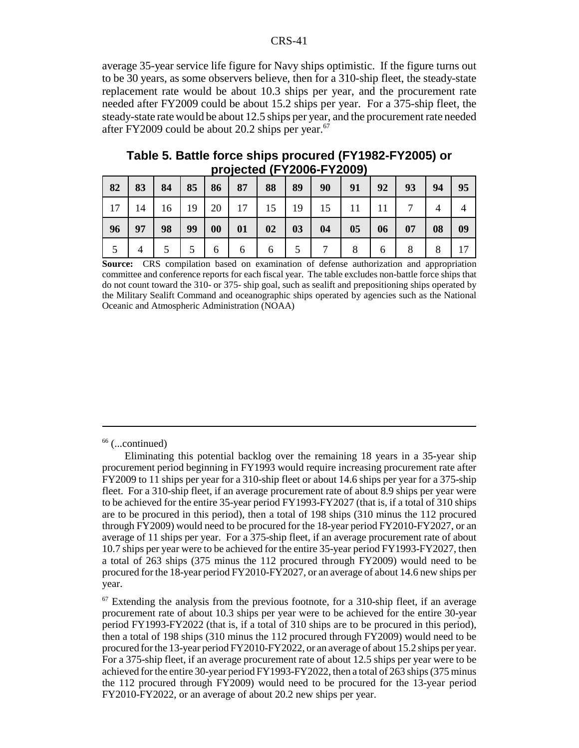average 35-year service life figure for Navy ships optimistic. If the figure turns out to be 30 years, as some observers believe, then for a 310-ship fleet, the steady-state replacement rate would be about 10.3 ships per year, and the procurement rate needed after FY2009 could be about 15.2 ships per year. For a 375-ship fleet, the steady-state rate would be about 12.5 ships per year, and the procurement rate needed after FY2009 could be about 20.2 ships per year.[67]

**Table 5. Battle force ships procured (FY1982-FY2005) or projected (FY2006-FY2009)**

| 82 | 83 | 84 | 85 | 86 | 87 | 88 | 89 | 90 | 91 | 92 | 93 | 94 | 95 |
|---|---|---|---|---|---|---|---|---|---|---|---|---|---|
| 17 | 14 | 16 | 19 | 20 | 17 | 15 | 19 | 15 | 11 | 11 | 7 | 4 | 4 |
| **96** | **97** | **98** | **99** | **00** | **01** | **02** | **03** | **04** | **05** | **06** | **07** | **08** | **09** |
| 5 | 4 | 5 | 5 | 6 | 6 | 6 | 5 | 7 | 8 | 6 | 8 | 8 | 17 |

**Source:** CRS compilation based on examination of defense authorization and appropriation committee and conference reports for each fiscal year. The table excludes non-battle force ships that do not count toward the 310- or 375- ship goal, such as sealift and prepositioning ships operated by the Military Sealift Command and oceanographic ships operated by agencies such as the National Oceanic and Atmospheric Administration (NOAA)

---

[66] (...continued)

Eliminating this potential backlog over the remaining 18 years in a 35-year ship procurement period beginning in FY1993 would require increasing procurement rate after FY2009 to 11 ships per year for a 310-ship fleet or about 14.6 ships per year for a 375-ship fleet. For a 310-ship fleet, if an average procurement rate of about 8.9 ships per year were to be achieved for the entire 35-year period FY1993-FY2027 (that is, if a total of 310 ships are to be procured in this period), then a total of 198 ships (310 minus the 112 procured through FY2009) would need to be procured for the 18-year period FY2010-FY2027, or an average of 11 ships per year. For a 375-ship fleet, if an average procurement rate of about 10.7 ships per year were to be achieved for the entire 35-year period FY1993-FY2027, then a total of 263 ships (375 minus the 112 procured through FY2009) would need to be procured for the 18-year period FY2010-FY2027, or an average of about 14.6 new ships per year.

[67] Extending the analysis from the previous footnote, for a 310-ship fleet, if an average procurement rate of about 10.3 ships per year were to be achieved for the entire 30-year period FY1993-FY2022 (that is, if a total of 310 ships are to be procured in this period), then a total of 198 ships (310 minus the 112 procured through FY2009) would need to be procured for the 13-year period FY2010-FY2022, or an average of about 15.2 ships per year. For a 375-ship fleet, if an average procurement rate of about 12.5 ships per year were to be achieved for the entire 30-year period FY1993-FY2022, then a total of 263 ships (375 minus the 112 procured through FY2009) would need to be procured for the 13-year period FY2010-FY2022, or an average of about 20.2 new ships per year.